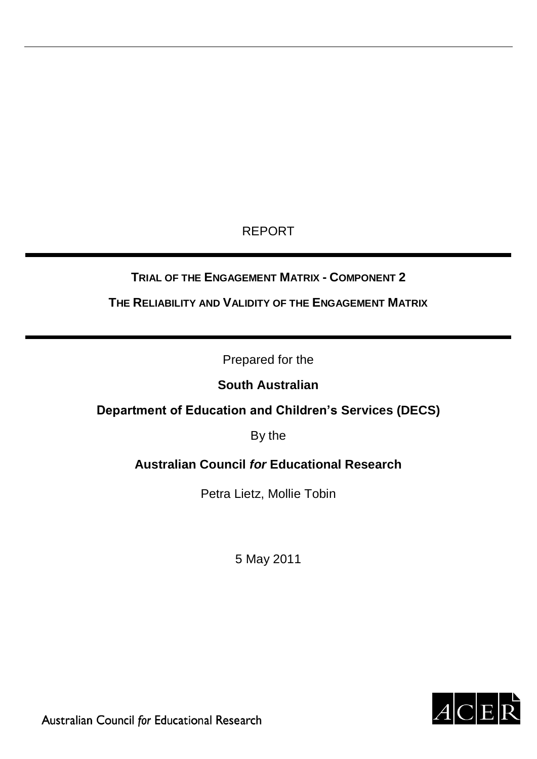REPORT

# Trial of the Engagement Matrix - Component 2

## The Reliability and Validity of the Engagement Matrix

Prepared for the

**South Australian**

**Department of Education and Children's Services (DECS)**

By the

**Australian Council *for* Educational Research**

Petra Lietz, Mollie Tobin

5 May 2011

Australian Council *for* Educational Research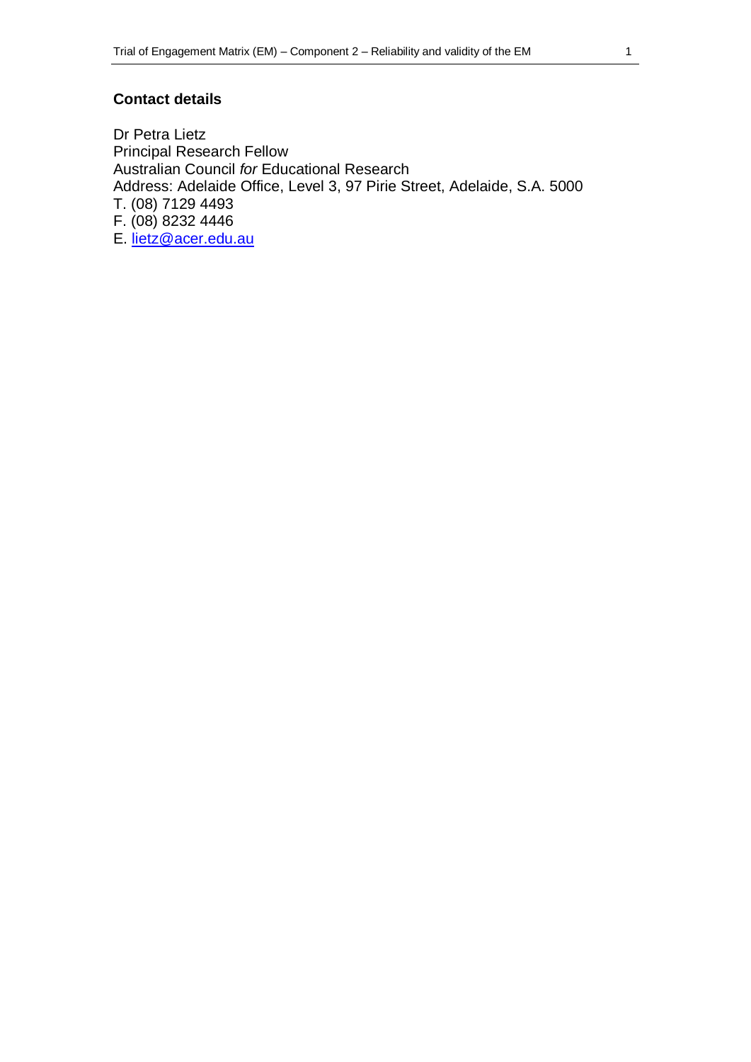## Contact details

Dr Petra Lietz
Principal Research Fellow
Australian Council *for* Educational Research
Address: Adelaide Office, Level 3, 97 Pirie Street, Adelaide, S.A. 5000
T. (08) 7129 4493
F. (08) 8232 4446
E. lietz@acer.edu.au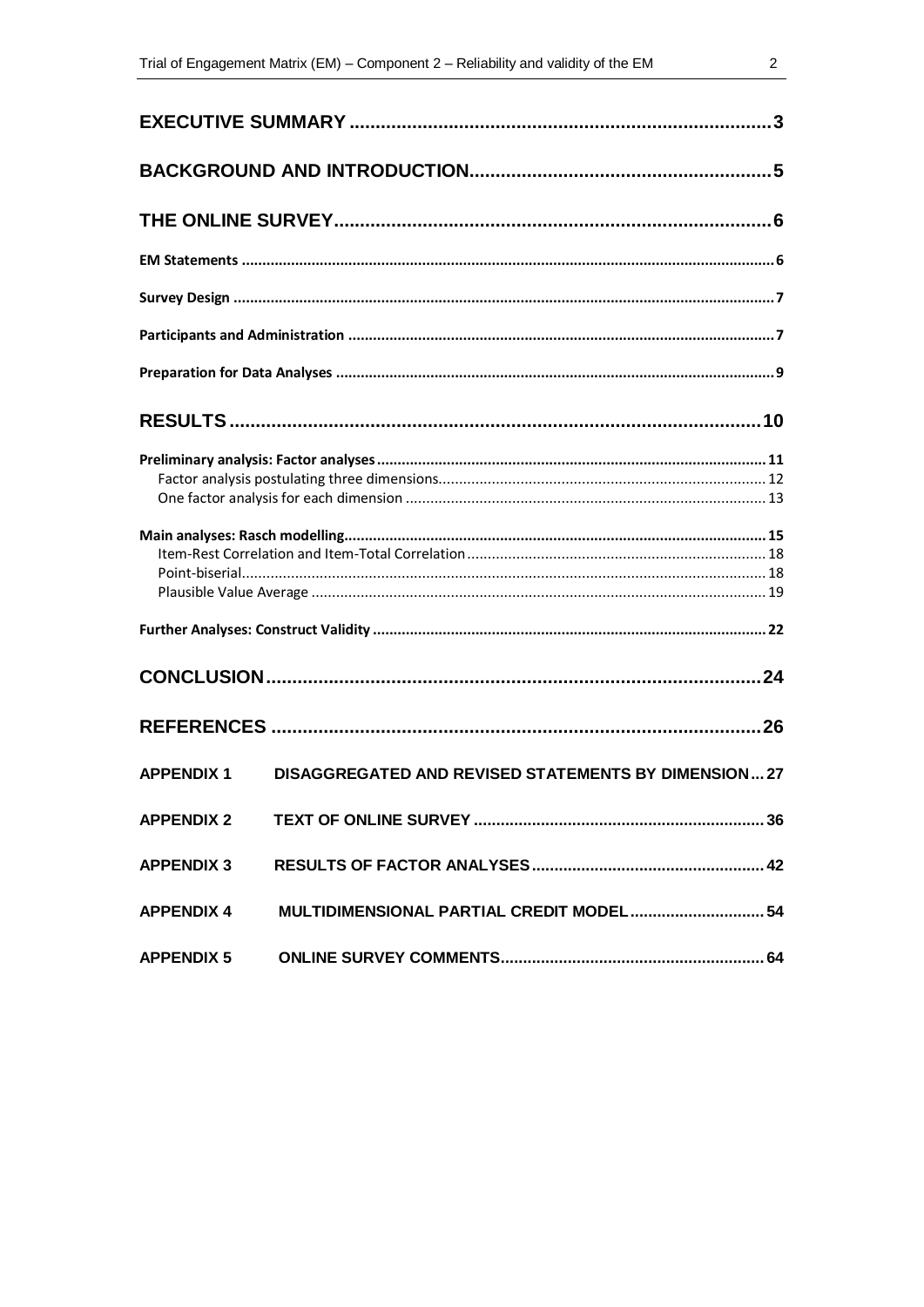**EXECUTIVE SUMMARY** ............................................................................................ 3

**BACKGROUND AND INTRODUCTION** ....................................................................... 5

**THE ONLINE SURVEY** ............................................................................................... 6

**EM Statements** ................................................................................................................ 6

**Survey Design** .................................................................................................................. 7

**Participants and Administration** ..................................................................................... 7

**Preparation for Data Analyses** ........................................................................................ 9

**RESULTS** .................................................................................................................. 10

**Preliminary analysis: Factor analyses** ............................................................................ 11
- Factor analysis postulating three dimensions ............................................................... 12
- One factor analysis for each dimension ....................................................................... 13

**Main analyses: Rasch modelling** .................................................................................... 15
- Item-Rest Correlation and Item-Total Correlation ....................................................... 18
- Point-biserial ................................................................................................................ 18
- Plausible Value Average .............................................................................................. 19

**Further Analyses: Construct Validity** ............................................................................. 22

**CONCLUSION** ............................................................................................................ 24

**REFERENCES** ............................................................................................................ 26

**APPENDIX 1 DISAGGREGATED AND REVISED STATEMENTS BY DIMENSION** ... 27

**APPENDIX 2 TEXT OF ONLINE SURVEY** ................................................................ 36

**APPENDIX 3 RESULTS OF FACTOR ANALYSES** .................................................... 42

**APPENDIX 4 MULTIDIMENSIONAL PARTIAL CREDIT MODEL** ............................. 54

**APPENDIX 5 ONLINE SURVEY COMMENTS** ........................................................... 64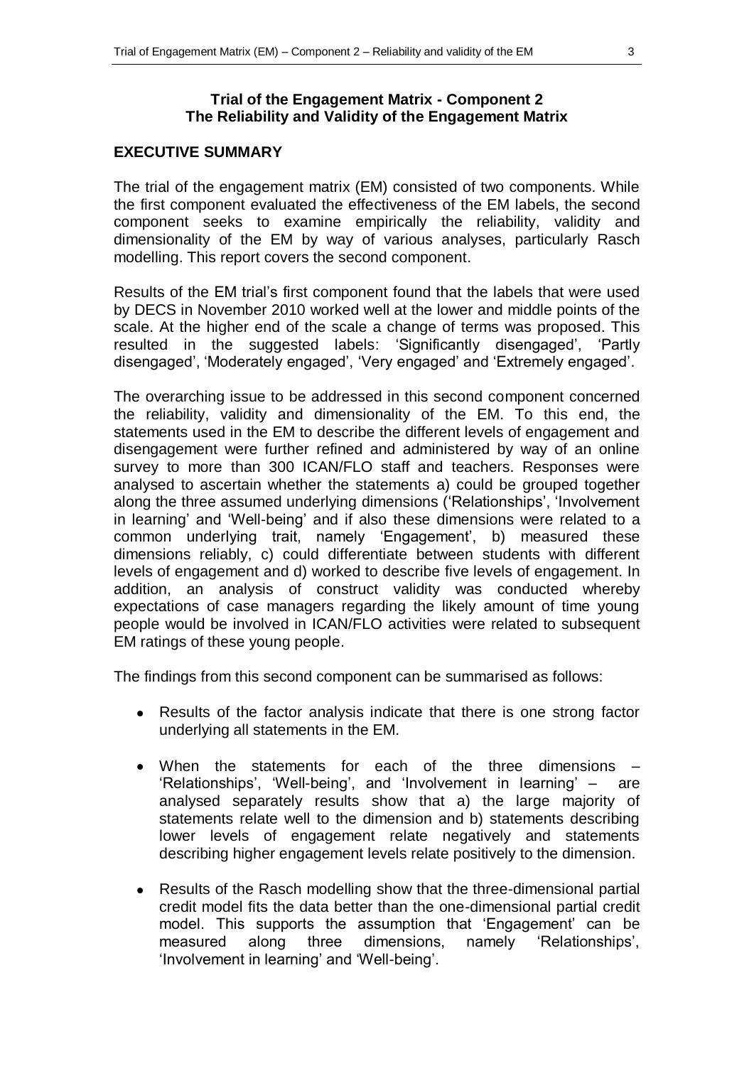**Trial of the Engagement Matrix - Component 2**
**The Reliability and Validity of the Engagement Matrix**

## EXECUTIVE SUMMARY

The trial of the engagement matrix (EM) consisted of two components. While the first component evaluated the effectiveness of the EM labels, the second component seeks to examine empirically the reliability, validity and dimensionality of the EM by way of various analyses, particularly Rasch modelling. This report covers the second component.

Results of the EM trial's first component found that the labels that were used by DECS in November 2010 worked well at the lower and middle points of the scale. At the higher end of the scale a change of terms was proposed. This resulted in the suggested labels: 'Significantly disengaged', 'Partly disengaged', 'Moderately engaged', 'Very engaged' and 'Extremely engaged'.

The overarching issue to be addressed in this second component concerned the reliability, validity and dimensionality of the EM. To this end, the statements used in the EM to describe the different levels of engagement and disengagement were further refined and administered by way of an online survey to more than 300 ICAN/FLO staff and teachers. Responses were analysed to ascertain whether the statements a) could be grouped together along the three assumed underlying dimensions ('Relationships', 'Involvement in learning' and 'Well-being' and if also these dimensions were related to a common underlying trait, namely 'Engagement', b) measured these dimensions reliably, c) could differentiate between students with different levels of engagement and d) worked to describe five levels of engagement. In addition, an analysis of construct validity was conducted whereby expectations of case managers regarding the likely amount of time young people would be involved in ICAN/FLO activities were related to subsequent EM ratings of these young people.

The findings from this second component can be summarised as follows:

- Results of the factor analysis indicate that there is one strong factor underlying all statements in the EM.
- When the statements for each of the three dimensions – 'Relationships', 'Well-being', and 'Involvement in learning' – are analysed separately results show that a) the large majority of statements relate well to the dimension and b) statements describing lower levels of engagement relate negatively and statements describing higher engagement levels relate positively to the dimension.
- Results of the Rasch modelling show that the three-dimensional partial credit model fits the data better than the one-dimensional partial credit model. This supports the assumption that 'Engagement' can be measured along three dimensions, namely 'Relationships', 'Involvement in learning' and 'Well-being'.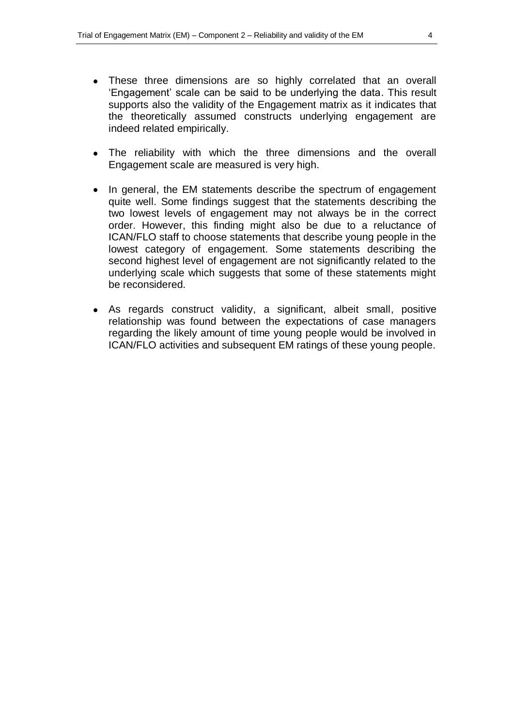- These three dimensions are so highly correlated that an overall 'Engagement' scale can be said to be underlying the data. This result supports also the validity of the Engagement matrix as it indicates that the theoretically assumed constructs underlying engagement are indeed related empirically.

- The reliability with which the three dimensions and the overall Engagement scale are measured is very high.

- In general, the EM statements describe the spectrum of engagement quite well. Some findings suggest that the statements describing the two lowest levels of engagement may not always be in the correct order. However, this finding might also be due to a reluctance of ICAN/FLO staff to choose statements that describe young people in the lowest category of engagement. Some statements describing the second highest level of engagement are not significantly related to the underlying scale which suggests that some of these statements might be reconsidered.

- As regards construct validity, a significant, albeit small, positive relationship was found between the expectations of case managers regarding the likely amount of time young people would be involved in ICAN/FLO activities and subsequent EM ratings of these young people.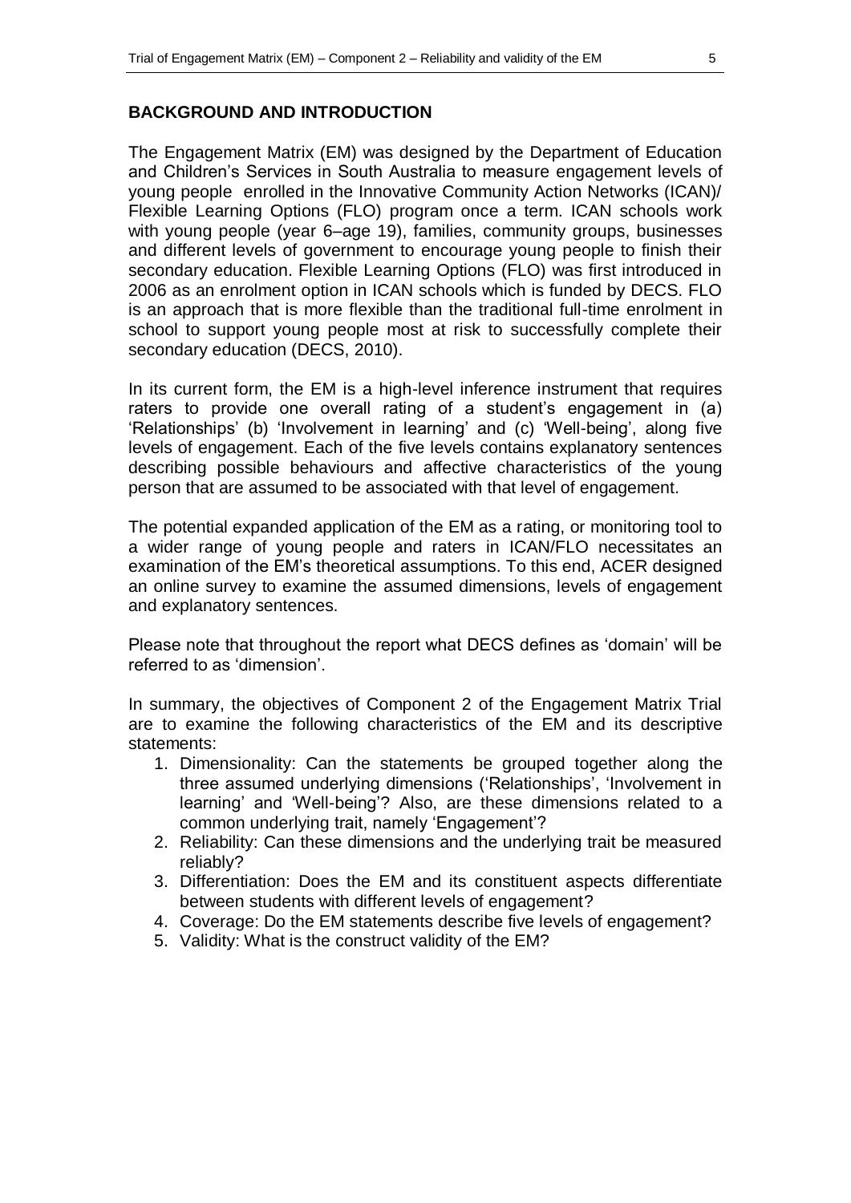## BACKGROUND AND INTRODUCTION

The Engagement Matrix (EM) was designed by the Department of Education and Children's Services in South Australia to measure engagement levels of young people enrolled in the Innovative Community Action Networks (ICAN)/ Flexible Learning Options (FLO) program once a term. ICAN schools work with young people (year 6–age 19), families, community groups, businesses and different levels of government to encourage young people to finish their secondary education. Flexible Learning Options (FLO) was first introduced in 2006 as an enrolment option in ICAN schools which is funded by DECS. FLO is an approach that is more flexible than the traditional full-time enrolment in school to support young people most at risk to successfully complete their secondary education (DECS, 2010).

In its current form, the EM is a high-level inference instrument that requires raters to provide one overall rating of a student's engagement in (a) 'Relationships' (b) 'Involvement in learning' and (c) 'Well-being', along five levels of engagement. Each of the five levels contains explanatory sentences describing possible behaviours and affective characteristics of the young person that are assumed to be associated with that level of engagement.

The potential expanded application of the EM as a rating, or monitoring tool to a wider range of young people and raters in ICAN/FLO necessitates an examination of the EM's theoretical assumptions. To this end, ACER designed an online survey to examine the assumed dimensions, levels of engagement and explanatory sentences.

Please note that throughout the report what DECS defines as 'domain' will be referred to as 'dimension'.

In summary, the objectives of Component 2 of the Engagement Matrix Trial are to examine the following characteristics of the EM and its descriptive statements:

1. Dimensionality: Can the statements be grouped together along the three assumed underlying dimensions ('Relationships', 'Involvement in learning' and 'Well-being'? Also, are these dimensions related to a common underlying trait, namely 'Engagement'?
2. Reliability: Can these dimensions and the underlying trait be measured reliably?
3. Differentiation: Does the EM and its constituent aspects differentiate between students with different levels of engagement?
4. Coverage: Do the EM statements describe five levels of engagement?
5. Validity: What is the construct validity of the EM?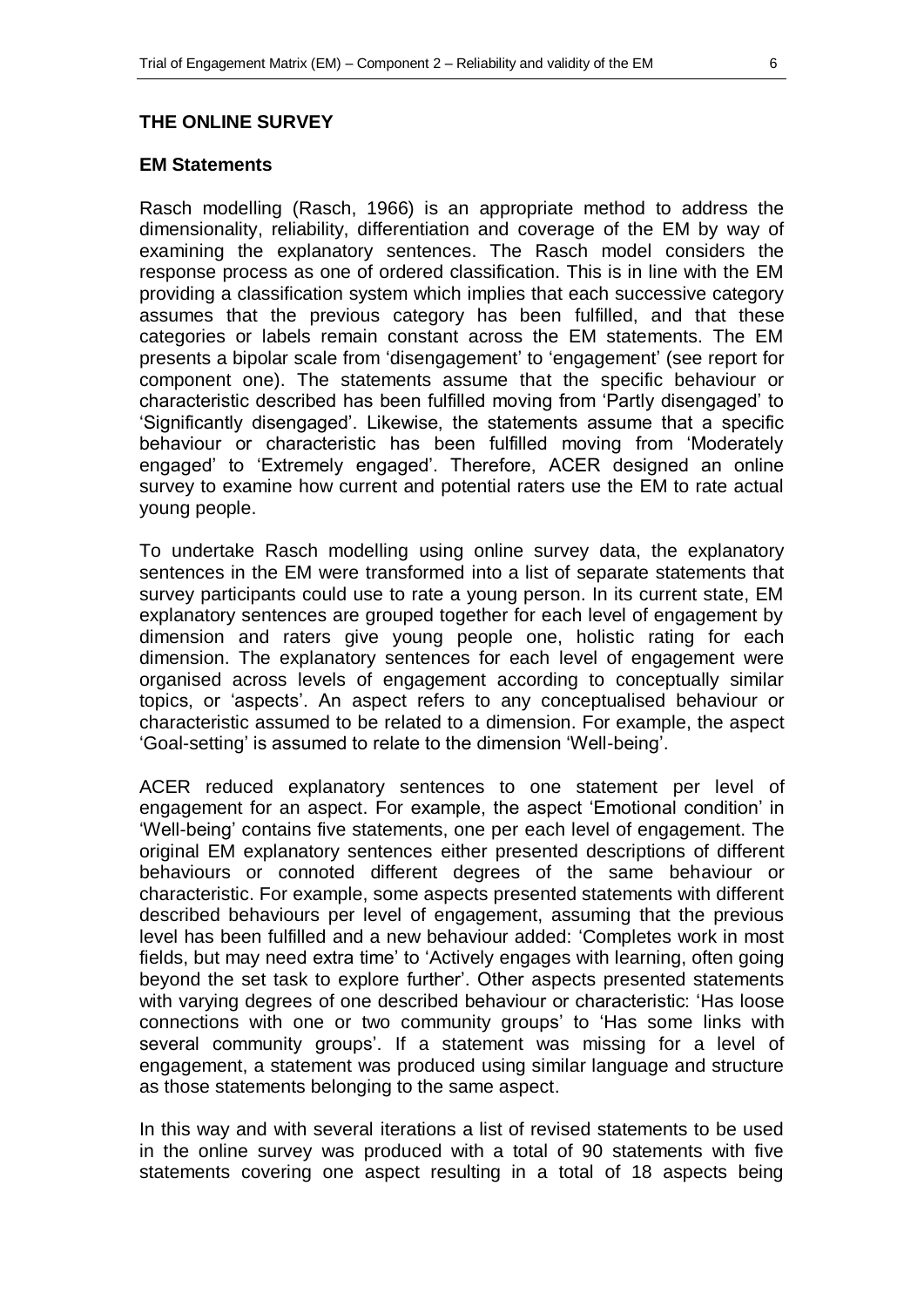## THE ONLINE SURVEY

### EM Statements

Rasch modelling (Rasch, 1966) is an appropriate method to address the dimensionality, reliability, differentiation and coverage of the EM by way of examining the explanatory sentences. The Rasch model considers the response process as one of ordered classification. This is in line with the EM providing a classification system which implies that each successive category assumes that the previous category has been fulfilled, and that these categories or labels remain constant across the EM statements. The EM presents a bipolar scale from 'disengagement' to 'engagement' (see report for component one). The statements assume that the specific behaviour or characteristic described has been fulfilled moving from 'Partly disengaged' to 'Significantly disengaged'. Likewise, the statements assume that a specific behaviour or characteristic has been fulfilled moving from 'Moderately engaged' to 'Extremely engaged'. Therefore, ACER designed an online survey to examine how current and potential raters use the EM to rate actual young people.

To undertake Rasch modelling using online survey data, the explanatory sentences in the EM were transformed into a list of separate statements that survey participants could use to rate a young person. In its current state, EM explanatory sentences are grouped together for each level of engagement by dimension and raters give young people one, holistic rating for each dimension. The explanatory sentences for each level of engagement were organised across levels of engagement according to conceptually similar topics, or 'aspects'. An aspect refers to any conceptualised behaviour or characteristic assumed to be related to a dimension. For example, the aspect 'Goal-setting' is assumed to relate to the dimension 'Well-being'.

ACER reduced explanatory sentences to one statement per level of engagement for an aspect. For example, the aspect 'Emotional condition' in 'Well-being' contains five statements, one per each level of engagement. The original EM explanatory sentences either presented descriptions of different behaviours or connoted different degrees of the same behaviour or characteristic. For example, some aspects presented statements with different described behaviours per level of engagement, assuming that the previous level has been fulfilled and a new behaviour added: 'Completes work in most fields, but may need extra time' to 'Actively engages with learning, often going beyond the set task to explore further'. Other aspects presented statements with varying degrees of one described behaviour or characteristic: 'Has loose connections with one or two community groups' to 'Has some links with several community groups'. If a statement was missing for a level of engagement, a statement was produced using similar language and structure as those statements belonging to the same aspect.

In this way and with several iterations a list of revised statements to be used in the online survey was produced with a total of 90 statements with five statements covering one aspect resulting in a total of 18 aspects being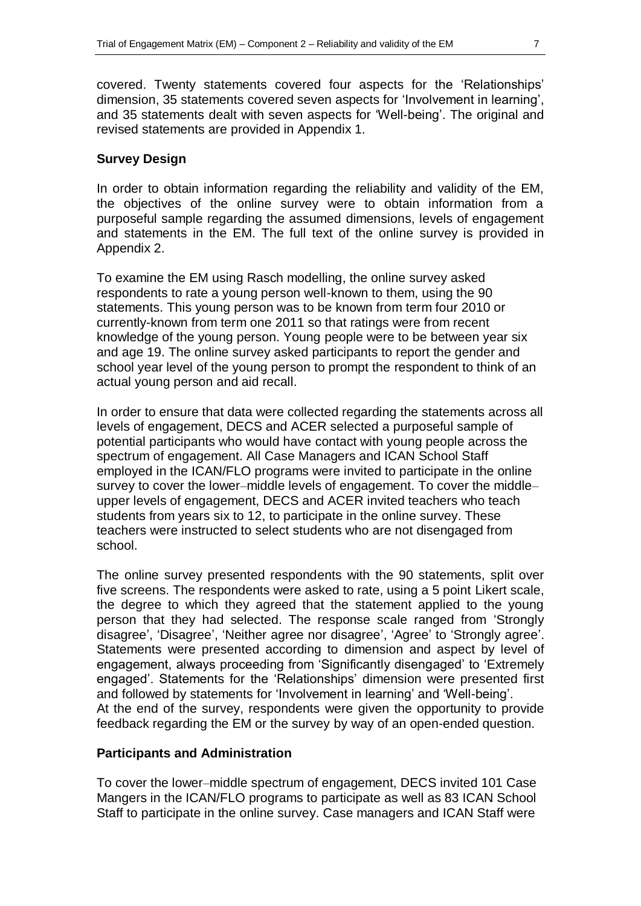covered. Twenty statements covered four aspects for the 'Relationships' dimension, 35 statements covered seven aspects for 'Involvement in learning', and 35 statements dealt with seven aspects for 'Well-being'. The original and revised statements are provided in Appendix 1.

**Survey Design**

In order to obtain information regarding the reliability and validity of the EM, the objectives of the online survey were to obtain information from a purposeful sample regarding the assumed dimensions, levels of engagement and statements in the EM. The full text of the online survey is provided in Appendix 2.

To examine the EM using Rasch modelling, the online survey asked respondents to rate a young person well-known to them, using the 90 statements. This young person was to be known from term four 2010 or currently-known from term one 2011 so that ratings were from recent knowledge of the young person. Young people were to be between year six and age 19. The online survey asked participants to report the gender and school year level of the young person to prompt the respondent to think of an actual young person and aid recall.

In order to ensure that data were collected regarding the statements across all levels of engagement, DECS and ACER selected a purposeful sample of potential participants who would have contact with young people across the spectrum of engagement. All Case Managers and ICAN School Staff employed in the ICAN/FLO programs were invited to participate in the online survey to cover the lower–middle levels of engagement. To cover the middle–upper levels of engagement, DECS and ACER invited teachers who teach students from years six to 12, to participate in the online survey. These teachers were instructed to select students who are not disengaged from school.

The online survey presented respondents with the 90 statements, split over five screens. The respondents were asked to rate, using a 5 point Likert scale, the degree to which they agreed that the statement applied to the young person that they had selected. The response scale ranged from 'Strongly disagree', 'Disagree', 'Neither agree nor disagree', 'Agree' to 'Strongly agree'. Statements were presented according to dimension and aspect by level of engagement, always proceeding from 'Significantly disengaged' to 'Extremely engaged'. Statements for the 'Relationships' dimension were presented first and followed by statements for 'Involvement in learning' and 'Well-being'.
At the end of the survey, respondents were given the opportunity to provide feedback regarding the EM or the survey by way of an open-ended question.

**Participants and Administration**

To cover the lower–middle spectrum of engagement, DECS invited 101 Case Mangers in the ICAN/FLO programs to participate as well as 83 ICAN School Staff to participate in the online survey. Case managers and ICAN Staff were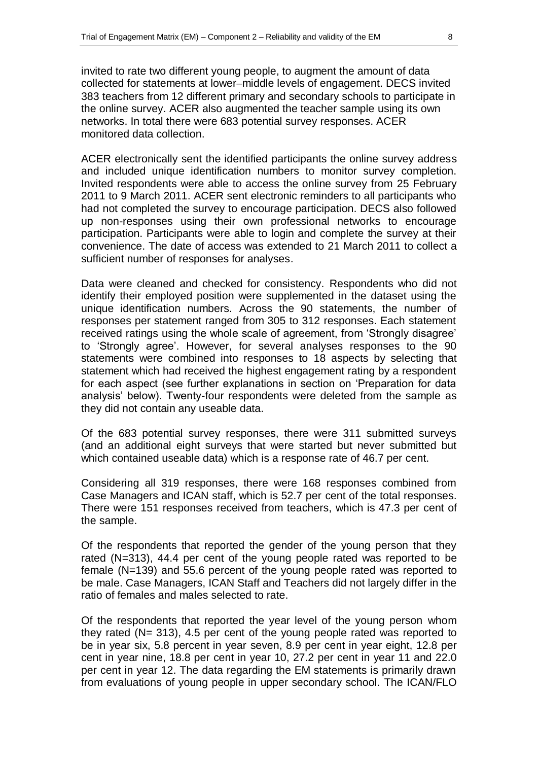invited to rate two different young people, to augment the amount of data collected for statements at lower–middle levels of engagement. DECS invited 383 teachers from 12 different primary and secondary schools to participate in the online survey. ACER also augmented the teacher sample using its own networks. In total there were 683 potential survey responses. ACER monitored data collection.

ACER electronically sent the identified participants the online survey address and included unique identification numbers to monitor survey completion. Invited respondents were able to access the online survey from 25 February 2011 to 9 March 2011. ACER sent electronic reminders to all participants who had not completed the survey to encourage participation. DECS also followed up non-responses using their own professional networks to encourage participation. Participants were able to login and complete the survey at their convenience. The date of access was extended to 21 March 2011 to collect a sufficient number of responses for analyses.

Data were cleaned and checked for consistency. Respondents who did not identify their employed position were supplemented in the dataset using the unique identification numbers. Across the 90 statements, the number of responses per statement ranged from 305 to 312 responses. Each statement received ratings using the whole scale of agreement, from 'Strongly disagree' to 'Strongly agree'. However, for several analyses responses to the 90 statements were combined into responses to 18 aspects by selecting that statement which had received the highest engagement rating by a respondent for each aspect (see further explanations in section on 'Preparation for data analysis' below). Twenty-four respondents were deleted from the sample as they did not contain any useable data.

Of the 683 potential survey responses, there were 311 submitted surveys (and an additional eight surveys that were started but never submitted but which contained useable data) which is a response rate of 46.7 per cent.

Considering all 319 responses, there were 168 responses combined from Case Managers and ICAN staff, which is 52.7 per cent of the total responses. There were 151 responses received from teachers, which is 47.3 per cent of the sample.

Of the respondents that reported the gender of the young person that they rated (N=313), 44.4 per cent of the young people rated was reported to be female (N=139) and 55.6 percent of the young people rated was reported to be male. Case Managers, ICAN Staff and Teachers did not largely differ in the ratio of females and males selected to rate.

Of the respondents that reported the year level of the young person whom they rated (N= 313), 4.5 per cent of the young people rated was reported to be in year six, 5.8 percent in year seven, 8.9 per cent in year eight, 12.8 per cent in year nine, 18.8 per cent in year 10, 27.2 per cent in year 11 and 22.0 per cent in year 12. The data regarding the EM statements is primarily drawn from evaluations of young people in upper secondary school. The ICAN/FLO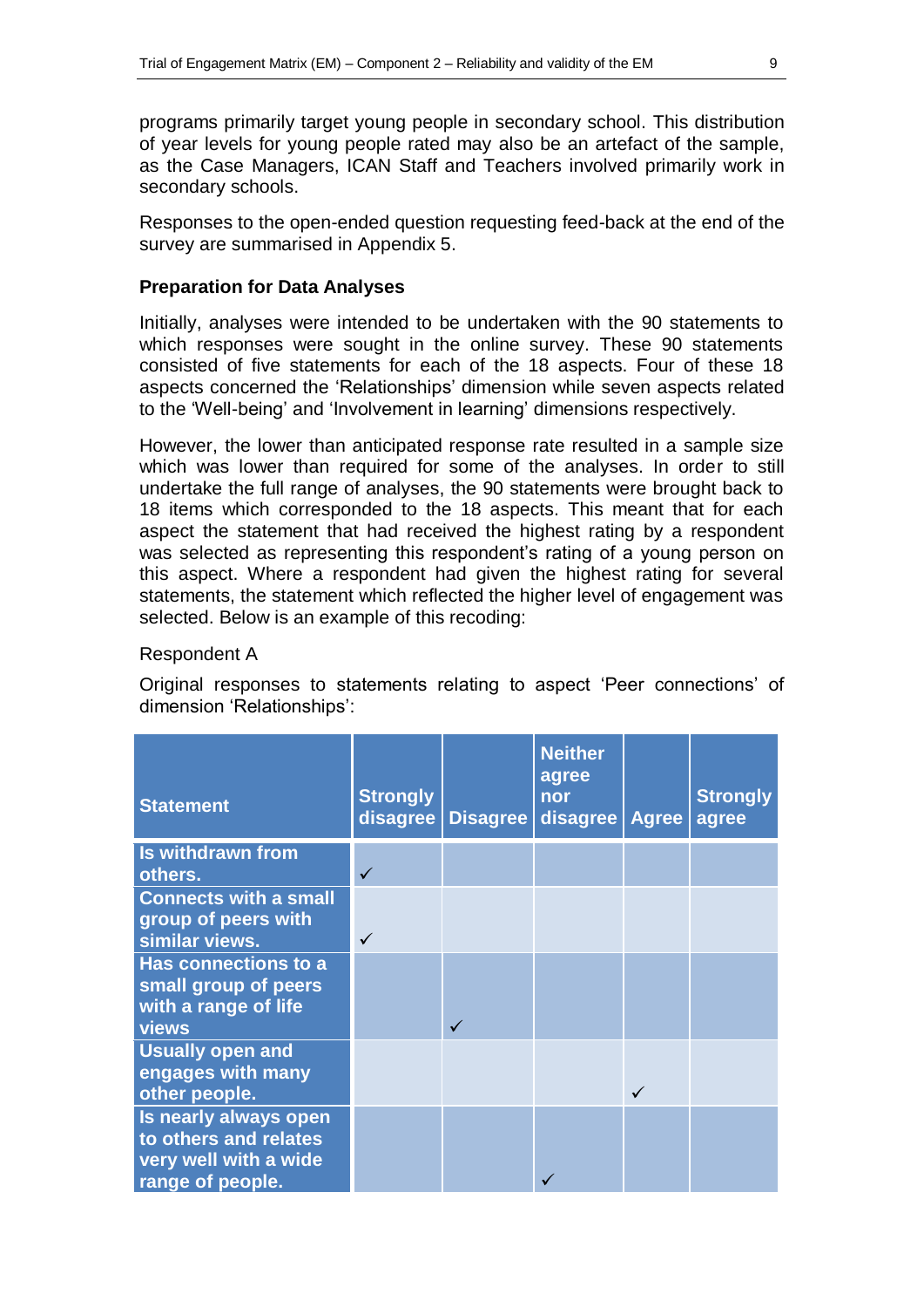programs primarily target young people in secondary school. This distribution of year levels for young people rated may also be an artefact of the sample, as the Case Managers, ICAN Staff and Teachers involved primarily work in secondary schools.

Responses to the open-ended question requesting feed-back at the end of the survey are summarised in Appendix 5.

**Preparation for Data Analyses**

Initially, analyses were intended to be undertaken with the 90 statements to which responses were sought in the online survey. These 90 statements consisted of five statements for each of the 18 aspects. Four of these 18 aspects concerned the 'Relationships' dimension while seven aspects related to the 'Well-being' and 'Involvement in learning' dimensions respectively.

However, the lower than anticipated response rate resulted in a sample size which was lower than required for some of the analyses. In order to still undertake the full range of analyses, the 90 statements were brought back to 18 items which corresponded to the 18 aspects. This meant that for each aspect the statement that had received the highest rating by a respondent was selected as representing this respondent's rating of a young person on this aspect. Where a respondent had given the highest rating for several statements, the statement which reflected the higher level of engagement was selected. Below is an example of this recoding:

Respondent A

Original responses to statements relating to aspect 'Peer connections' of dimension 'Relationships':

| Statement | Strongly disagree | Disagree | Neither agree nor disagree | Agree | Strongly agree |
|---|---|---|---|---|---|
| Is withdrawn from others. | ✓ | | | | |
| Connects with a small group of peers with similar views. | ✓ | | | | |
| Has connections to a small group of peers with a range of life views | | ✓ | | | |
| Usually open and engages with many other people. | | | | ✓ | |
| Is nearly always open to others and relates very well with a wide range of people. | | | ✓ | | |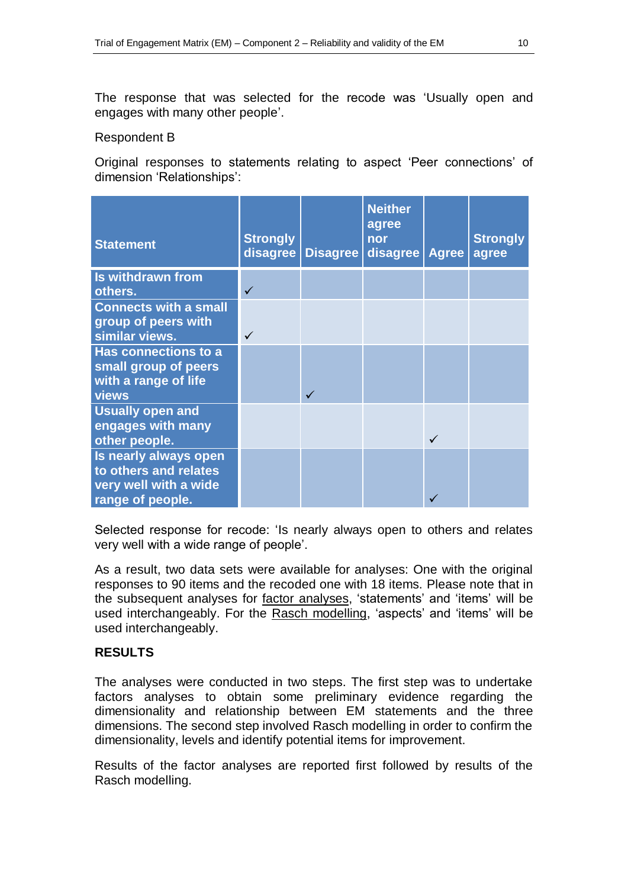The response that was selected for the recode was ‘Usually open and engages with many other people’.

Respondent B

Original responses to statements relating to aspect ‘Peer connections’ of dimension ‘Relationships’:

| Statement | Strongly disagree | Disagree | Neither agree nor disagree | Agree | Strongly agree |
|---|---|---|---|---|---|
| Is withdrawn from others. | ✓ | | | | |
| Connects with a small group of peers with similar views. | ✓ | | | | |
| Has connections to a small group of peers with a range of life views | | ✓ | | | |
| Usually open and engages with many other people. | | | | ✓ | |
| Is nearly always open to others and relates very well with a wide range of people. | | | | ✓ | |

Selected response for recode: ‘Is nearly always open to others and relates very well with a wide range of people’.

As a result, two data sets were available for analyses: One with the original responses to 90 items and the recoded one with 18 items. Please note that in the subsequent analyses for factor analyses, ‘statements’ and ‘items’ will be used interchangeably. For the Rasch modelling, ‘aspects’ and ‘items’ will be used interchangeably.

**RESULTS**

The analyses were conducted in two steps. The first step was to undertake factors analyses to obtain some preliminary evidence regarding the dimensionality and relationship between EM statements and the three dimensions. The second step involved Rasch modelling in order to confirm the dimensionality, levels and identify potential items for improvement.

Results of the factor analyses are reported first followed by results of the Rasch modelling.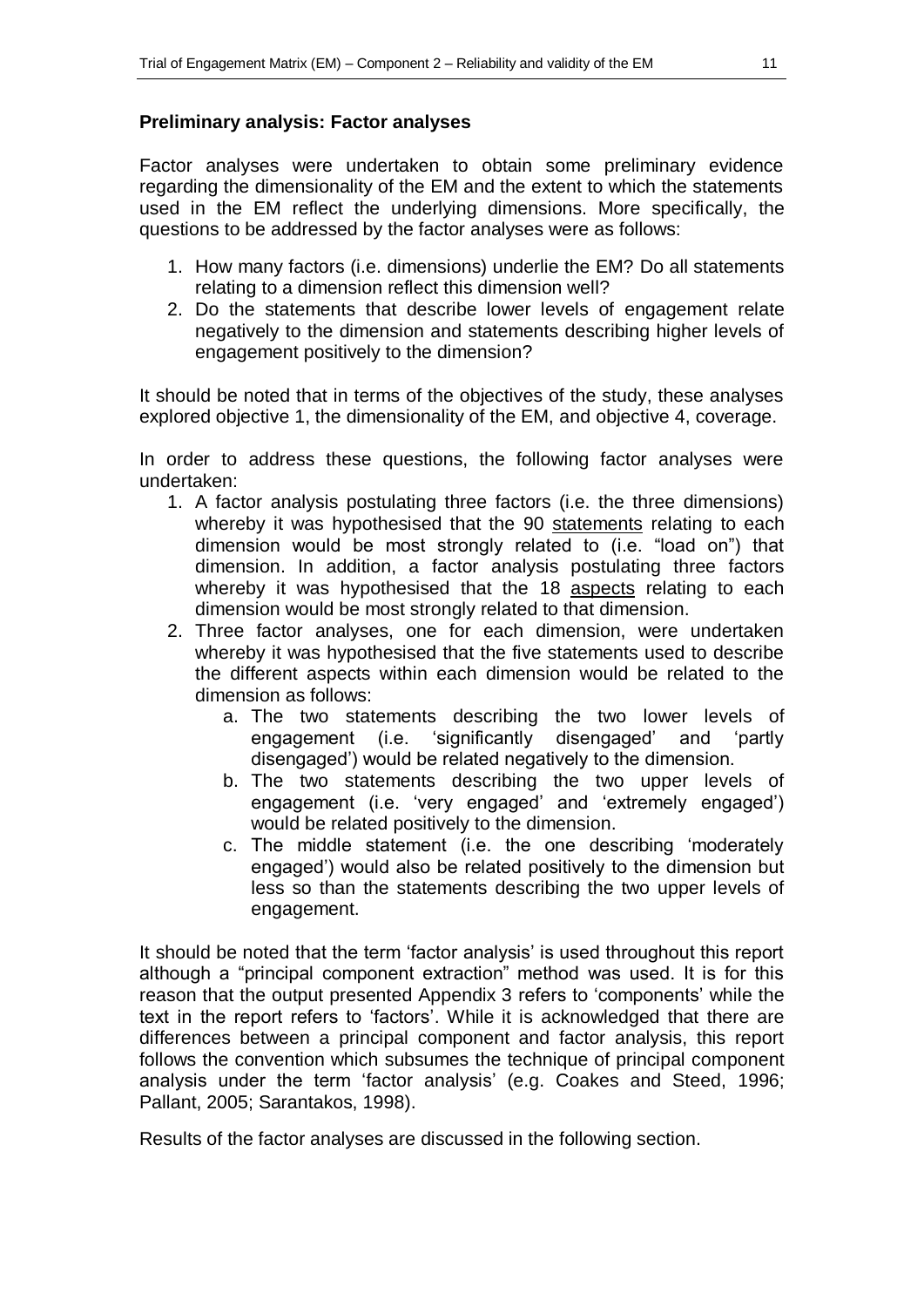### Preliminary analysis: Factor analyses

Factor analyses were undertaken to obtain some preliminary evidence regarding the dimensionality of the EM and the extent to which the statements used in the EM reflect the underlying dimensions. More specifically, the questions to be addressed by the factor analyses were as follows:

1. How many factors (i.e. dimensions) underlie the EM? Do all statements relating to a dimension reflect this dimension well?
2. Do the statements that describe lower levels of engagement relate negatively to the dimension and statements describing higher levels of engagement positively to the dimension?

It should be noted that in terms of the objectives of the study, these analyses explored objective 1, the dimensionality of the EM, and objective 4, coverage.

In order to address these questions, the following factor analyses were undertaken:

1. A factor analysis postulating three factors (i.e. the three dimensions) whereby it was hypothesised that the 90 statements relating to each dimension would be most strongly related to (i.e. "load on") that dimension. In addition, a factor analysis postulating three factors whereby it was hypothesised that the 18 aspects relating to each dimension would be most strongly related to that dimension.
2. Three factor analyses, one for each dimension, were undertaken whereby it was hypothesised that the five statements used to describe the different aspects within each dimension would be related to the dimension as follows:
    a. The two statements describing the two lower levels of engagement (i.e. 'significantly disengaged' and 'partly disengaged') would be related negatively to the dimension.
    b. The two statements describing the two upper levels of engagement (i.e. 'very engaged' and 'extremely engaged') would be related positively to the dimension.
    c. The middle statement (i.e. the one describing 'moderately engaged') would also be related positively to the dimension but less so than the statements describing the two upper levels of engagement.

It should be noted that the term 'factor analysis' is used throughout this report although a "principal component extraction" method was used. It is for this reason that the output presented Appendix 3 refers to 'components' while the text in the report refers to 'factors'. While it is acknowledged that there are differences between a principal component and factor analysis, this report follows the convention which subsumes the technique of principal component analysis under the term 'factor analysis' (e.g. Coakes and Steed, 1996; Pallant, 2005; Sarantakos, 1998).

Results of the factor analyses are discussed in the following section.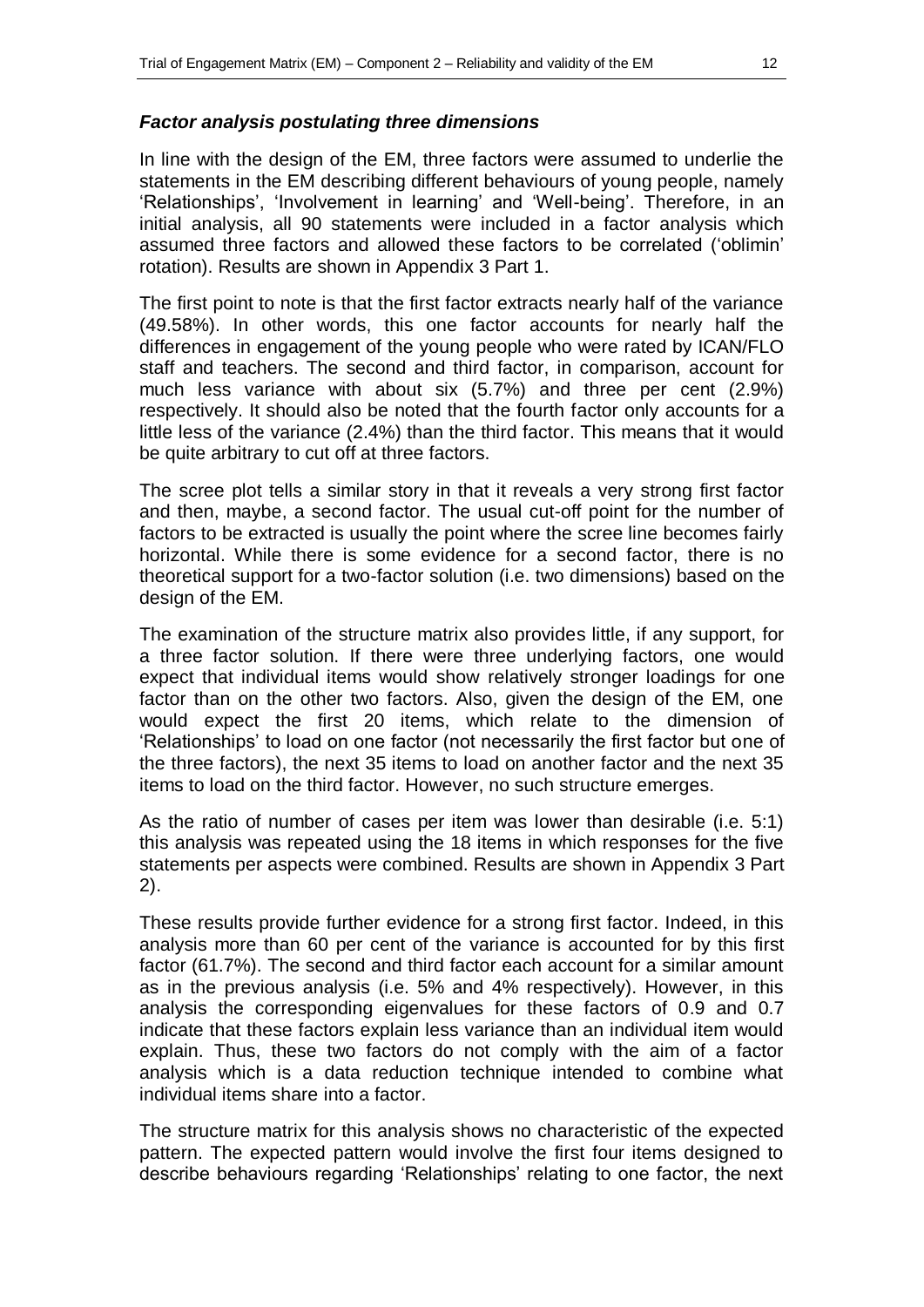### *Factor analysis postulating three dimensions*

In line with the design of the EM, three factors were assumed to underlie the statements in the EM describing different behaviours of young people, namely 'Relationships', 'Involvement in learning' and 'Well-being'. Therefore, in an initial analysis, all 90 statements were included in a factor analysis which assumed three factors and allowed these factors to be correlated ('oblimin' rotation). Results are shown in Appendix 3 Part 1.

The first point to note is that the first factor extracts nearly half of the variance (49.58%). In other words, this one factor accounts for nearly half the differences in engagement of the young people who were rated by ICAN/FLO staff and teachers. The second and third factor, in comparison, account for much less variance with about six (5.7%) and three per cent (2.9%) respectively. It should also be noted that the fourth factor only accounts for a little less of the variance (2.4%) than the third factor. This means that it would be quite arbitrary to cut off at three factors.

The scree plot tells a similar story in that it reveals a very strong first factor and then, maybe, a second factor. The usual cut-off point for the number of factors to be extracted is usually the point where the scree line becomes fairly horizontal. While there is some evidence for a second factor, there is no theoretical support for a two-factor solution (i.e. two dimensions) based on the design of the EM.

The examination of the structure matrix also provides little, if any support, for a three factor solution. If there were three underlying factors, one would expect that individual items would show relatively stronger loadings for one factor than on the other two factors. Also, given the design of the EM, one would expect the first 20 items, which relate to the dimension of 'Relationships' to load on one factor (not necessarily the first factor but one of the three factors), the next 35 items to load on another factor and the next 35 items to load on the third factor. However, no such structure emerges.

As the ratio of number of cases per item was lower than desirable (i.e. 5:1) this analysis was repeated using the 18 items in which responses for the five statements per aspects were combined. Results are shown in Appendix 3 Part 2).

These results provide further evidence for a strong first factor. Indeed, in this analysis more than 60 per cent of the variance is accounted for by this first factor (61.7%). The second and third factor each account for a similar amount as in the previous analysis (i.e. 5% and 4% respectively). However, in this analysis the corresponding eigenvalues for these factors of 0.9 and 0.7 indicate that these factors explain less variance than an individual item would explain. Thus, these two factors do not comply with the aim of a factor analysis which is a data reduction technique intended to combine what individual items share into a factor.

The structure matrix for this analysis shows no characteristic of the expected pattern. The expected pattern would involve the first four items designed to describe behaviours regarding 'Relationships' relating to one factor, the next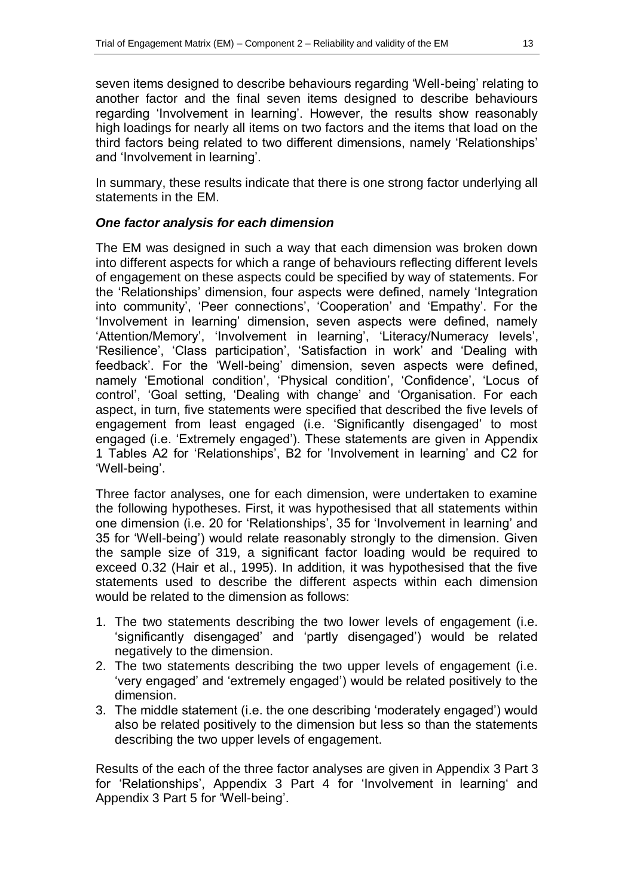seven items designed to describe behaviours regarding 'Well-being' relating to another factor and the final seven items designed to describe behaviours regarding 'Involvement in learning'. However, the results show reasonably high loadings for nearly all items on two factors and the items that load on the third factors being related to two different dimensions, namely 'Relationships' and 'Involvement in learning'.

In summary, these results indicate that there is one strong factor underlying all statements in the EM.

### *One factor analysis for each dimension*

The EM was designed in such a way that each dimension was broken down into different aspects for which a range of behaviours reflecting different levels of engagement on these aspects could be specified by way of statements. For the 'Relationships' dimension, four aspects were defined, namely 'Integration into community', 'Peer connections', 'Cooperation' and 'Empathy'. For the 'Involvement in learning' dimension, seven aspects were defined, namely 'Attention/Memory', 'Involvement in learning', 'Literacy/Numeracy levels', 'Resilience', 'Class participation', 'Satisfaction in work' and 'Dealing with feedback'. For the 'Well-being' dimension, seven aspects were defined, namely 'Emotional condition', 'Physical condition', 'Confidence', 'Locus of control', 'Goal setting, 'Dealing with change' and 'Organisation. For each aspect, in turn, five statements were specified that described the five levels of engagement from least engaged (i.e. 'Significantly disengaged' to most engaged (i.e. 'Extremely engaged'). These statements are given in Appendix 1 Tables A2 for 'Relationships', B2 for 'Involvement in learning' and C2 for 'Well-being'.

Three factor analyses, one for each dimension, were undertaken to examine the following hypotheses. First, it was hypothesised that all statements within one dimension (i.e. 20 for 'Relationships', 35 for 'Involvement in learning' and 35 for 'Well-being') would relate reasonably strongly to the dimension. Given the sample size of 319, a significant factor loading would be required to exceed 0.32 (Hair et al., 1995). In addition, it was hypothesised that the five statements used to describe the different aspects within each dimension would be related to the dimension as follows:

1. The two statements describing the two lower levels of engagement (i.e. 'significantly disengaged' and 'partly disengaged') would be related negatively to the dimension.
2. The two statements describing the two upper levels of engagement (i.e. 'very engaged' and 'extremely engaged') would be related positively to the dimension.
3. The middle statement (i.e. the one describing 'moderately engaged') would also be related positively to the dimension but less so than the statements describing the two upper levels of engagement.

Results of the each of the three factor analyses are given in Appendix 3 Part 3 for 'Relationships', Appendix 3 Part 4 for 'Involvement in learning' and Appendix 3 Part 5 for 'Well-being'.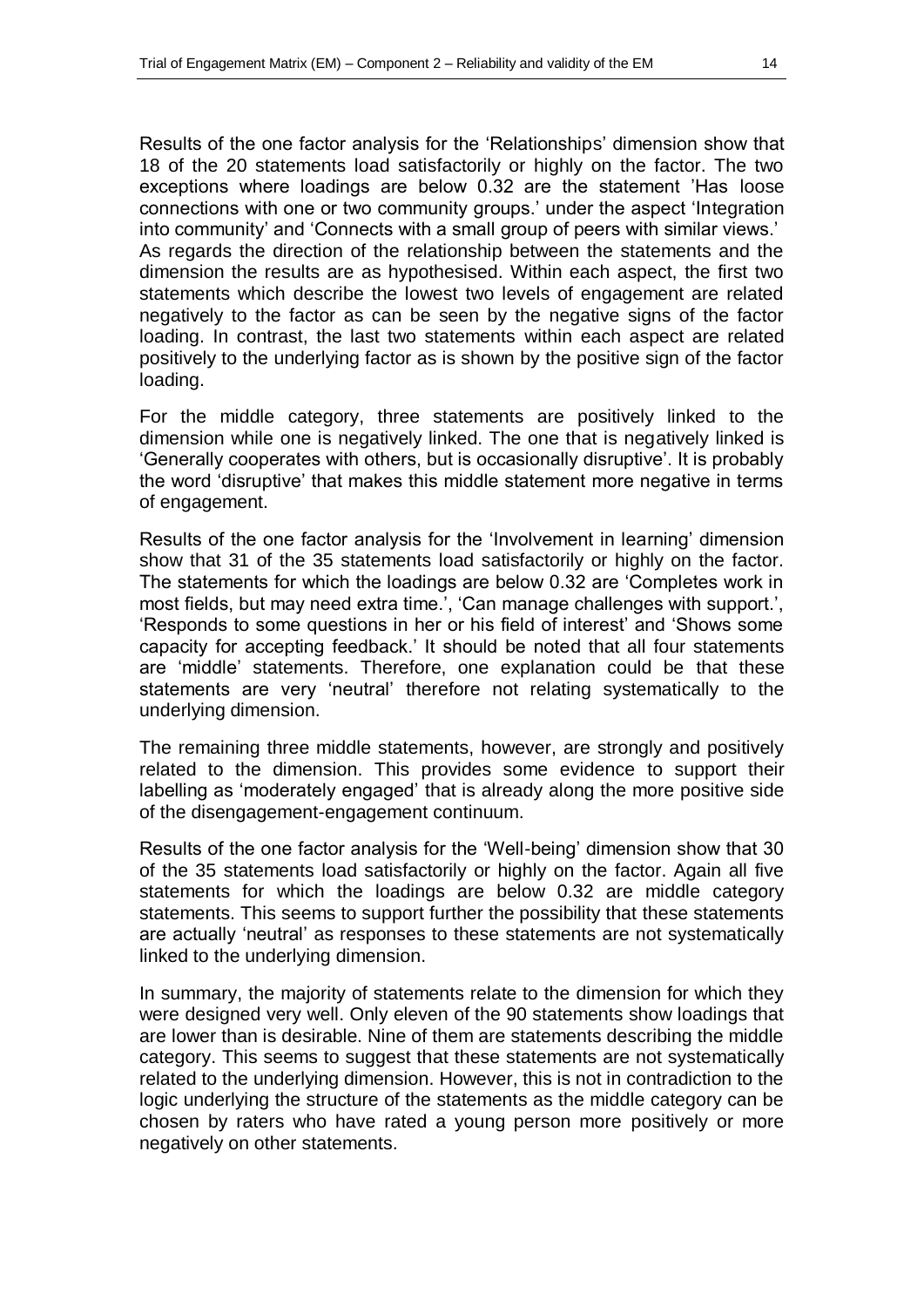Results of the one factor analysis for the 'Relationships' dimension show that 18 of the 20 statements load satisfactorily or highly on the factor. The two exceptions where loadings are below 0.32 are the statement 'Has loose connections with one or two community groups.' under the aspect 'Integration into community' and 'Connects with a small group of peers with similar views.' As regards the direction of the relationship between the statements and the dimension the results are as hypothesised. Within each aspect, the first two statements which describe the lowest two levels of engagement are related negatively to the factor as can be seen by the negative signs of the factor loading. In contrast, the last two statements within each aspect are related positively to the underlying factor as is shown by the positive sign of the factor loading.

For the middle category, three statements are positively linked to the dimension while one is negatively linked. The one that is negatively linked is 'Generally cooperates with others, but is occasionally disruptive'. It is probably the word 'disruptive' that makes this middle statement more negative in terms of engagement.

Results of the one factor analysis for the 'Involvement in learning' dimension show that 31 of the 35 statements load satisfactorily or highly on the factor. The statements for which the loadings are below 0.32 are 'Completes work in most fields, but may need extra time.', 'Can manage challenges with support.', 'Responds to some questions in her or his field of interest' and 'Shows some capacity for accepting feedback.' It should be noted that all four statements are 'middle' statements. Therefore, one explanation could be that these statements are very 'neutral' therefore not relating systematically to the underlying dimension.

The remaining three middle statements, however, are strongly and positively related to the dimension. This provides some evidence to support their labelling as 'moderately engaged' that is already along the more positive side of the disengagement-engagement continuum.

Results of the one factor analysis for the 'Well-being' dimension show that 30 of the 35 statements load satisfactorily or highly on the factor. Again all five statements for which the loadings are below 0.32 are middle category statements. This seems to support further the possibility that these statements are actually 'neutral' as responses to these statements are not systematically linked to the underlying dimension.

In summary, the majority of statements relate to the dimension for which they were designed very well. Only eleven of the 90 statements show loadings that are lower than is desirable. Nine of them are statements describing the middle category. This seems to suggest that these statements are not systematically related to the underlying dimension. However, this is not in contradiction to the logic underlying the structure of the statements as the middle category can be chosen by raters who have rated a young person more positively or more negatively on other statements.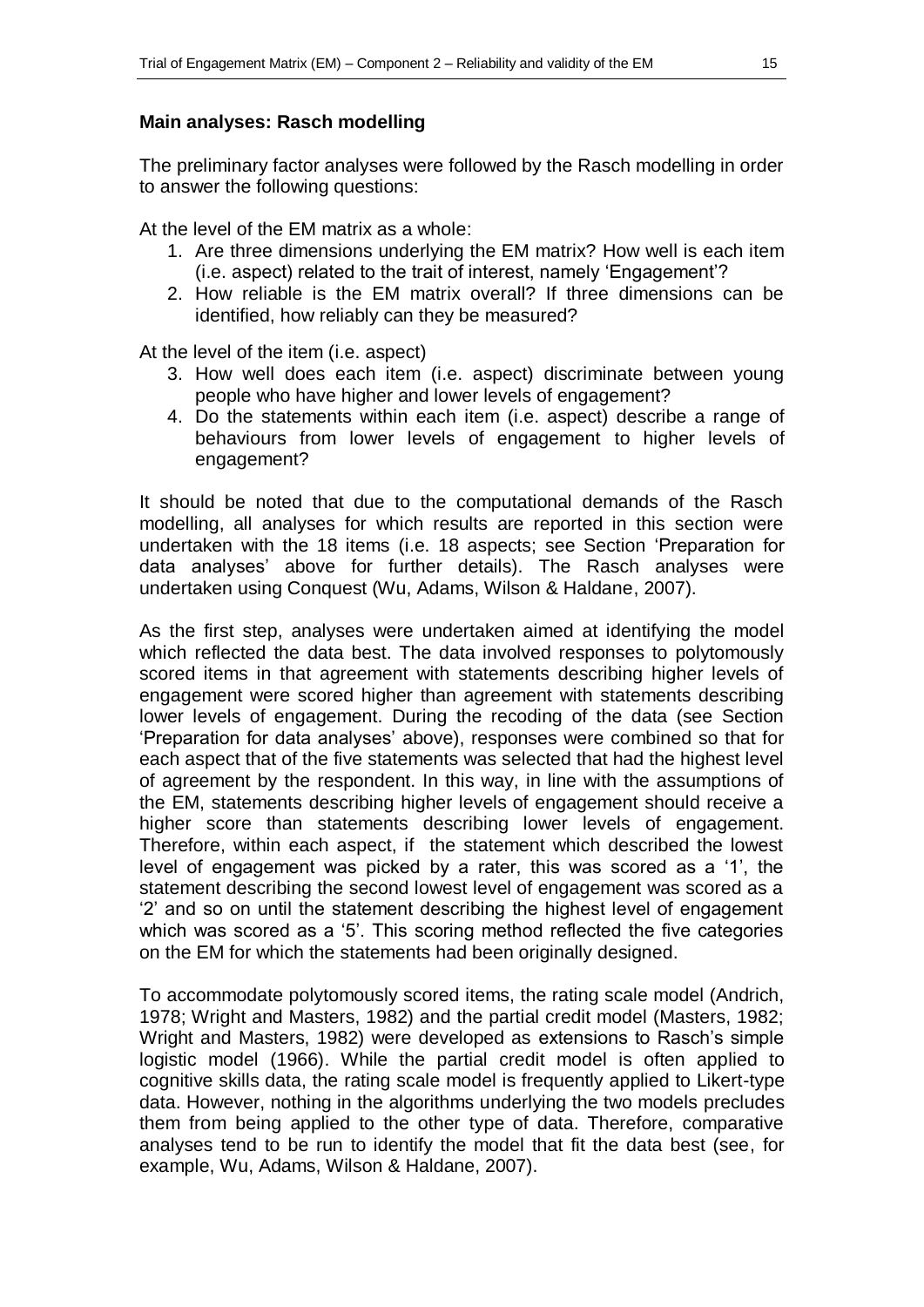### Main analyses: Rasch modelling

The preliminary factor analyses were followed by the Rasch modelling in order to answer the following questions:

At the level of the EM matrix as a whole:

1. Are three dimensions underlying the EM matrix? How well is each item (i.e. aspect) related to the trait of interest, namely 'Engagement'?
2. How reliable is the EM matrix overall? If three dimensions can be identified, how reliably can they be measured?

At the level of the item (i.e. aspect)

3. How well does each item (i.e. aspect) discriminate between young people who have higher and lower levels of engagement?
4. Do the statements within each item (i.e. aspect) describe a range of behaviours from lower levels of engagement to higher levels of engagement?

It should be noted that due to the computational demands of the Rasch modelling, all analyses for which results are reported in this section were undertaken with the 18 items (i.e. 18 aspects; see Section 'Preparation for data analyses' above for further details). The Rasch analyses were undertaken using Conquest (Wu, Adams, Wilson & Haldane, 2007).

As the first step, analyses were undertaken aimed at identifying the model which reflected the data best. The data involved responses to polytomously scored items in that agreement with statements describing higher levels of engagement were scored higher than agreement with statements describing lower levels of engagement. During the recoding of the data (see Section 'Preparation for data analyses' above), responses were combined so that for each aspect that of the five statements was selected that had the highest level of agreement by the respondent. In this way, in line with the assumptions of the EM, statements describing higher levels of engagement should receive a higher score than statements describing lower levels of engagement. Therefore, within each aspect, if the statement which described the lowest level of engagement was picked by a rater, this was scored as a '1', the statement describing the second lowest level of engagement was scored as a '2' and so on until the statement describing the highest level of engagement which was scored as a '5'. This scoring method reflected the five categories on the EM for which the statements had been originally designed.

To accommodate polytomously scored items, the rating scale model (Andrich, 1978; Wright and Masters, 1982) and the partial credit model (Masters, 1982; Wright and Masters, 1982) were developed as extensions to Rasch's simple logistic model (1966). While the partial credit model is often applied to cognitive skills data, the rating scale model is frequently applied to Likert-type data. However, nothing in the algorithms underlying the two models precludes them from being applied to the other type of data. Therefore, comparative analyses tend to be run to identify the model that fit the data best (see, for example, Wu, Adams, Wilson & Haldane, 2007).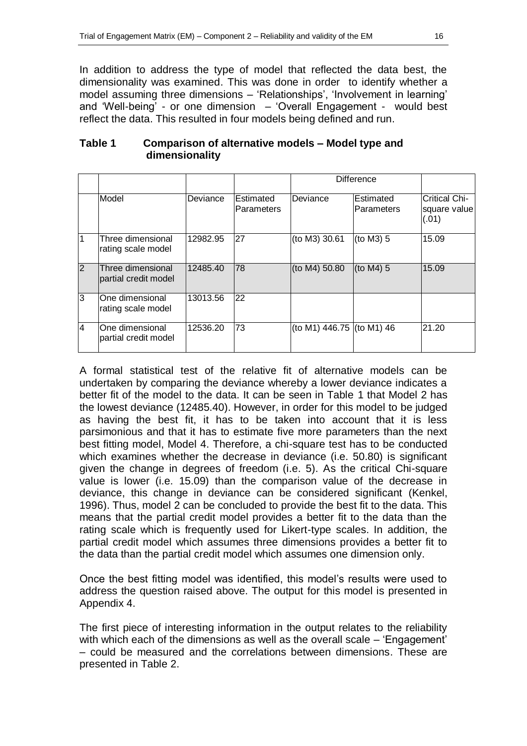In addition to address the type of model that reflected the data best, the dimensionality was examined. This was done in order to identify whether a model assuming three dimensions – 'Relationships', 'Involvement in learning' and 'Well-being' - or one dimension – 'Overall Engagement - would best reflect the data. This resulted in four models being defined and run.

**Table 1 Comparison of alternative models – Model type and dimensionality**

| | | | | Difference | | |
|---|---|---|---|---|---|---|
| | Model | Deviance | Estimated Parameters | Deviance | Estimated Parameters | Critical Chi-square value (.01) |
| 1 | Three dimensional rating scale model | 12982.95 | 27 | (to M3) 30.61 | (to M3) 5 | 15.09 |
| 2 | Three dimensional partial credit model | 12485.40 | 78 | (to M4) 50.80 | (to M4) 5 | 15.09 |
| 3 | One dimensional rating scale model | 13013.56 | 22 | | | |
| 4 | One dimensional partial credit model | 12536.20 | 73 | (to M1) 446.75 | (to M1) 46 | 21.20 |

A formal statistical test of the relative fit of alternative models can be undertaken by comparing the deviance whereby a lower deviance indicates a better fit of the model to the data. It can be seen in Table 1 that Model 2 has the lowest deviance (12485.40). However, in order for this model to be judged as having the best fit, it has to be taken into account that it is less parsimonious and that it has to estimate five more parameters than the next best fitting model, Model 4. Therefore, a chi-square test has to be conducted which examines whether the decrease in deviance (i.e. 50.80) is significant given the change in degrees of freedom (i.e. 5). As the critical Chi-square value is lower (i.e. 15.09) than the comparison value of the decrease in deviance, this change in deviance can be considered significant (Kenkel, 1996). Thus, model 2 can be concluded to provide the best fit to the data. This means that the partial credit model provides a better fit to the data than the rating scale which is frequently used for Likert-type scales. In addition, the partial credit model which assumes three dimensions provides a better fit to the data than the partial credit model which assumes one dimension only.

Once the best fitting model was identified, this model's results were used to address the question raised above. The output for this model is presented in Appendix 4.

The first piece of interesting information in the output relates to the reliability with which each of the dimensions as well as the overall scale – 'Engagement' – could be measured and the correlations between dimensions. These are presented in Table 2.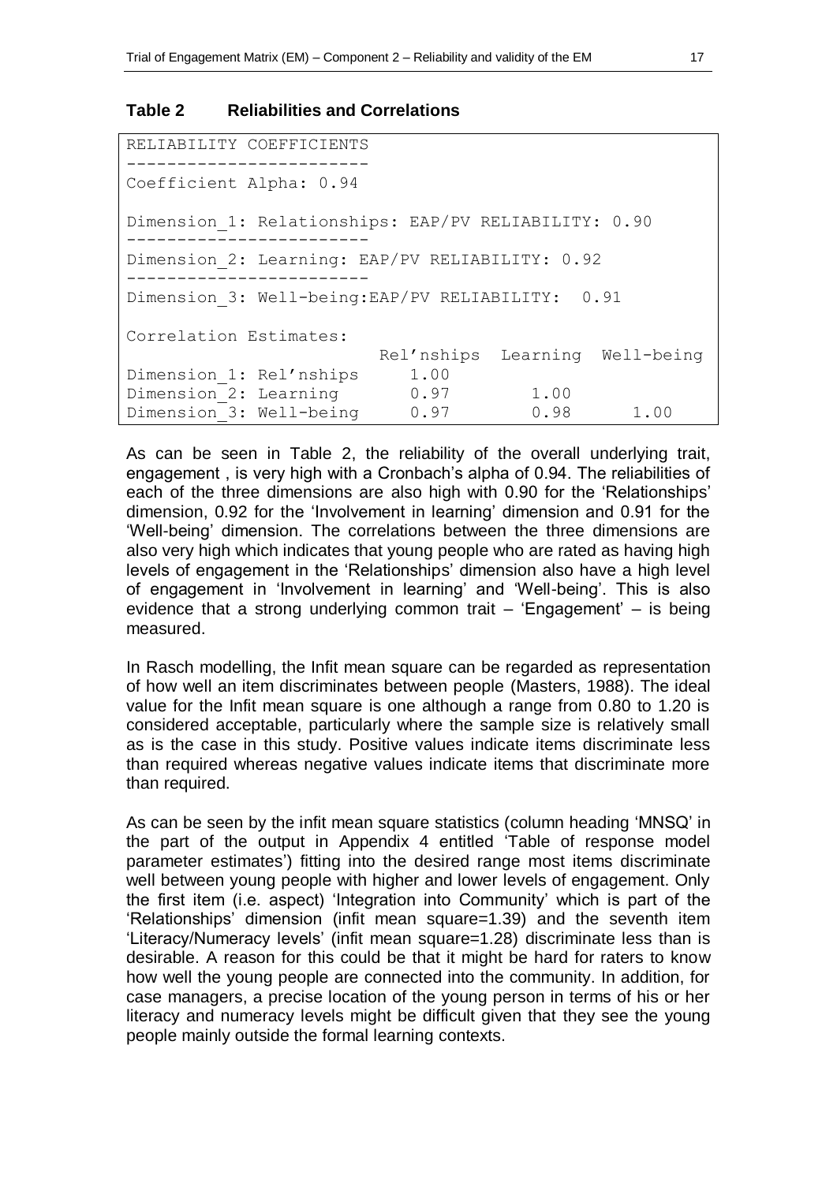**Table 2 Reliabilities and Correlations**

```
RELIABILITY COEFFICIENTS
------------------------
Coefficient Alpha: 0.94

Dimension_1: Relationships: EAP/PV RELIABILITY: 0.90
------------------------
Dimension_2: Learning: EAP/PV RELIABILITY: 0.92
------------------------
Dimension_3: Well-being:EAP/PV RELIABILITY:  0.91

Correlation Estimates:
                           Rel'nships  Learning  Well-being
Dimension_1: Rel'nships     1.00
Dimension_2: Learning       0.97        1.00
Dimension_3: Well-being     0.97        0.98       1.00
```

As can be seen in Table 2, the reliability of the overall underlying trait, engagement , is very high with a Cronbach's alpha of 0.94. The reliabilities of each of the three dimensions are also high with 0.90 for the 'Relationships' dimension, 0.92 for the 'Involvement in learning' dimension and 0.91 for the 'Well-being' dimension. The correlations between the three dimensions are also very high which indicates that young people who are rated as having high levels of engagement in the 'Relationships' dimension also have a high level of engagement in 'Involvement in learning' and 'Well-being'. This is also evidence that a strong underlying common trait – 'Engagement' – is being measured.

In Rasch modelling, the Infit mean square can be regarded as representation of how well an item discriminates between people (Masters, 1988). The ideal value for the Infit mean square is one although a range from 0.80 to 1.20 is considered acceptable, particularly where the sample size is relatively small as is the case in this study. Positive values indicate items discriminate less than required whereas negative values indicate items that discriminate more than required.

As can be seen by the infit mean square statistics (column heading 'MNSQ' in the part of the output in Appendix 4 entitled 'Table of response model parameter estimates') fitting into the desired range most items discriminate well between young people with higher and lower levels of engagement. Only the first item (i.e. aspect) 'Integration into Community' which is part of the 'Relationships' dimension (infit mean square=1.39) and the seventh item 'Literacy/Numeracy levels' (infit mean square=1.28) discriminate less than is desirable. A reason for this could be that it might be hard for raters to know how well the young people are connected into the community. In addition, for case managers, a precise location of the young person in terms of his or her literacy and numeracy levels might be difficult given that they see the young people mainly outside the formal learning contexts.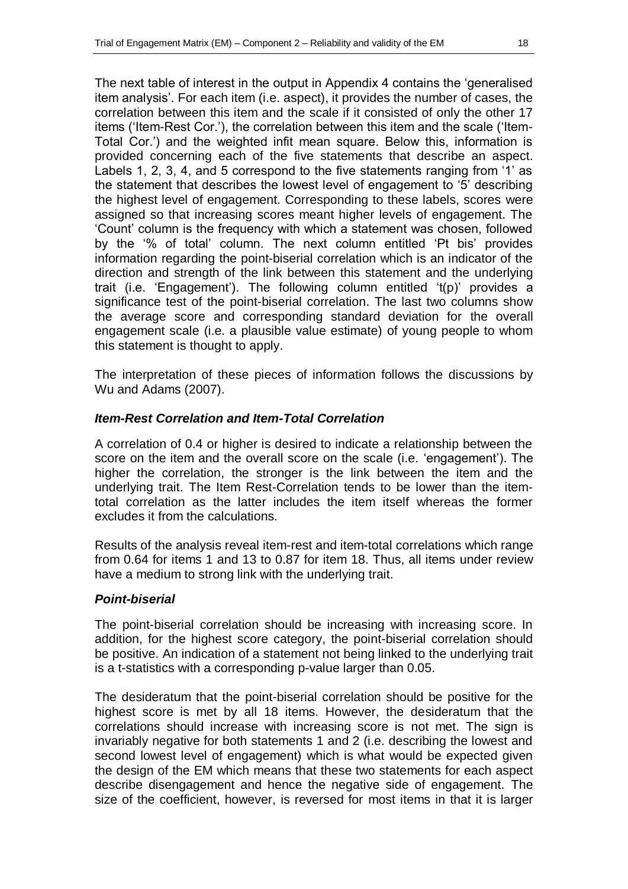The next table of interest in the output in Appendix 4 contains the 'generalised item analysis'. For each item (i.e. aspect), it provides the number of cases, the correlation between this item and the scale if it consisted of only the other 17 items ('Item-Rest Cor.'), the correlation between this item and the scale ('Item-Total Cor.') and the weighted infit mean square. Below this, information is provided concerning each of the five statements that describe an aspect. Labels 1, 2, 3, 4, and 5 correspond to the five statements ranging from '1' as the statement that describes the lowest level of engagement to '5' describing the highest level of engagement. Corresponding to these labels, scores were assigned so that increasing scores meant higher levels of engagement. The 'Count' column is the frequency with which a statement was chosen, followed by the '% of total' column. The next column entitled 'Pt bis' provides information regarding the point-biserial correlation which is an indicator of the direction and strength of the link between this statement and the underlying trait (i.e. 'Engagement'). The following column entitled 't(p)' provides a significance test of the point-biserial correlation. The last two columns show the average score and corresponding standard deviation for the overall engagement scale (i.e. a plausible value estimate) of young people to whom this statement is thought to apply.

The interpretation of these pieces of information follows the discussions by Wu and Adams (2007).

### *Item-Rest Correlation and Item-Total Correlation*

A correlation of 0.4 or higher is desired to indicate a relationship between the score on the item and the overall score on the scale (i.e. 'engagement'). The higher the correlation, the stronger is the link between the item and the underlying trait. The Item Rest-Correlation tends to be lower than the item-total correlation as the latter includes the item itself whereas the former excludes it from the calculations.

Results of the analysis reveal item-rest and item-total correlations which range from 0.64 for items 1 and 13 to 0.87 for item 18. Thus, all items under review have a medium to strong link with the underlying trait.

### *Point-biserial*

The point-biserial correlation should be increasing with increasing score. In addition, for the highest score category, the point-biserial correlation should be positive. An indication of a statement not being linked to the underlying trait is a t-statistics with a corresponding p-value larger than 0.05.

The desideratum that the point-biserial correlation should be positive for the highest score is met by all 18 items. However, the desideratum that the correlations should increase with increasing score is not met. The sign is invariably negative for both statements 1 and 2 (i.e. describing the lowest and second lowest level of engagement) which is what would be expected given the design of the EM which means that these two statements for each aspect describe disengagement and hence the negative side of engagement. The size of the coefficient, however, is reversed for most items in that it is larger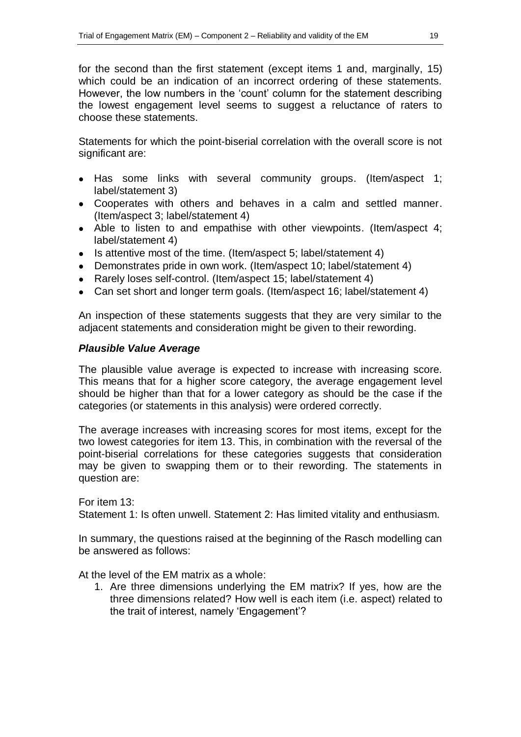for the second than the first statement (except items 1 and, marginally, 15) which could be an indication of an incorrect ordering of these statements. However, the low numbers in the 'count' column for the statement describing the lowest engagement level seems to suggest a reluctance of raters to choose these statements.

Statements for which the point-biserial correlation with the overall score is not significant are:

- Has some links with several community groups. (Item/aspect 1; label/statement 3)
- Cooperates with others and behaves in a calm and settled manner. (Item/aspect 3; label/statement 4)
- Able to listen to and empathise with other viewpoints. (Item/aspect 4; label/statement 4)
- Is attentive most of the time. (Item/aspect 5; label/statement 4)
- Demonstrates pride in own work. (Item/aspect 10; label/statement 4)
- Rarely loses self-control. (Item/aspect 15; label/statement 4)
- Can set short and longer term goals. (Item/aspect 16; label/statement 4)

An inspection of these statements suggests that they are very similar to the adjacent statements and consideration might be given to their rewording.

### *Plausible Value Average*

The plausible value average is expected to increase with increasing score. This means that for a higher score category, the average engagement level should be higher than that for a lower category as should be the case if the categories (or statements in this analysis) were ordered correctly.

The average increases with increasing scores for most items, except for the two lowest categories for item 13. This, in combination with the reversal of the point-biserial correlations for these categories suggests that consideration may be given to swapping them or to their rewording. The statements in question are:

For item 13:
Statement 1: Is often unwell. Statement 2: Has limited vitality and enthusiasm.

In summary, the questions raised at the beginning of the Rasch modelling can be answered as follows:

At the level of the EM matrix as a whole:

1. Are three dimensions underlying the EM matrix? If yes, how are the three dimensions related? How well is each item (i.e. aspect) related to the trait of interest, namely 'Engagement'?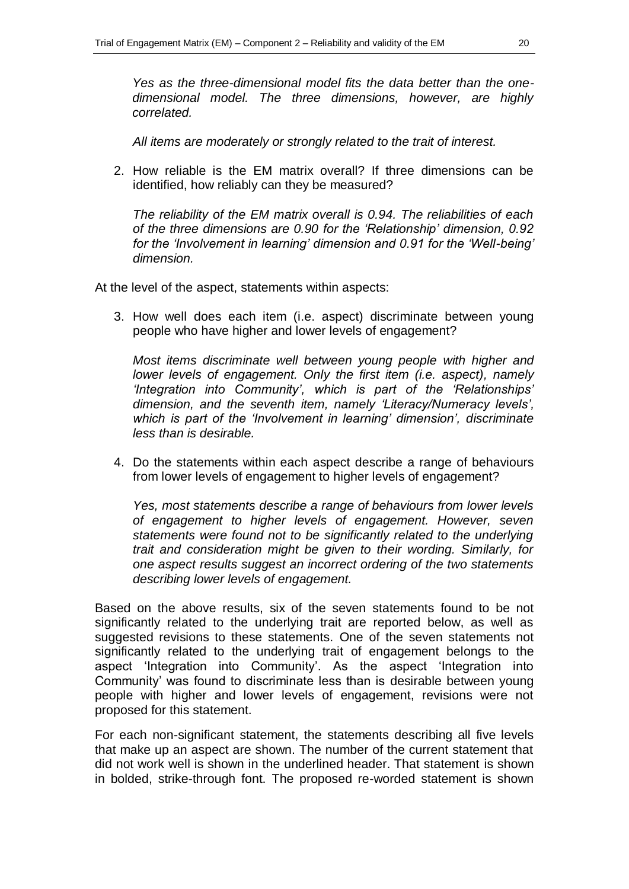*Yes as the three-dimensional model fits the data better than the one-dimensional model. The three dimensions, however, are highly correlated.*

*All items are moderately or strongly related to the trait of interest.*

2. How reliable is the EM matrix overall? If three dimensions can be identified, how reliably can they be measured?

   *The reliability of the EM matrix overall is 0.94. The reliabilities of each of the three dimensions are 0.90 for the 'Relationship' dimension, 0.92 for the 'Involvement in learning' dimension and 0.91 for the 'Well-being' dimension.*

At the level of the aspect, statements within aspects:

3. How well does each item (i.e. aspect) discriminate between young people who have higher and lower levels of engagement?

   *Most items discriminate well between young people with higher and lower levels of engagement. Only the first item (i.e. aspect), namely 'Integration into Community', which is part of the 'Relationships' dimension, and the seventh item, namely 'Literacy/Numeracy levels', which is part of the 'Involvement in learning' dimension', discriminate less than is desirable.*

4. Do the statements within each aspect describe a range of behaviours from lower levels of engagement to higher levels of engagement?

   *Yes, most statements describe a range of behaviours from lower levels of engagement to higher levels of engagement. However, seven statements were found not to be significantly related to the underlying trait and consideration might be given to their wording. Similarly, for one aspect results suggest an incorrect ordering of the two statements describing lower levels of engagement.*

Based on the above results, six of the seven statements found to be not significantly related to the underlying trait are reported below, as well as suggested revisions to these statements. One of the seven statements not significantly related to the underlying trait of engagement belongs to the aspect 'Integration into Community'. As the aspect 'Integration into Community' was found to discriminate less than is desirable between young people with higher and lower levels of engagement, revisions were not proposed for this statement.

For each non-significant statement, the statements describing all five levels that make up an aspect are shown. The number of the current statement that did not work well is shown in the underlined header. That statement is shown in bolded, strike-through font. The proposed re-worded statement is shown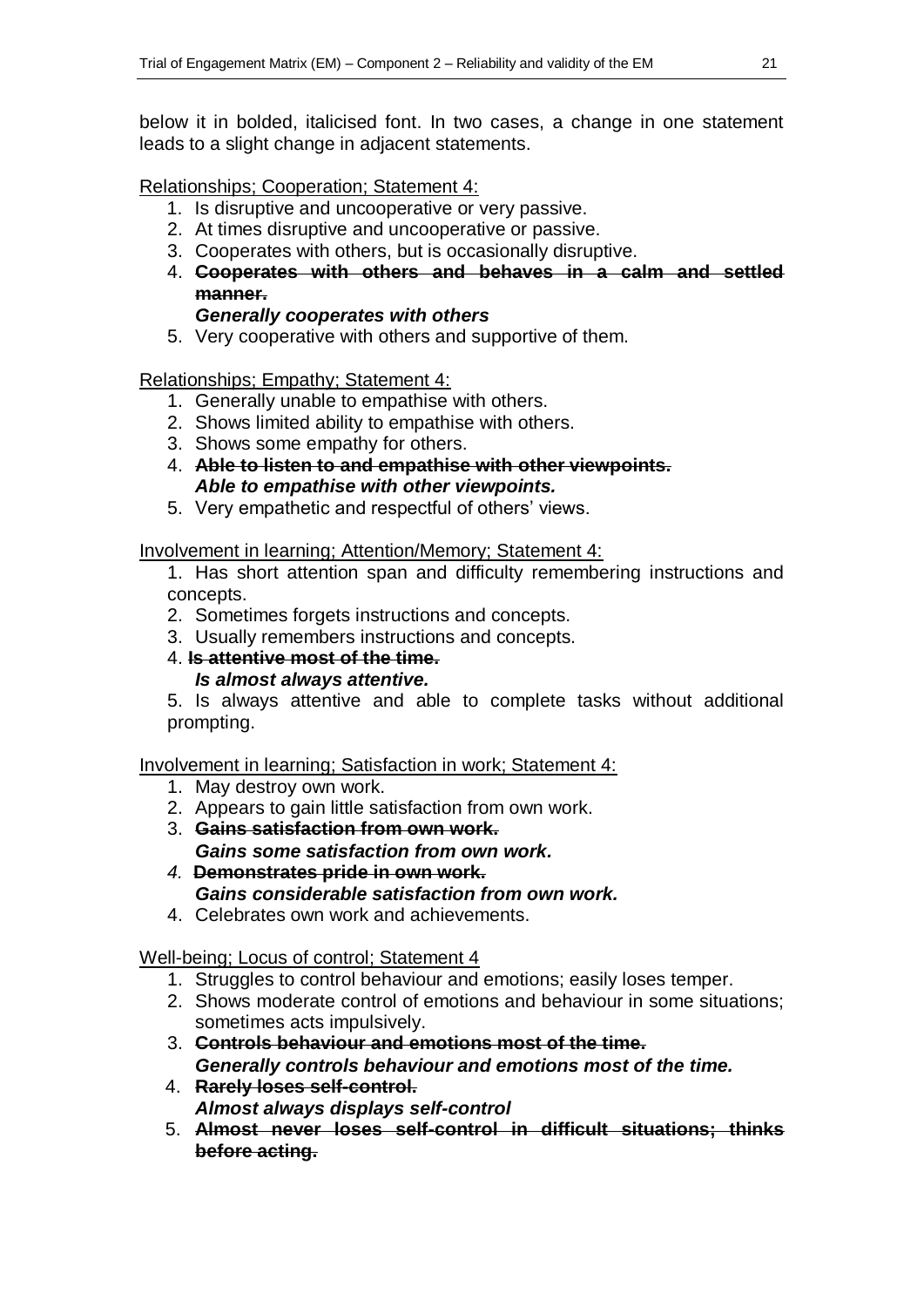below it in bolded, italicised font. In two cases, a change in one statement leads to a slight change in adjacent statements.

Relationships; Cooperation; Statement 4:

1. Is disruptive and uncooperative or very passive.
2. At times disruptive and uncooperative or passive.
3. Cooperates with others, but is occasionally disruptive.
4. ~~**Cooperates with others and behaves in a calm and settled manner.**~~
   ***Generally cooperates with others***
5. Very cooperative with others and supportive of them.

Relationships; Empathy; Statement 4:

1. Generally unable to empathise with others.
2. Shows limited ability to empathise with others.
3. Shows some empathy for others.
4. ~~**Able to listen to and empathise with other viewpoints.**~~
   ***Able to empathise with other viewpoints.***
5. Very empathetic and respectful of others' views.

Involvement in learning; Attention/Memory; Statement 4:

1. Has short attention span and difficulty remembering instructions and concepts.
2. Sometimes forgets instructions and concepts.
3. Usually remembers instructions and concepts.
4. ~~**Is attentive most of the time.**~~
   ***Is almost always attentive.***
5. Is always attentive and able to complete tasks without additional prompting.

Involvement in learning; Satisfaction in work; Statement 4:

1. May destroy own work.
2. Appears to gain little satisfaction from own work.
3. ~~**Gains satisfaction from own work.**~~
   ***Gains some satisfaction from own work.***
4. ~~**Demonstrates pride in own work.**~~
   ***Gains considerable satisfaction from own work.***
4. Celebrates own work and achievements.

Well-being; Locus of control; Statement 4

1. Struggles to control behaviour and emotions; easily loses temper.
2. Shows moderate control of emotions and behaviour in some situations; sometimes acts impulsively.
3. ~~**Controls behaviour and emotions most of the time.**~~
   ***Generally controls behaviour and emotions most of the time.***
4. ~~**Rarely loses self-control.**~~
   ***Almost always displays self-control***
5. ~~**Almost never loses self-control in difficult situations; thinks before acting.**~~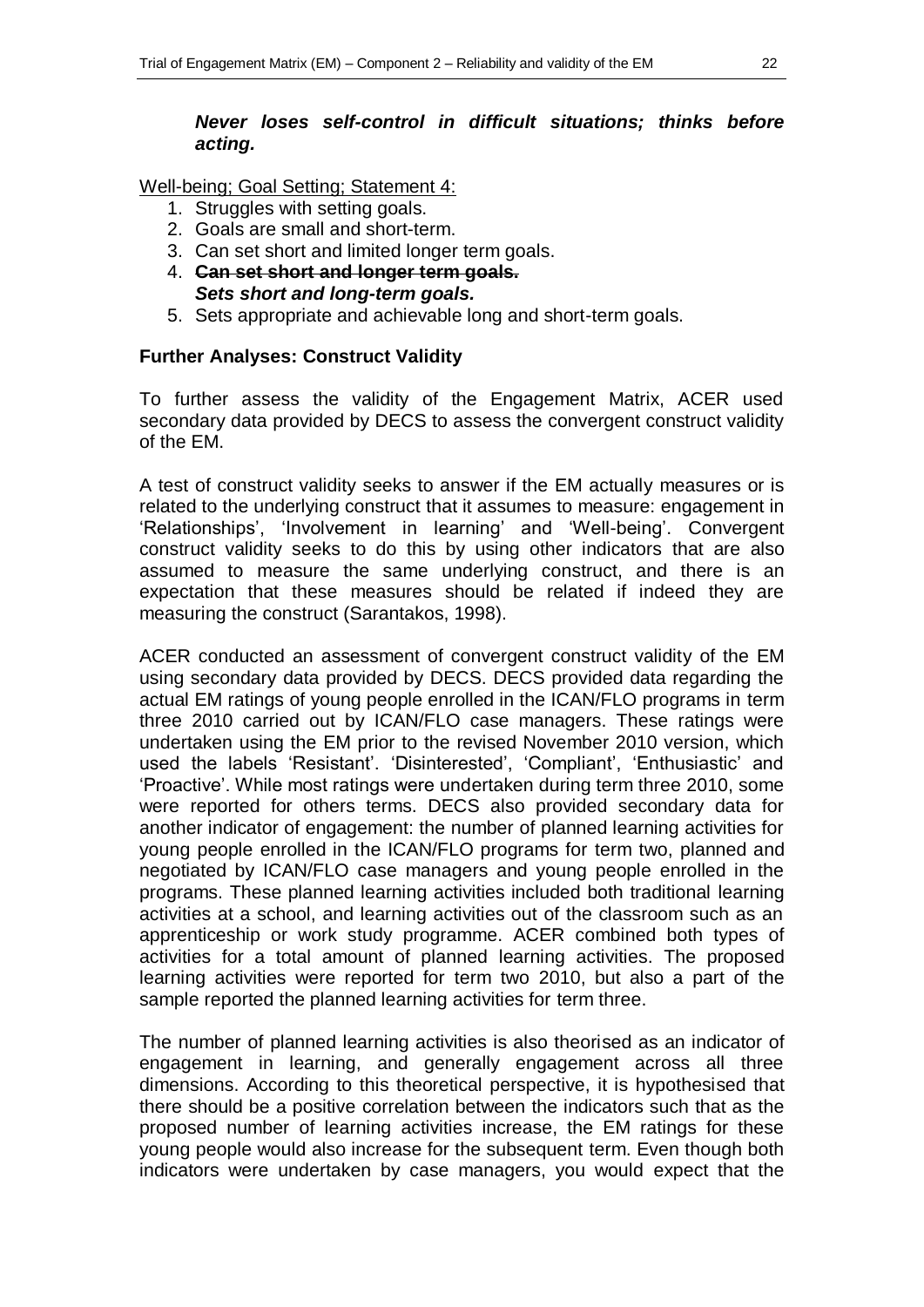***Never loses self-control in difficult situations; thinks before acting.***

Well-being; Goal Setting; Statement 4:

1. Struggles with setting goals.
2. Goals are small and short-term.
3. Can set short and limited longer term goals.
4. ~~**Can set short and longer term goals.**~~
   ***Sets short and long-term goals.***
5. Sets appropriate and achievable long and short-term goals.

**Further Analyses: Construct Validity**

To further assess the validity of the Engagement Matrix, ACER used secondary data provided by DECS to assess the convergent construct validity of the EM.

A test of construct validity seeks to answer if the EM actually measures or is related to the underlying construct that it assumes to measure: engagement in 'Relationships', 'Involvement in learning' and 'Well-being'. Convergent construct validity seeks to do this by using other indicators that are also assumed to measure the same underlying construct, and there is an expectation that these measures should be related if indeed they are measuring the construct (Sarantakos, 1998).

ACER conducted an assessment of convergent construct validity of the EM using secondary data provided by DECS. DECS provided data regarding the actual EM ratings of young people enrolled in the ICAN/FLO programs in term three 2010 carried out by ICAN/FLO case managers. These ratings were undertaken using the EM prior to the revised November 2010 version, which used the labels 'Resistant'. 'Disinterested', 'Compliant', 'Enthusiastic' and 'Proactive'. While most ratings were undertaken during term three 2010, some were reported for others terms. DECS also provided secondary data for another indicator of engagement: the number of planned learning activities for young people enrolled in the ICAN/FLO programs for term two, planned and negotiated by ICAN/FLO case managers and young people enrolled in the programs. These planned learning activities included both traditional learning activities at a school, and learning activities out of the classroom such as an apprenticeship or work study programme. ACER combined both types of activities for a total amount of planned learning activities. The proposed learning activities were reported for term two 2010, but also a part of the sample reported the planned learning activities for term three.

The number of planned learning activities is also theorised as an indicator of engagement in learning, and generally engagement across all three dimensions. According to this theoretical perspective, it is hypothesised that there should be a positive correlation between the indicators such that as the proposed number of learning activities increase, the EM ratings for these young people would also increase for the subsequent term. Even though both indicators were undertaken by case managers, you would expect that the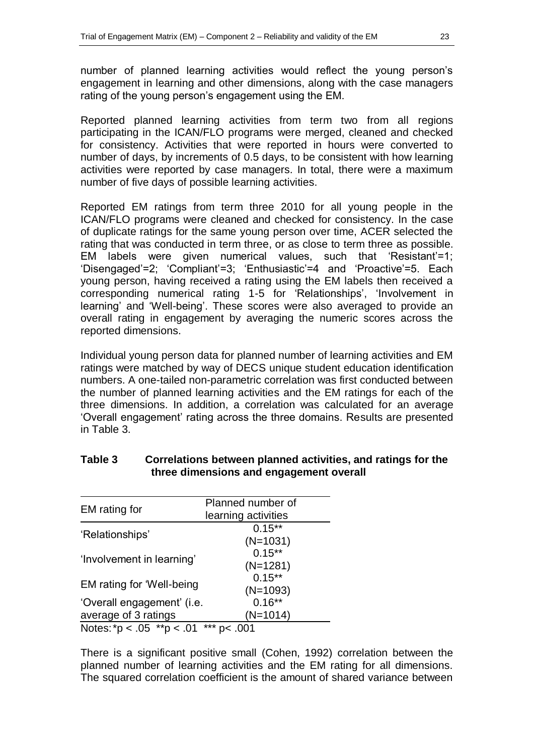number of planned learning activities would reflect the young person's engagement in learning and other dimensions, along with the case managers rating of the young person's engagement using the EM.

Reported planned learning activities from term two from all regions participating in the ICAN/FLO programs were merged, cleaned and checked for consistency. Activities that were reported in hours were converted to number of days, by increments of 0.5 days, to be consistent with how learning activities were reported by case managers. In total, there were a maximum number of five days of possible learning activities.

Reported EM ratings from term three 2010 for all young people in the ICAN/FLO programs were cleaned and checked for consistency. In the case of duplicate ratings for the same young person over time, ACER selected the rating that was conducted in term three, or as close to term three as possible. EM labels were given numerical values, such that 'Resistant'=1; 'Disengaged'=2; 'Compliant'=3; 'Enthusiastic'=4 and 'Proactive'=5. Each young person, having received a rating using the EM labels then received a corresponding numerical rating 1-5 for 'Relationships', 'Involvement in learning' and 'Well-being'. These scores were also averaged to provide an overall rating in engagement by averaging the numeric scores across the reported dimensions.

Individual young person data for planned number of learning activities and EM ratings were matched by way of DECS unique student education identification numbers. A one-tailed non-parametric correlation was first conducted between the number of planned learning activities and the EM ratings for each of the three dimensions. In addition, a correlation was calculated for an average 'Overall engagement' rating across the three domains. Results are presented in Table 3.

**Table 3 Correlations between planned activities, and ratings for the three dimensions and engagement overall**

| EM rating for | Planned number of learning activities |
|---|---|
| 'Relationships' | 0.15** (N=1031) |
| 'Involvement in learning' | 0.15** (N=1281) |
| EM rating for 'Well-being | 0.15** (N=1093) |
| 'Overall engagement' (i.e. average of 3 ratings | 0.16** (N=1014) |

Notes: *p < .05 **p < .01 *** p< .001

There is a significant positive small (Cohen, 1992) correlation between the planned number of learning activities and the EM rating for all dimensions. The squared correlation coefficient is the amount of shared variance between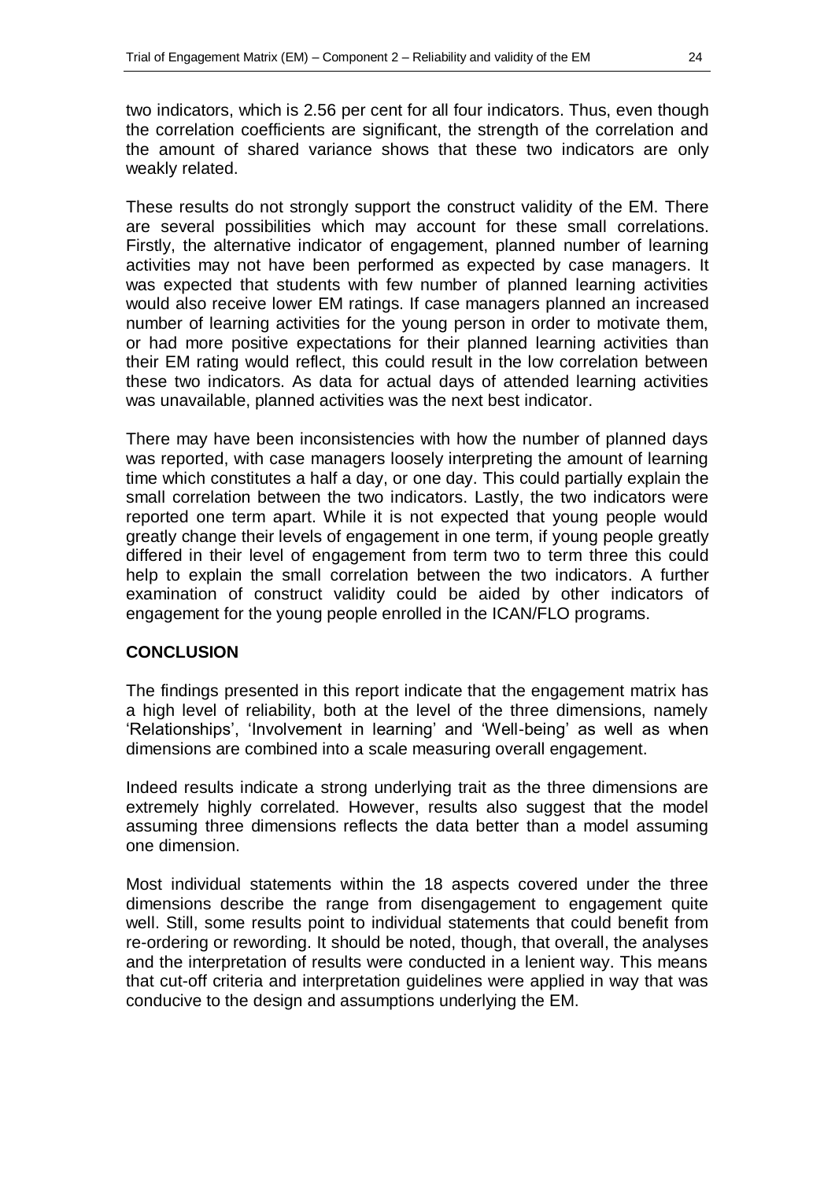two indicators, which is 2.56 per cent for all four indicators. Thus, even though the correlation coefficients are significant, the strength of the correlation and the amount of shared variance shows that these two indicators are only weakly related.

These results do not strongly support the construct validity of the EM. There are several possibilities which may account for these small correlations. Firstly, the alternative indicator of engagement, planned number of learning activities may not have been performed as expected by case managers. It was expected that students with few number of planned learning activities would also receive lower EM ratings. If case managers planned an increased number of learning activities for the young person in order to motivate them, or had more positive expectations for their planned learning activities than their EM rating would reflect, this could result in the low correlation between these two indicators. As data for actual days of attended learning activities was unavailable, planned activities was the next best indicator.

There may have been inconsistencies with how the number of planned days was reported, with case managers loosely interpreting the amount of learning time which constitutes a half a day, or one day. This could partially explain the small correlation between the two indicators. Lastly, the two indicators were reported one term apart. While it is not expected that young people would greatly change their levels of engagement in one term, if young people greatly differed in their level of engagement from term two to term three this could help to explain the small correlation between the two indicators. A further examination of construct validity could be aided by other indicators of engagement for the young people enrolled in the ICAN/FLO programs.

## CONCLUSION

The findings presented in this report indicate that the engagement matrix has a high level of reliability, both at the level of the three dimensions, namely 'Relationships', 'Involvement in learning' and 'Well-being' as well as when dimensions are combined into a scale measuring overall engagement.

Indeed results indicate a strong underlying trait as the three dimensions are extremely highly correlated. However, results also suggest that the model assuming three dimensions reflects the data better than a model assuming one dimension.

Most individual statements within the 18 aspects covered under the three dimensions describe the range from disengagement to engagement quite well. Still, some results point to individual statements that could benefit from re-ordering or rewording. It should be noted, though, that overall, the analyses and the interpretation of results were conducted in a lenient way. This means that cut-off criteria and interpretation guidelines were applied in way that was conducive to the design and assumptions underlying the EM.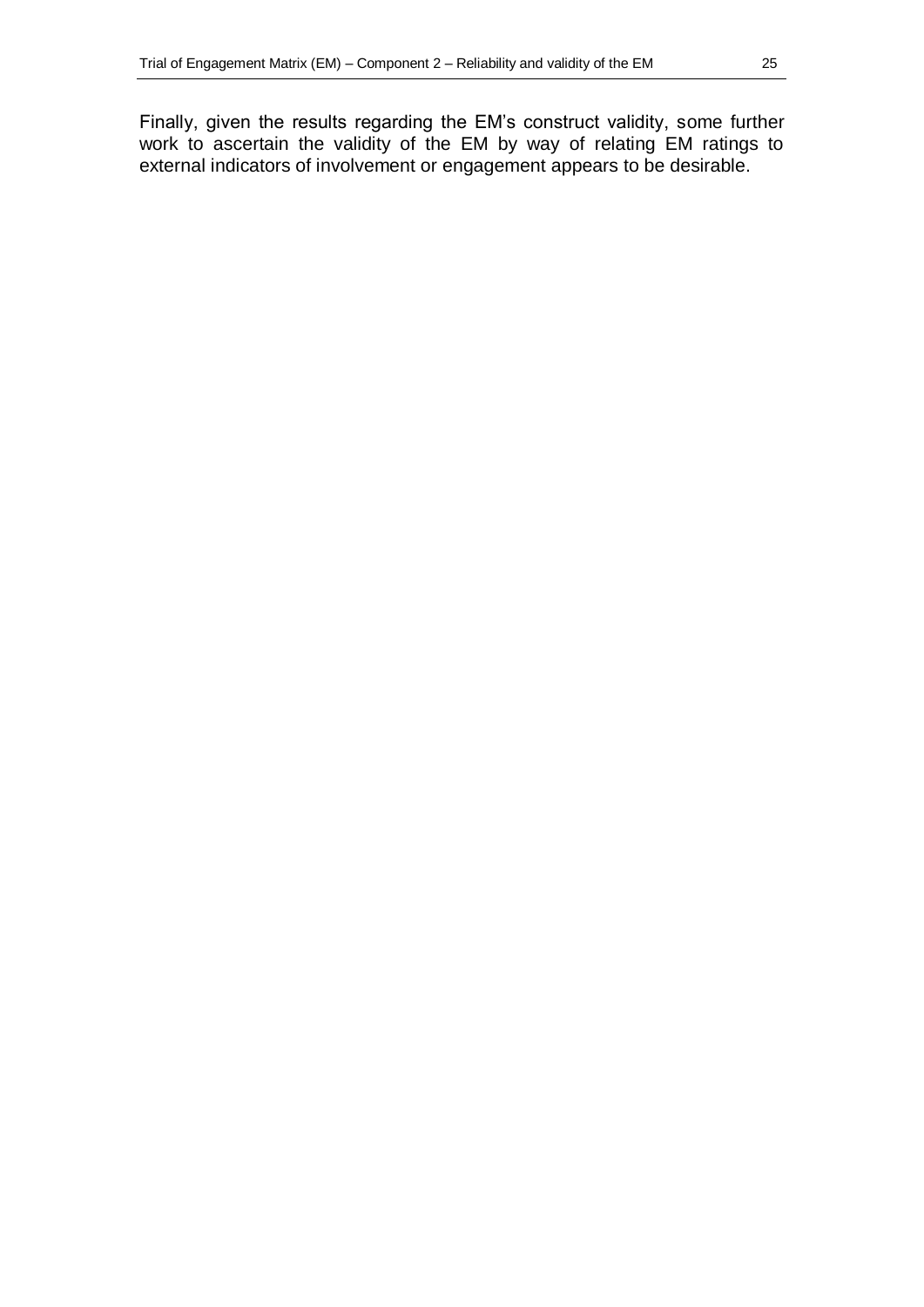Finally, given the results regarding the EM's construct validity, some further work to ascertain the validity of the EM by way of relating EM ratings to external indicators of involvement or engagement appears to be desirable.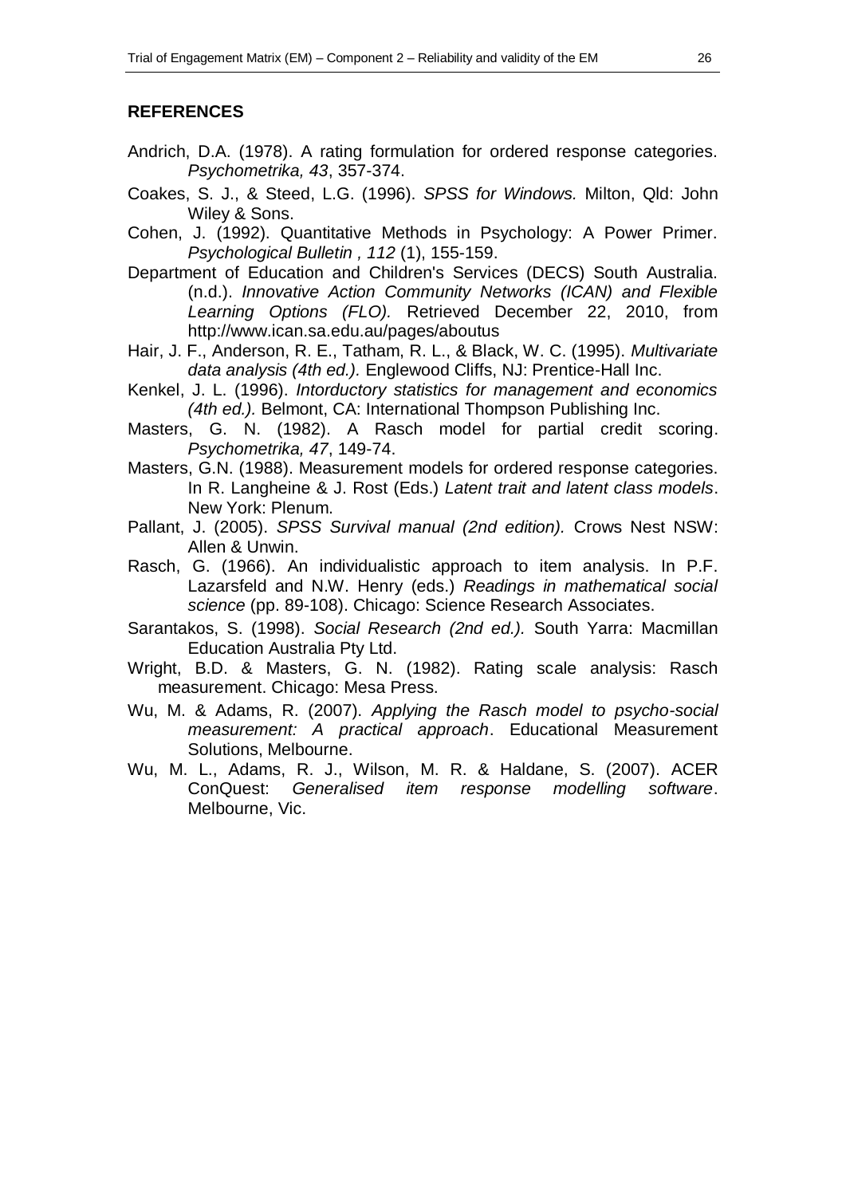## REFERENCES

Andrich, D.A. (1978). A rating formulation for ordered response categories. *Psychometrika, 43*, 357-374.

Coakes, S. J., & Steed, L.G. (1996). *SPSS for Windows.* Milton, Qld: John Wiley & Sons.

Cohen, J. (1992). Quantitative Methods in Psychology: A Power Primer. *Psychological Bulletin , 112* (1), 155-159.

Department of Education and Children's Services (DECS) South Australia. (n.d.). *Innovative Action Community Networks (ICAN) and Flexible Learning Options (FLO).* Retrieved December 22, 2010, from http://www.ican.sa.edu.au/pages/aboutus

Hair, J. F., Anderson, R. E., Tatham, R. L., & Black, W. C. (1995). *Multivariate data analysis (4th ed.).* Englewood Cliffs, NJ: Prentice-Hall Inc.

Kenkel, J. L. (1996). *Intorductory statistics for management and economics (4th ed.).* Belmont, CA: International Thompson Publishing Inc.

Masters, G. N. (1982). A Rasch model for partial credit scoring. *Psychometrika, 47*, 149-74.

Masters, G.N. (1988). Measurement models for ordered response categories. In R. Langheine & J. Rost (Eds.) *Latent trait and latent class models*. New York: Plenum.

Pallant, J. (2005). *SPSS Survival manual (2nd edition).* Crows Nest NSW: Allen & Unwin.

Rasch, G. (1966). An individualistic approach to item analysis. In P.F. Lazarsfeld and N.W. Henry (eds.) *Readings in mathematical social science* (pp. 89-108). Chicago: Science Research Associates.

Sarantakos, S. (1998). *Social Research (2nd ed.).* South Yarra: Macmillan Education Australia Pty Ltd.

Wright, B.D. & Masters, G. N. (1982). Rating scale analysis: Rasch measurement. Chicago: Mesa Press.

Wu, M. & Adams, R. (2007). *Applying the Rasch model to psycho-social measurement: A practical approach*. Educational Measurement Solutions, Melbourne.

Wu, M. L., Adams, R. J., Wilson, M. R. & Haldane, S. (2007). ACER ConQuest: *Generalised item response modelling software*. Melbourne, Vic.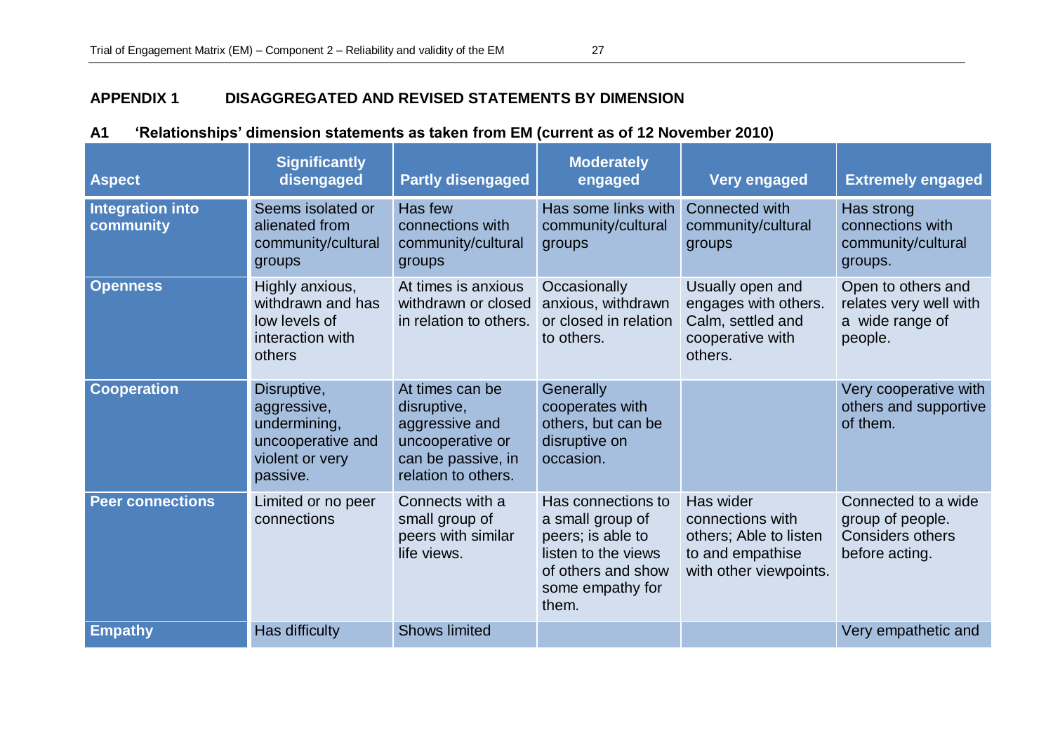## APPENDIX 1 DISAGGREGATED AND REVISED STATEMENTS BY DIMENSION

### A1 'Relationships' dimension statements as taken from EM (current as of 12 November 2010)

| Aspect | Significantly disengaged | Partly disengaged | Moderately engaged | Very engaged | Extremely engaged |
|---|---|---|---|---|---|
| **Integration into community** | Seems isolated or alienated from community/cultural groups | Has few connections with community/cultural groups | Has some links with community/cultural groups | Connected with community/cultural groups | Has strong connections with community/cultural groups. |
| **Openness** | Highly anxious, withdrawn and has low levels of interaction with others | At times is anxious withdrawn or closed in relation to others. | Occasionally anxious, withdrawn or closed in relation to others. | Usually open and engages with others. Calm, settled and cooperative with others. | Open to others and relates very well with a wide range of people. |
| **Cooperation** | Disruptive, aggressive, undermining, uncooperative and violent or very passive. | At times can be disruptive, aggressive and uncooperative or can be passive, in relation to others. | Generally cooperates with others, but can be disruptive on occasion. | | Very cooperative with others and supportive of them. |
| **Peer connections** | Limited or no peer connections | Connects with a small group of peers with similar life views. | Has connections to a small group of peers; is able to listen to the views of others and show some empathy for them. | Has wider connections with others; Able to listen to and empathise with other viewpoints. | Connected to a wide group of people. Considers others before acting. |
| **Empathy** | Has difficulty | Shows limited | | | Very empathetic and |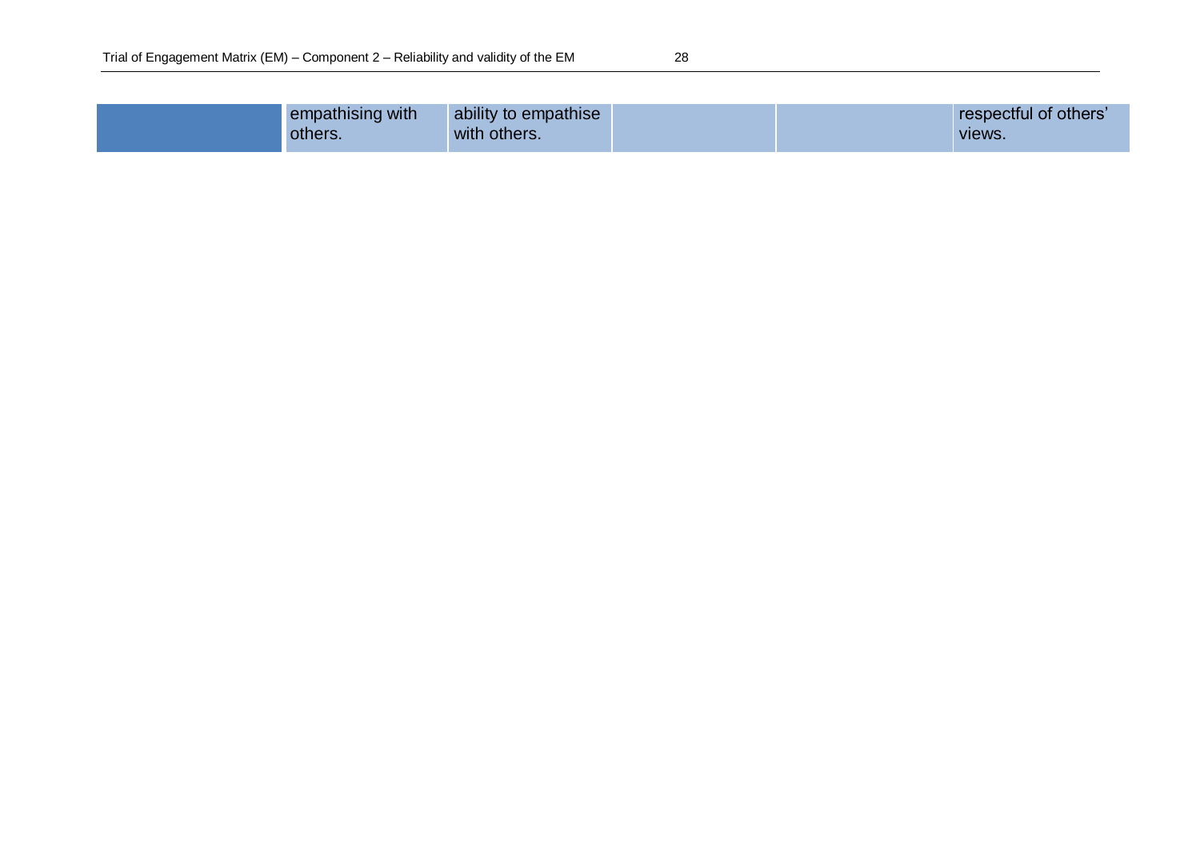| | | | | | |
|---|---|---|---|---|---|
| | empathising with others. | ability to empathise with others. | | | respectful of others' views. |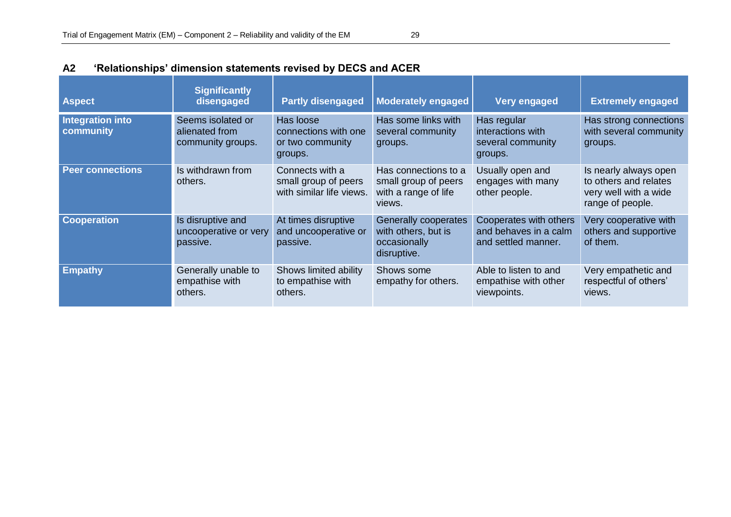## A2 'Relationships' dimension statements revised by DECS and ACER

| Aspect | Significantly disengaged | Partly disengaged | Moderately engaged | Very engaged | Extremely engaged |
|---|---|---|---|---|---|
| **Integration into community** | Seems isolated or alienated from community groups. | Has loose connections with one or two community groups. | Has some links with several community groups. | Has regular interactions with several community groups. | Has strong connections with several community groups. |
| **Peer connections** | Is withdrawn from others. | Connects with a small group of peers with similar life views. | Has connections to a small group of peers with a range of life views. | Usually open and engages with many other people. | Is nearly always open to others and relates very well with a wide range of people. |
| **Cooperation** | Is disruptive and uncooperative or very passive. | At times disruptive and uncooperative or passive. | Generally cooperates with others, but is occasionally disruptive. | Cooperates with others and behaves in a calm and settled manner. | Very cooperative with others and supportive of them. |
| **Empathy** | Generally unable to empathise with others. | Shows limited ability to empathise with others. | Shows some empathy for others. | Able to listen to and empathise with other viewpoints. | Very empathetic and respectful of others' views. |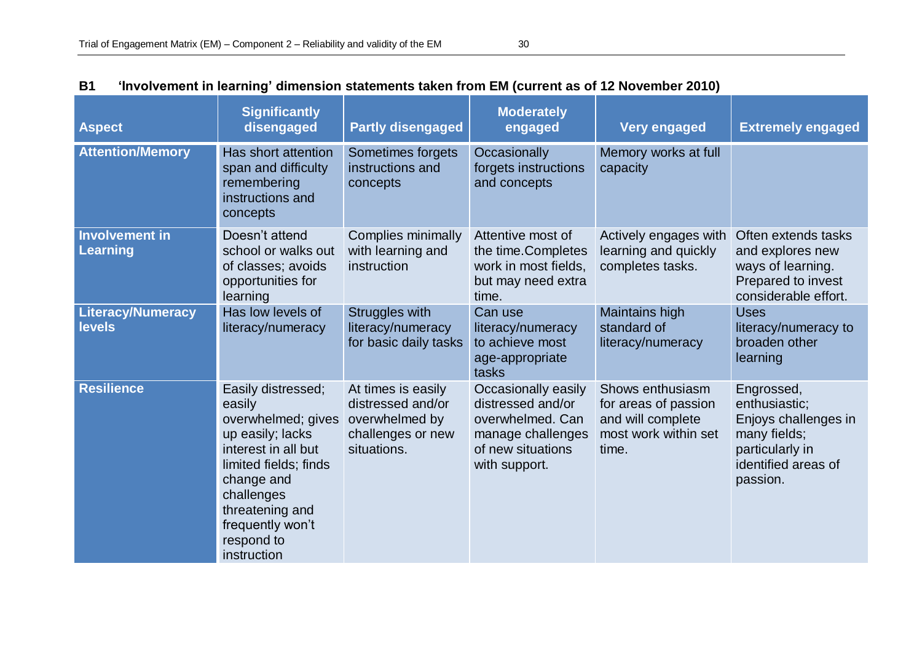## B1 'Involvement in learning' dimension statements taken from EM (current as of 12 November 2010)

| Aspect | Significantly disengaged | Partly disengaged | Moderately engaged | Very engaged | Extremely engaged |
|---|---|---|---|---|---|
| **Attention/Memory** | Has short attention span and difficulty remembering instructions and concepts | Sometimes forgets instructions and concepts | Occasionally forgets instructions and concepts | Memory works at full capacity | |
| **Involvement in Learning** | Doesn't attend school or walks out of classes; avoids opportunities for learning | Complies minimally with learning and instruction | Attentive most of the time.Completes work in most fields, but may need extra time. | Actively engages with learning and quickly completes tasks. | Often extends tasks and explores new ways of learning. Prepared to invest considerable effort. |
| **Literacy/Numeracy levels** | Has low levels of literacy/numeracy | Struggles with literacy/numeracy for basic daily tasks | Can use literacy/numeracy to achieve most age-appropriate tasks | Maintains high standard of literacy/numeracy | Uses literacy/numeracy to broaden other learning |
| **Resilience** | Easily distressed; easily overwhelmed; gives up easily; lacks interest in all but limited fields; finds change and challenges threatening and frequently won't respond to instruction | At times is easily distressed and/or overwhelmed by challenges or new situations. | Occasionally easily distressed and/or overwhelmed. Can manage challenges of new situations with support. | Shows enthusiasm for areas of passion and will complete most work within set time. | Engrossed, enthusiastic; Enjoys challenges in many fields; particularly in identified areas of passion. |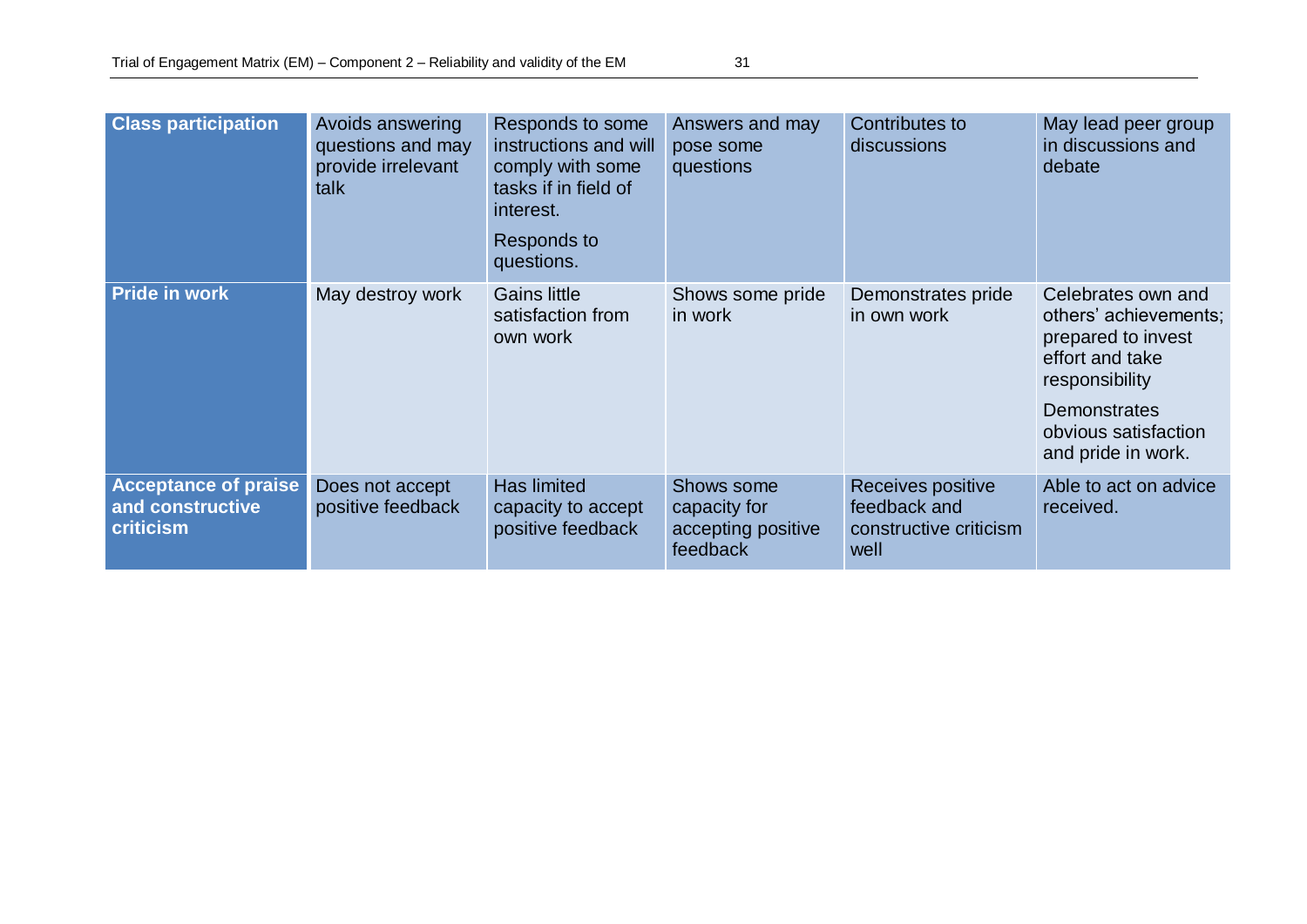| **Class participation** | Avoids answering questions and may provide irrelevant talk | Responds to some instructions and will comply with some tasks if in field of interest.<br><br>Responds to questions. | Answers and may pose some questions | Contributes to discussions | May lead peer group in discussions and debate |
|---|---|---|---|---|---|
| **Pride in work** | May destroy work | Gains little satisfaction from own work | Shows some pride in work | Demonstrates pride in own work | Celebrates own and others' achievements; prepared to invest effort and take responsibility<br><br>Demonstrates obvious satisfaction and pride in work. |
| **Acceptance of praise and constructive criticism** | Does not accept positive feedback | Has limited capacity to accept positive feedback | Shows some capacity for accepting positive feedback | Receives positive feedback and constructive criticism well | Able to act on advice received. |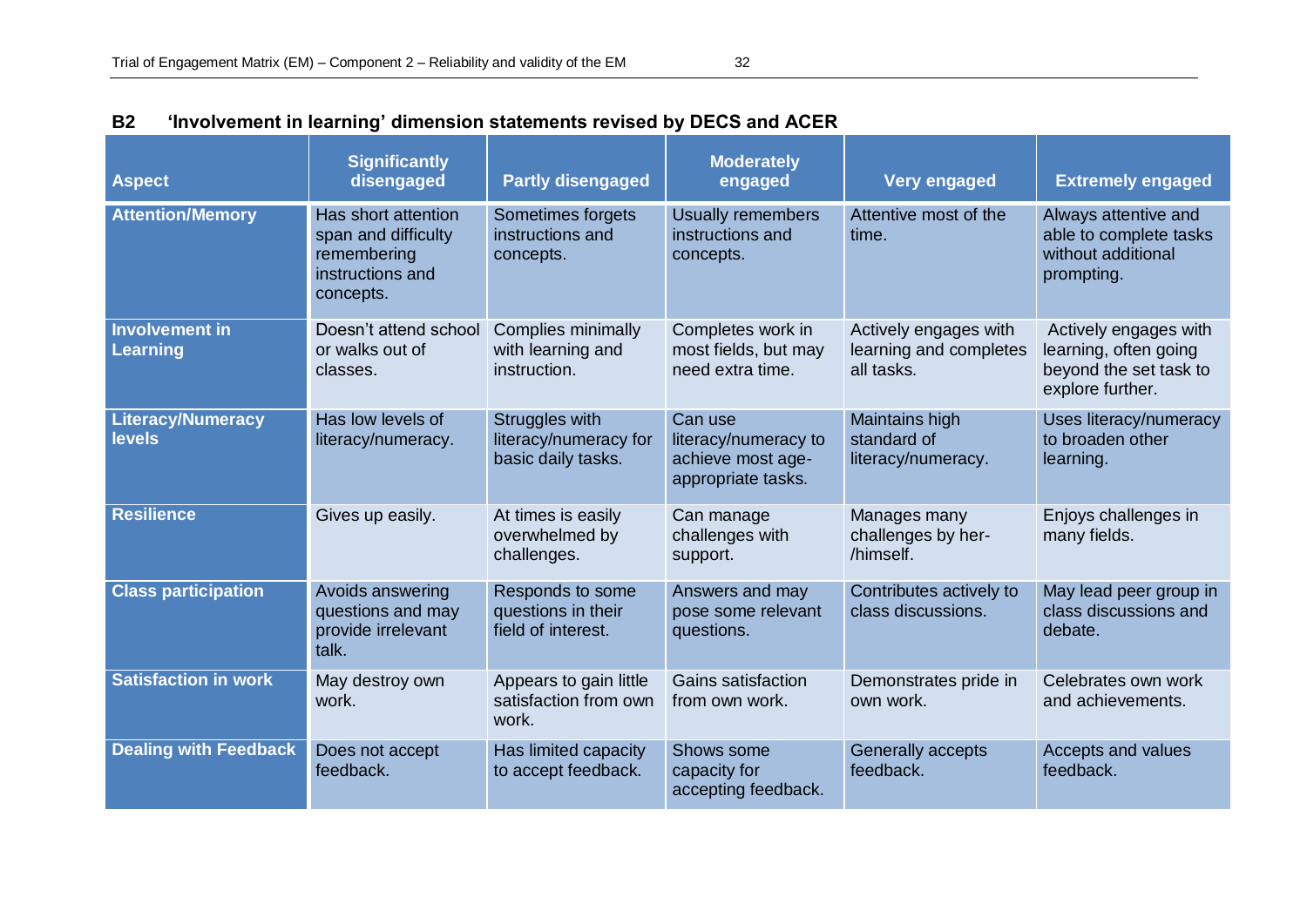## B2 'Involvement in learning' dimension statements revised by DECS and ACER

| Aspect | Significantly disengaged | Partly disengaged | Moderately engaged | Very engaged | Extremely engaged |
|---|---|---|---|---|---|
| **Attention/Memory** | Has short attention span and difficulty remembering instructions and concepts. | Sometimes forgets instructions and concepts. | Usually remembers instructions and concepts. | Attentive most of the time. | Always attentive and able to complete tasks without additional prompting. |
| **Involvement in Learning** | Doesn't attend school or walks out of classes. | Complies minimally with learning and instruction. | Completes work in most fields, but may need extra time. | Actively engages with learning and completes all tasks. | Actively engages with learning, often going beyond the set task to explore further. |
| **Literacy/Numeracy levels** | Has low levels of literacy/numeracy. | Struggles with literacy/numeracy for basic daily tasks. | Can use literacy/numeracy to achieve most age-appropriate tasks. | Maintains high standard of literacy/numeracy. | Uses literacy/numeracy to broaden other learning. |
| **Resilience** | Gives up easily. | At times is easily overwhelmed by challenges. | Can manage challenges with support. | Manages many challenges by her-/himself. | Enjoys challenges in many fields. |
| **Class participation** | Avoids answering questions and may provide irrelevant talk. | Responds to some questions in their field of interest. | Answers and may pose some relevant questions. | Contributes actively to class discussions. | May lead peer group in class discussions and debate. |
| **Satisfaction in work** | May destroy own work. | Appears to gain little satisfaction from own work. | Gains satisfaction from own work. | Demonstrates pride in own work. | Celebrates own work and achievements. |
| **Dealing with Feedback** | Does not accept feedback. | Has limited capacity to accept feedback. | Shows some capacity for accepting feedback. | Generally accepts feedback. | Accepts and values feedback. |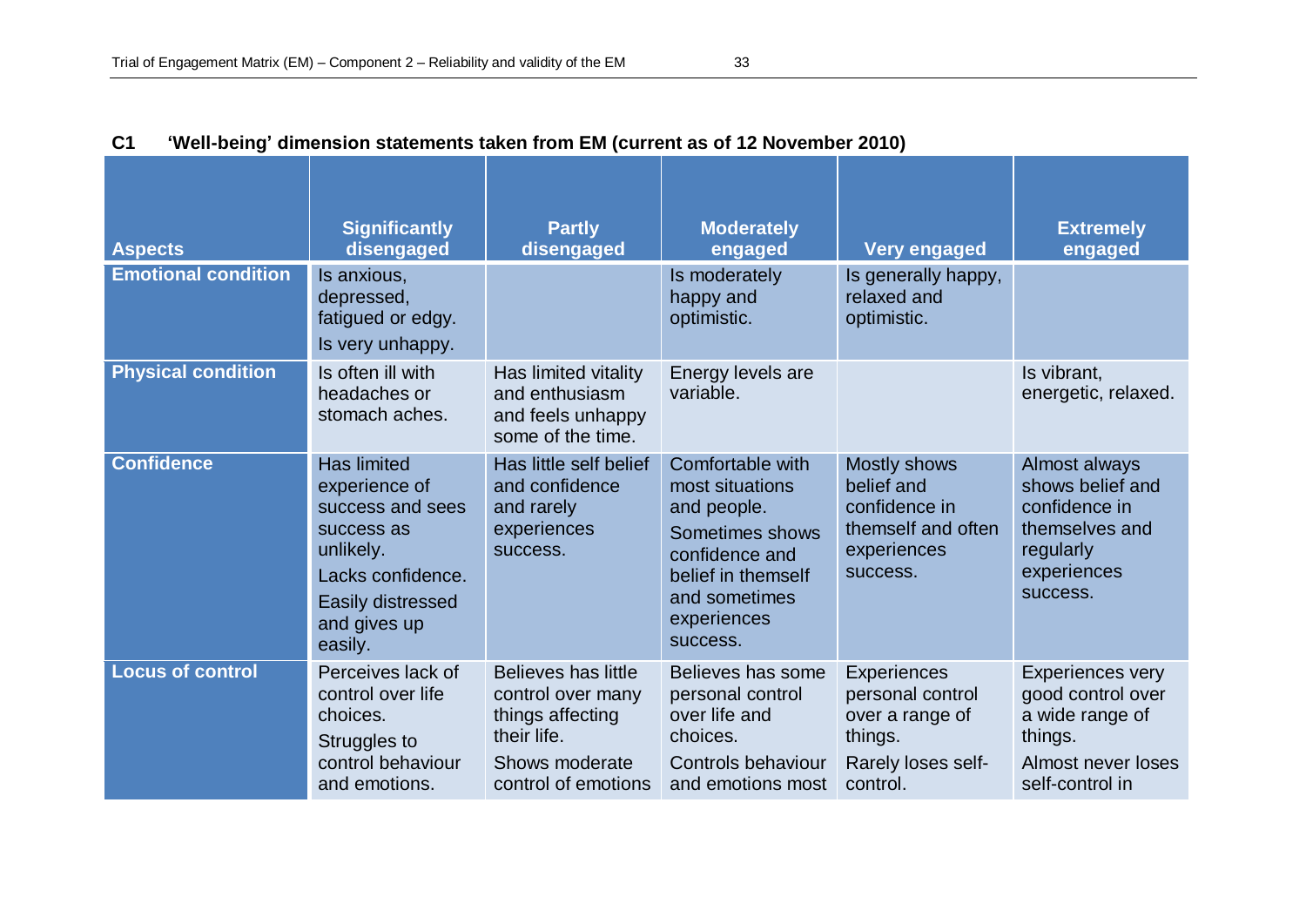## C1 'Well-being' dimension statements taken from EM (current as of 12 November 2010)

| Aspects | Significantly disengaged | Partly disengaged | Moderately engaged | Very engaged | Extremely engaged |
|---|---|---|---|---|---|
| **Emotional condition** | Is anxious, depressed, fatigued or edgy. Is very unhappy. | | Is moderately happy and optimistic. | Is generally happy, relaxed and optimistic. | |
| **Physical condition** | Is often ill with headaches or stomach aches. | Has limited vitality and enthusiasm and feels unhappy some of the time. | Energy levels are variable. | | Is vibrant, energetic, relaxed. |
| **Confidence** | Has limited experience of success and sees success as unlikely. Lacks confidence. Easily distressed and gives up easily. | Has little self belief and confidence and rarely experiences success. | Comfortable with most situations and people. Sometimes shows confidence and belief in themself and sometimes experiences success. | Mostly shows belief and confidence in themself and often experiences success. | Almost always shows belief and confidence in themselves and regularly experiences success. |
| **Locus of control** | Perceives lack of control over life choices. Struggles to control behaviour and emotions. | Believes has little control over many things affecting their life. Shows moderate control of emotions | Believes has some personal control over life and choices. Controls behaviour and emotions most | Experiences personal control over a range of things. Rarely loses self-control. | Experiences very good control over a wide range of things. Almost never loses self-control in |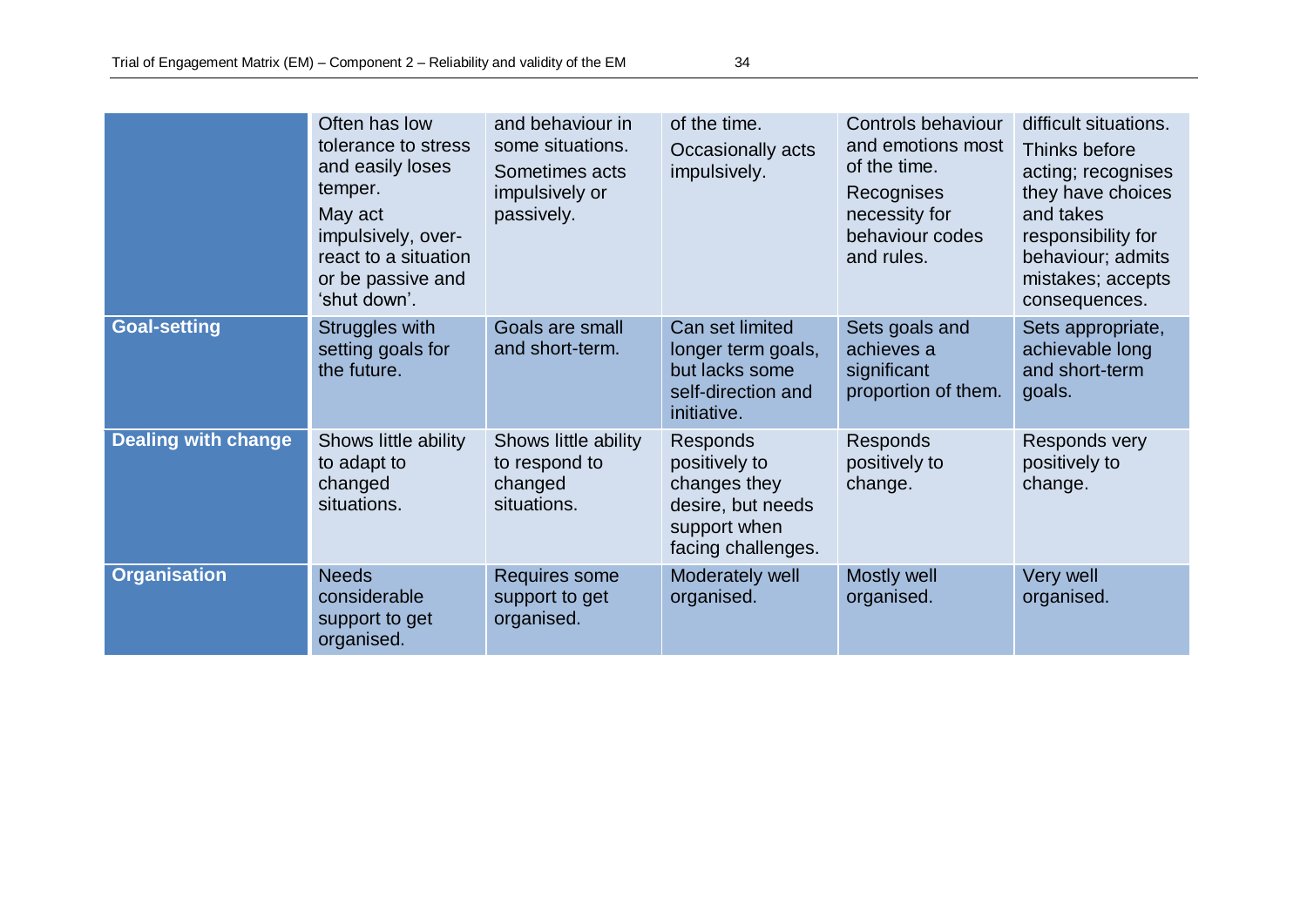| | | | | | |
|---|---|---|---|---|---|
| | Often has low tolerance to stress and easily loses temper. May act impulsively, over-react to a situation or be passive and 'shut down'. | and behaviour in some situations. Sometimes acts impulsively or passively. | of the time. Occasionally acts impulsively. | Controls behaviour and emotions most of the time. Recognises necessity for behaviour codes and rules. | difficult situations. Thinks before acting; recognises they have choices and takes responsibility for behaviour; admits mistakes; accepts consequences. |
| **Goal-setting** | Struggles with setting goals for the future. | Goals are small and short-term. | Can set limited longer term goals, but lacks some self-direction and initiative. | Sets goals and achieves a significant proportion of them. | Sets appropriate, achievable long and short-term goals. |
| **Dealing with change** | Shows little ability to adapt to changed situations. | Shows little ability to respond to changed situations. | Responds positively to changes they desire, but needs support when facing challenges. | Responds positively to change. | Responds very positively to change. |
| **Organisation** | Needs considerable support to get organised. | Requires some support to get organised. | Moderately well organised. | Mostly well organised. | Very well organised. |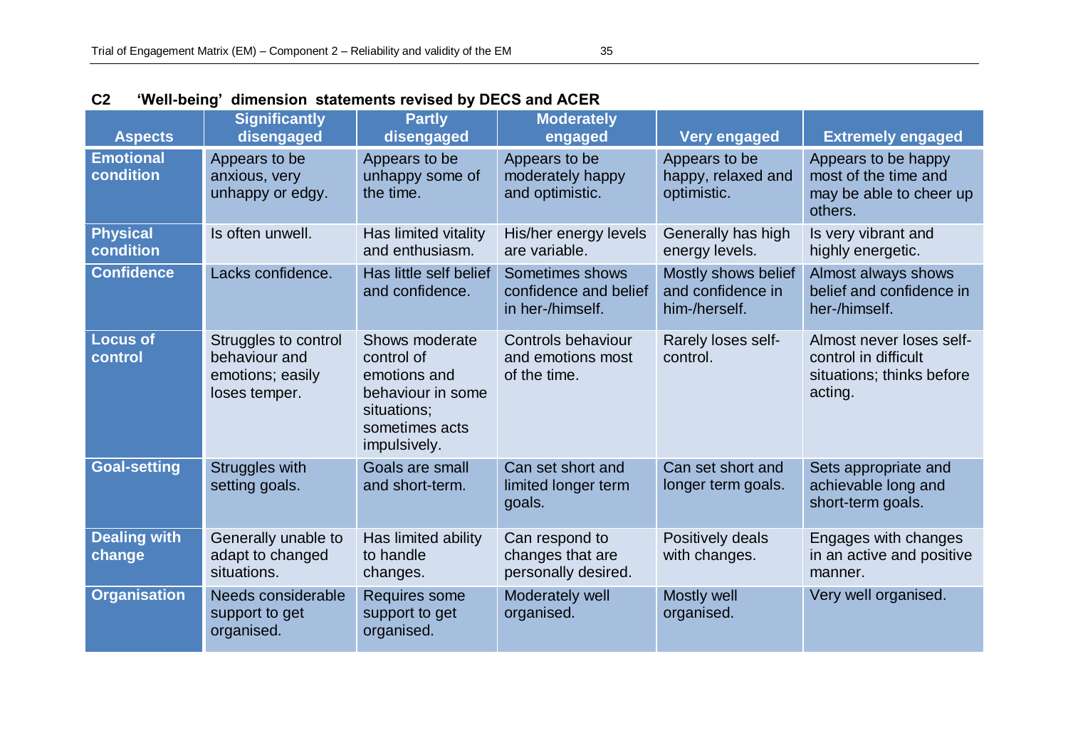## C2 'Well-being' dimension statements revised by DECS and ACER

| Aspects | Significantly disengaged | Partly disengaged | Moderately engaged | Very engaged | Extremely engaged |
|---|---|---|---|---|---|
| **Emotional condition** | Appears to be anxious, very unhappy or edgy. | Appears to be unhappy some of the time. | Appears to be moderately happy and optimistic. | Appears to be happy, relaxed and optimistic. | Appears to be happy most of the time and may be able to cheer up others. |
| **Physical condition** | Is often unwell. | Has limited vitality and enthusiasm. | His/her energy levels are variable. | Generally has high energy levels. | Is very vibrant and highly energetic. |
| **Confidence** | Lacks confidence. | Has little self belief and confidence. | Sometimes shows confidence and belief in her-/himself. | Mostly shows belief and confidence in him-/herself. | Almost always shows belief and confidence in her-/himself. |
| **Locus of control** | Struggles to control behaviour and emotions; easily loses temper. | Shows moderate control of emotions and behaviour in some situations; sometimes acts impulsively. | Controls behaviour and emotions most of the time. | Rarely loses self-control. | Almost never loses self-control in difficult situations; thinks before acting. |
| **Goal-setting** | Struggles with setting goals. | Goals are small and short-term. | Can set short and limited longer term goals. | Can set short and longer term goals. | Sets appropriate and achievable long and short-term goals. |
| **Dealing with change** | Generally unable to adapt to changed situations. | Has limited ability to handle changes. | Can respond to changes that are personally desired. | Positively deals with changes. | Engages with changes in an active and positive manner. |
| **Organisation** | Needs considerable support to get organised. | Requires some support to get organised. | Moderately well organised. | Mostly well organised. | Very well organised. |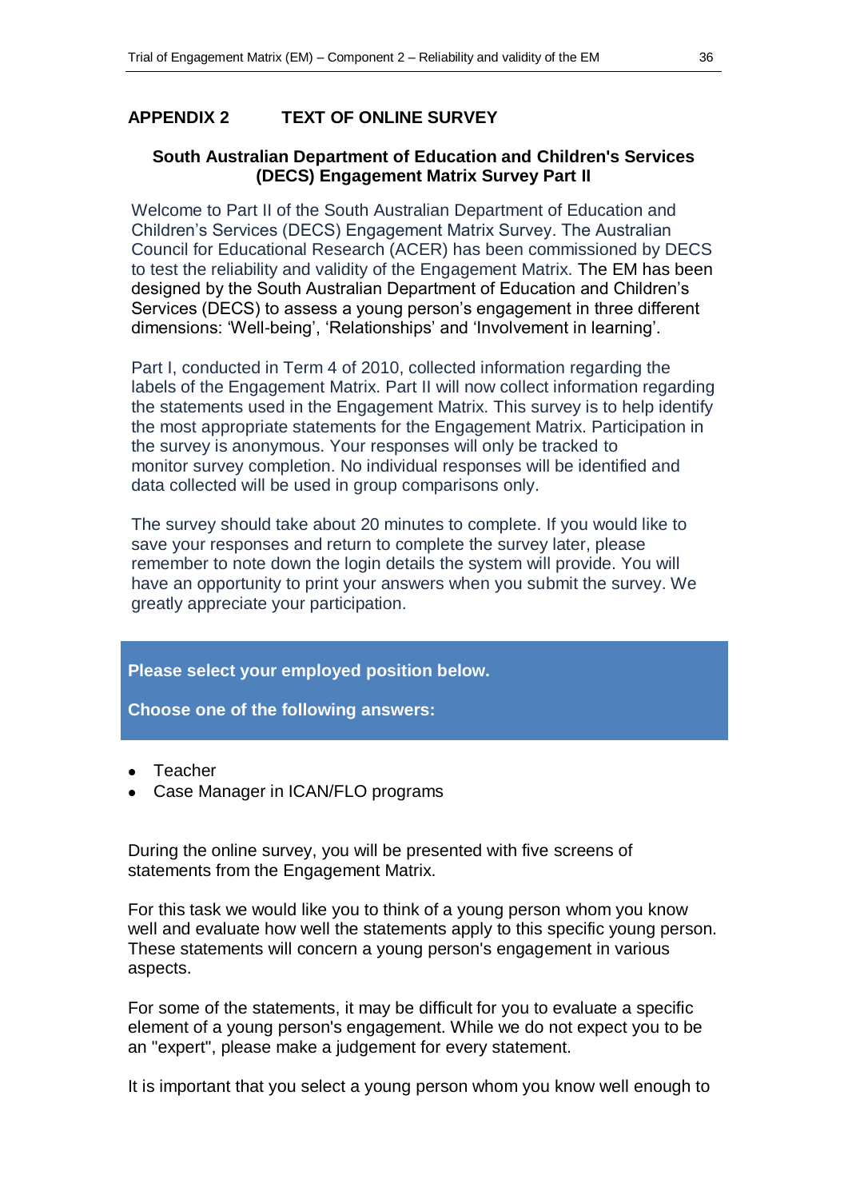## APPENDIX 2 TEXT OF ONLINE SURVEY

### South Australian Department of Education and Children's Services (DECS) Engagement Matrix Survey Part II

Welcome to Part II of the South Australian Department of Education and Children's Services (DECS) Engagement Matrix Survey. The Australian Council for Educational Research (ACER) has been commissioned by DECS to test the reliability and validity of the Engagement Matrix. The EM has been designed by the South Australian Department of Education and Children's Services (DECS) to assess a young person's engagement in three different dimensions: 'Well-being', 'Relationships' and 'Involvement in learning'.

Part I, conducted in Term 4 of 2010, collected information regarding the labels of the Engagement Matrix. Part II will now collect information regarding the statements used in the Engagement Matrix. This survey is to help identify the most appropriate statements for the Engagement Matrix. Participation in the survey is anonymous. Your responses will only be tracked to monitor survey completion. No individual responses will be identified and data collected will be used in group comparisons only.

The survey should take about 20 minutes to complete. If you would like to save your responses and return to complete the survey later, please remember to note down the login details the system will provide. You will have an opportunity to print your answers when you submit the survey. We greatly appreciate your participation.

**Please select your employed position below.**

**Choose one of the following answers:**

- Teacher
- Case Manager in ICAN/FLO programs

During the online survey, you will be presented with five screens of statements from the Engagement Matrix.

For this task we would like you to think of a young person whom you know well and evaluate how well the statements apply to this specific young person. These statements will concern a young person's engagement in various aspects.

For some of the statements, it may be difficult for you to evaluate a specific element of a young person's engagement. While we do not expect you to be an "expert", please make a judgement for every statement.

It is important that you select a young person whom you know well enough to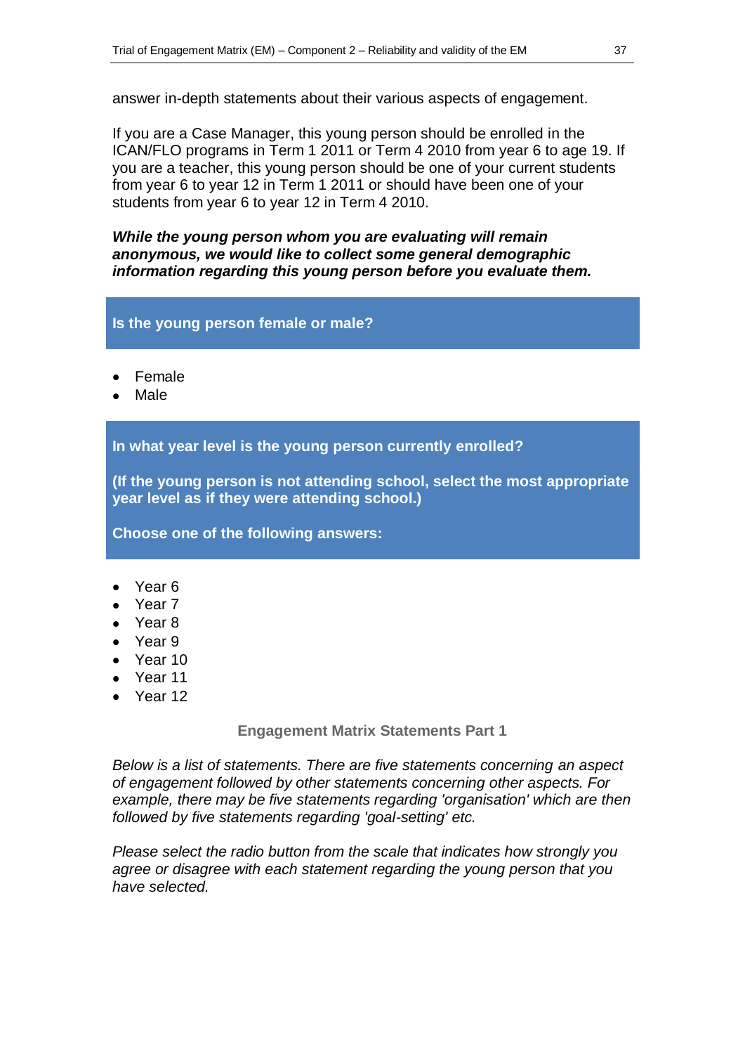answer in-depth statements about their various aspects of engagement.

If you are a Case Manager, this young person should be enrolled in the ICAN/FLO programs in Term 1 2011 or Term 4 2010 from year 6 to age 19. If you are a teacher, this young person should be one of your current students from year 6 to year 12 in Term 1 2011 or should have been one of your students from year 6 to year 12 in Term 4 2010.

***While the young person whom you are evaluating will remain anonymous, we would like to collect some general demographic information regarding this young person before you evaluate them.***

**Is the young person female or male?**

- Female
- Male

**In what year level is the young person currently enrolled?**

**(If the young person is not attending school, select the most appropriate year level as if they were attending school.)**

**Choose one of the following answers:**

- Year 6
- Year 7
- Year 8
- Year 9
- Year 10
- Year 11
- Year 12

### Engagement Matrix Statements Part 1

*Below is a list of statements. There are five statements concerning an aspect of engagement followed by other statements concerning other aspects. For example, there may be five statements regarding 'organisation' which are then followed by five statements regarding 'goal-setting' etc.*

*Please select the radio button from the scale that indicates how strongly you agree or disagree with each statement regarding the young person that you have selected.*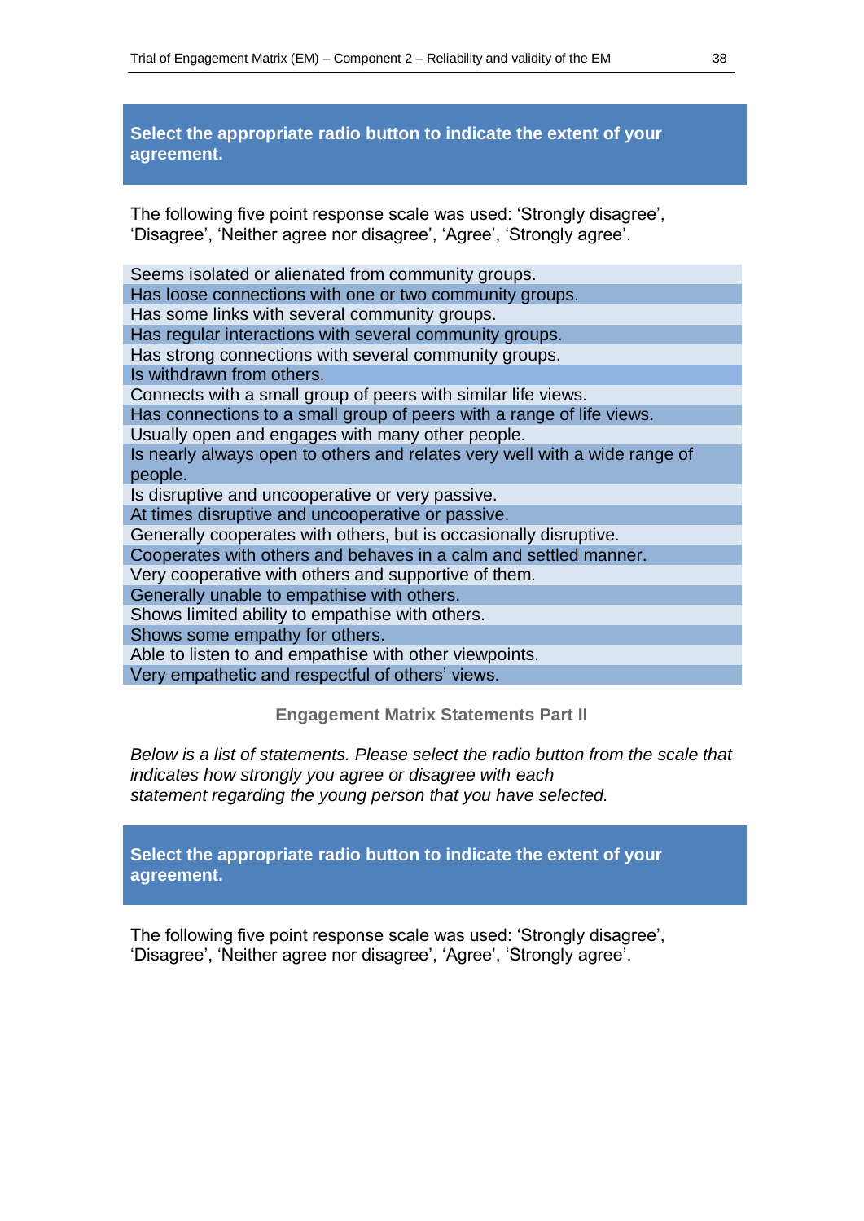**Select the appropriate radio button to indicate the extent of your agreement.**

The following five point response scale was used: 'Strongly disagree', 'Disagree', 'Neither agree nor disagree', 'Agree', 'Strongly agree'.

| |
|---|
| Seems isolated or alienated from community groups. |
| Has loose connections with one or two community groups. |
| Has some links with several community groups. |
| Has regular interactions with several community groups. |
| Has strong connections with several community groups. |
| Is withdrawn from others. |
| Connects with a small group of peers with similar life views. |
| Has connections to a small group of peers with a range of life views. |
| Usually open and engages with many other people. |
| Is nearly always open to others and relates very well with a wide range of people. |
| Is disruptive and uncooperative or very passive. |
| At times disruptive and uncooperative or passive. |
| Generally cooperates with others, but is occasionally disruptive. |
| Cooperates with others and behaves in a calm and settled manner. |
| Very cooperative with others and supportive of them. |
| Generally unable to empathise with others. |
| Shows limited ability to empathise with others. |
| Shows some empathy for others. |
| Able to listen to and empathise with other viewpoints. |
| Very empathetic and respectful of others' views. |

**Engagement Matrix Statements Part II**

*Below is a list of statements. Please select the radio button from the scale that indicates how strongly you agree or disagree with each statement regarding the young person that you have selected.*

**Select the appropriate radio button to indicate the extent of your agreement.**

The following five point response scale was used: 'Strongly disagree', 'Disagree', 'Neither agree nor disagree', 'Agree', 'Strongly agree'.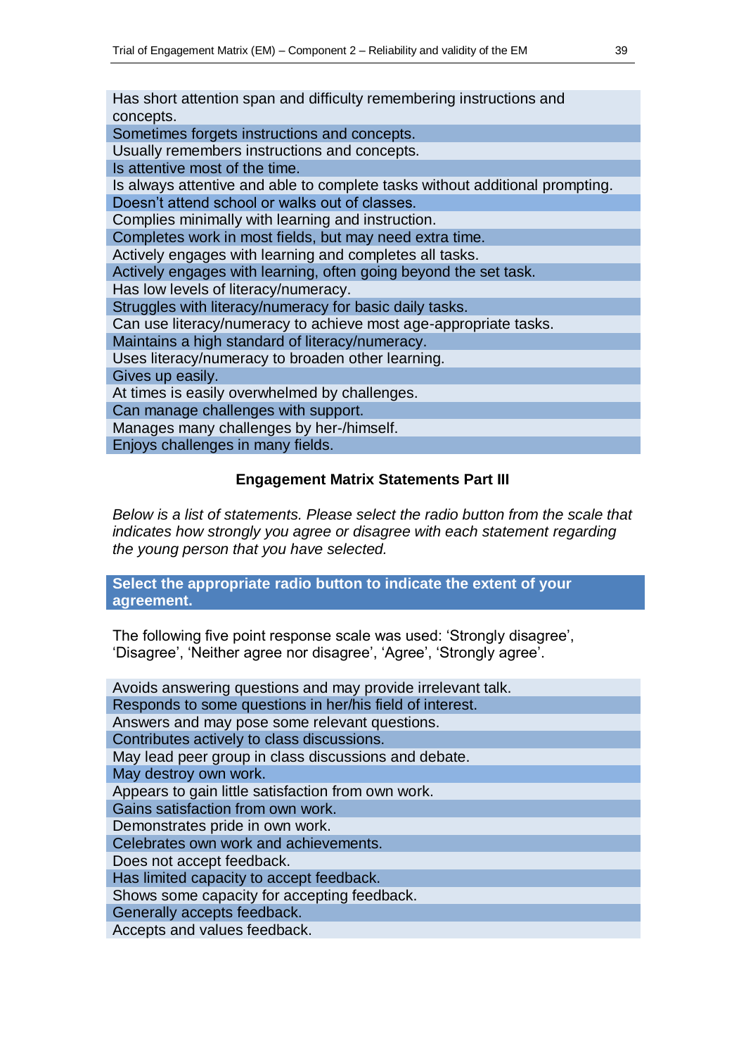Has short attention span and difficulty remembering instructions and concepts.
Sometimes forgets instructions and concepts.
Usually remembers instructions and concepts.
Is attentive most of the time.
Is always attentive and able to complete tasks without additional prompting.
Doesn't attend school or walks out of classes.
Complies minimally with learning and instruction.
Completes work in most fields, but may need extra time.
Actively engages with learning and completes all tasks.
Actively engages with learning, often going beyond the set task.
Has low levels of literacy/numeracy.
Struggles with literacy/numeracy for basic daily tasks.
Can use literacy/numeracy to achieve most age-appropriate tasks.
Maintains a high standard of literacy/numeracy.
Uses literacy/numeracy to broaden other learning.
Gives up easily.
At times is easily overwhelmed by challenges.
Can manage challenges with support.
Manages many challenges by her-/himself.
Enjoys challenges in many fields.

### Engagement Matrix Statements Part III

*Below is a list of statements. Please select the radio button from the scale that indicates how strongly you agree or disagree with each statement regarding the young person that you have selected.*

**Select the appropriate radio button to indicate the extent of your agreement.**

The following five point response scale was used: 'Strongly disagree', 'Disagree', 'Neither agree nor disagree', 'Agree', 'Strongly agree'.

Avoids answering questions and may provide irrelevant talk.
Responds to some questions in her/his field of interest.
Answers and may pose some relevant questions.
Contributes actively to class discussions.
May lead peer group in class discussions and debate.
May destroy own work.
Appears to gain little satisfaction from own work.
Gains satisfaction from own work.
Demonstrates pride in own work.
Celebrates own work and achievements.
Does not accept feedback.
Has limited capacity to accept feedback.
Shows some capacity for accepting feedback.
Generally accepts feedback.
Accepts and values feedback.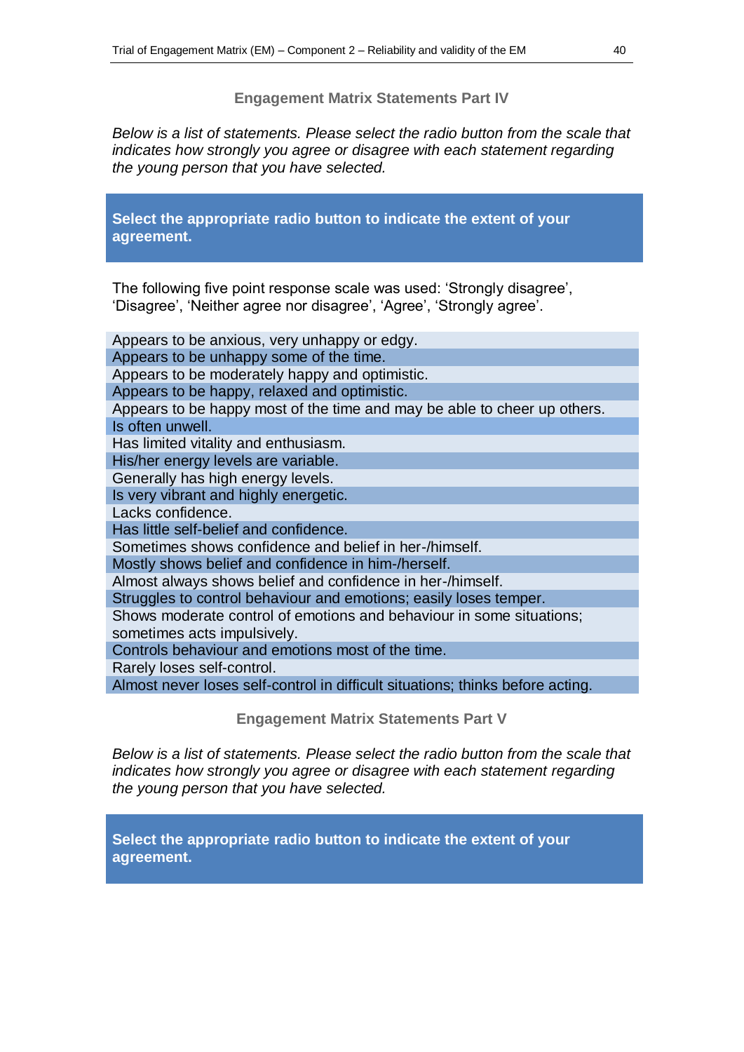### Engagement Matrix Statements Part IV

*Below is a list of statements. Please select the radio button from the scale that indicates how strongly you agree or disagree with each statement regarding the young person that you have selected.*

**Select the appropriate radio button to indicate the extent of your agreement.**

The following five point response scale was used: 'Strongly disagree', 'Disagree', 'Neither agree nor disagree', 'Agree', 'Strongly agree'.

| |
|---|
| Appears to be anxious, very unhappy or edgy. |
| Appears to be unhappy some of the time. |
| Appears to be moderately happy and optimistic. |
| Appears to be happy, relaxed and optimistic. |
| Appears to be happy most of the time and may be able to cheer up others. |
| Is often unwell. |
| Has limited vitality and enthusiasm. |
| His/her energy levels are variable. |
| Generally has high energy levels. |
| Is very vibrant and highly energetic. |
| Lacks confidence. |
| Has little self-belief and confidence. |
| Sometimes shows confidence and belief in her-/himself. |
| Mostly shows belief and confidence in him-/herself. |
| Almost always shows belief and confidence in her-/himself. |
| Struggles to control behaviour and emotions; easily loses temper. |
| Shows moderate control of emotions and behaviour in some situations; sometimes acts impulsively. |
| Controls behaviour and emotions most of the time. |
| Rarely loses self-control. |
| Almost never loses self-control in difficult situations; thinks before acting. |

### Engagement Matrix Statements Part V

*Below is a list of statements. Please select the radio button from the scale that indicates how strongly you agree or disagree with each statement regarding the young person that you have selected.*

**Select the appropriate radio button to indicate the extent of your agreement.**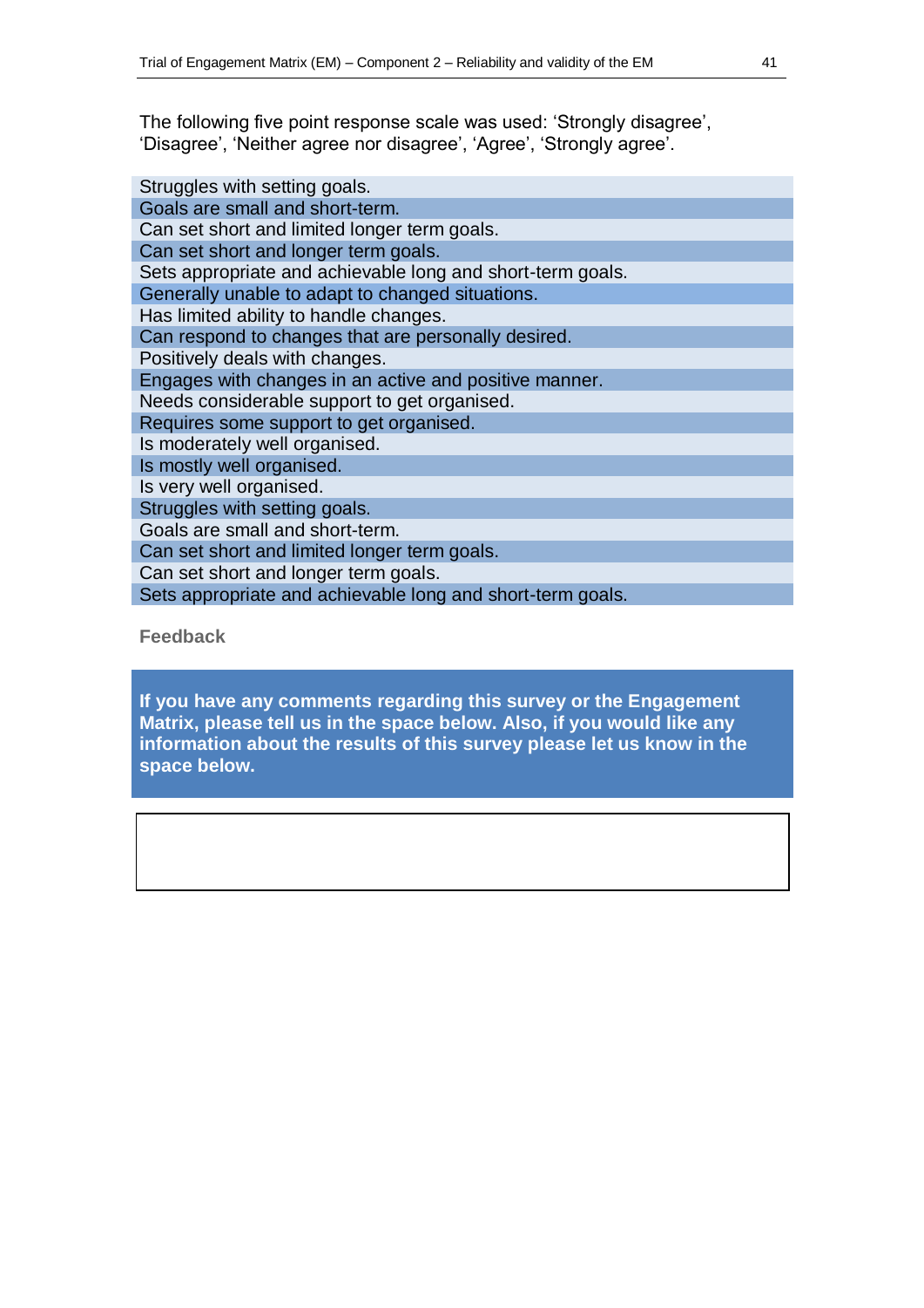The following five point response scale was used: 'Strongly disagree', 'Disagree', 'Neither agree nor disagree', 'Agree', 'Strongly agree'.

| |
|---|
| Struggles with setting goals. |
| Goals are small and short-term. |
| Can set short and limited longer term goals. |
| Can set short and longer term goals. |
| Sets appropriate and achievable long and short-term goals. |
| Generally unable to adapt to changed situations. |
| Has limited ability to handle changes. |
| Can respond to changes that are personally desired. |
| Positively deals with changes. |
| Engages with changes in an active and positive manner. |
| Needs considerable support to get organised. |
| Requires some support to get organised. |
| Is moderately well organised. |
| Is mostly well organised. |
| Is very well organised. |
| Struggles with setting goals. |
| Goals are small and short-term. |
| Can set short and limited longer term goals. |
| Can set short and longer term goals. |
| Sets appropriate and achievable long and short-term goals. |

**Feedback**

**If you have any comments regarding this survey or the Engagement Matrix, please tell us in the space below. Also, if you would like any information about the results of this survey please let us know in the space below.**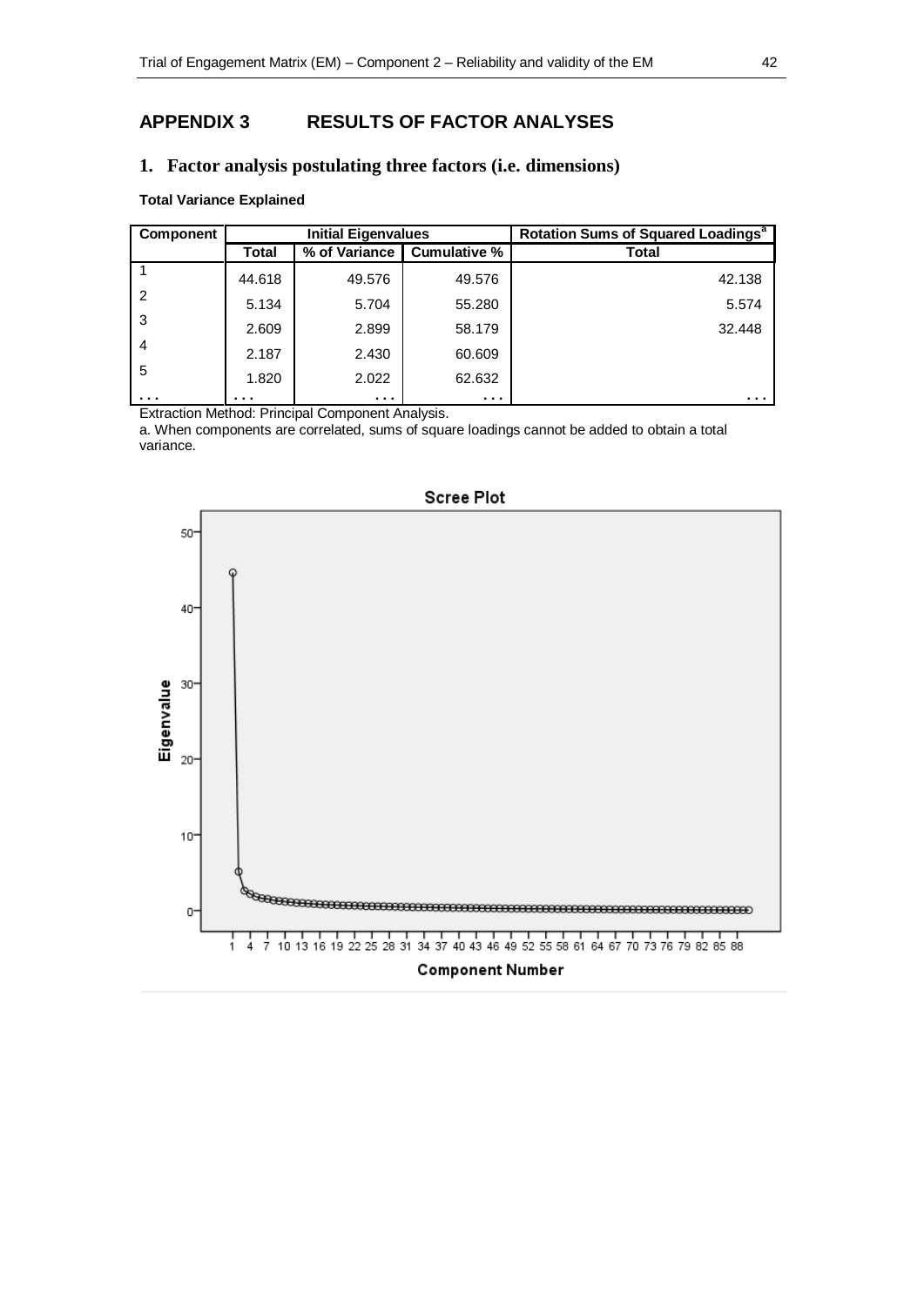# APPENDIX 3 RESULTS OF FACTOR ANALYSES

## 1. Factor analysis postulating three factors (i.e. dimensions)

**Total Variance Explained**

| Component | Initial Eigenvalues | | | Rotation Sums of Squared Loadings[a] |
|---|---|---|---|---|
| | Total | % of Variance | Cumulative % | Total |
| 1 | 44.618 | 49.576 | 49.576 | 42.138 |
| 2 | 5.134 | 5.704 | 55.280 | 5.574 |
| 3 | 2.609 | 2.899 | 58.179 | 32.448 |
| 4 | 2.187 | 2.430 | 60.609 | |
| 5 | 1.820 | 2.022 | 62.632 | |
| ... | ... | ... | ... | ... |

Extraction Method: Principal Component Analysis.

a. When components are correlated, sums of square loadings cannot be added to obtain a total variance.

Scree Plot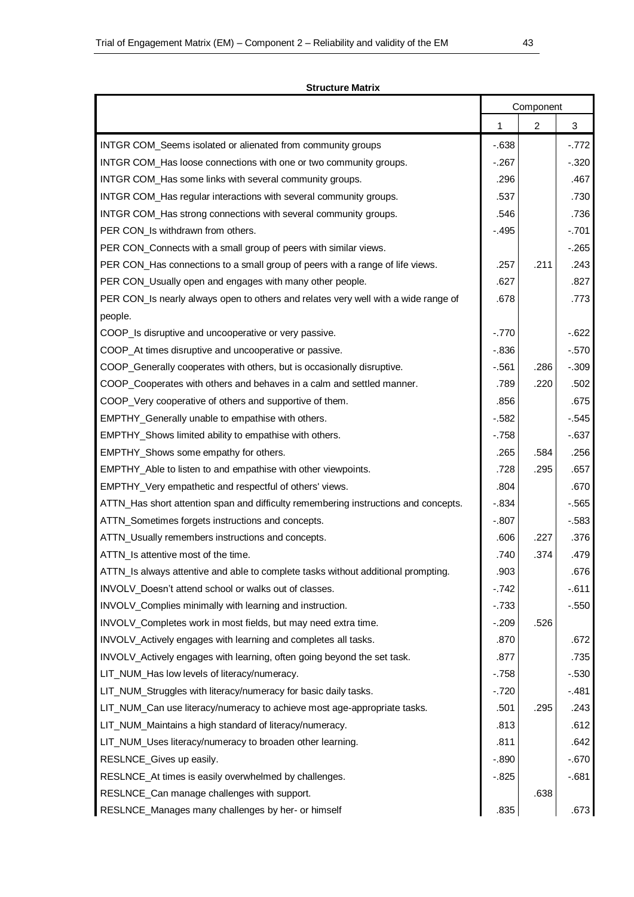**Structure Matrix**

| | Component | | |
|---|---|---|---|
| | 1 | 2 | 3 |
| INTGR COM_Seems isolated or alienated from community groups | -.638 | | -.772 |
| INTGR COM_Has loose connections with one or two community groups. | -.267 | | -.320 |
| INTGR COM_Has some links with several community groups. | .296 | | .467 |
| INTGR COM_Has regular interactions with several community groups. | .537 | | .730 |
| INTGR COM_Has strong connections with several community groups. | .546 | | .736 |
| PER CON_Is withdrawn from others. | -.495 | | -.701 |
| PER CON_Connects with a small group of peers with similar views. | | | -.265 |
| PER CON_Has connections to a small group of peers with a range of life views. | .257 | .211 | .243 |
| PER CON_Usually open and engages with many other people. | .627 | | .827 |
| PER CON_Is nearly always open to others and relates very well with a wide range of people. | .678 | | .773 |
| COOP_Is disruptive and uncooperative or very passive. | -.770 | | -.622 |
| COOP_At times disruptive and uncooperative or passive. | -.836 | | -.570 |
| COOP_Generally cooperates with others, but is occasionally disruptive. | -.561 | .286 | -.309 |
| COOP_Cooperates with others and behaves in a calm and settled manner. | .789 | .220 | .502 |
| COOP_Very cooperative of others and supportive of them. | .856 | | .675 |
| EMPTHY_Generally unable to empathise with others. | -.582 | | -.545 |
| EMPTHY_Shows limited ability to empathise with others. | -.758 | | -.637 |
| EMPTHY_Shows some empathy for others. | .265 | .584 | .256 |
| EMPTHY_Able to listen to and empathise with other viewpoints. | .728 | .295 | .657 |
| EMPTHY_Very empathetic and respectful of others' views. | .804 | | .670 |
| ATTN_Has short attention span and difficulty remembering instructions and concepts. | -.834 | | -.565 |
| ATTN_Sometimes forgets instructions and concepts. | -.807 | | -.583 |
| ATTN_Usually remembers instructions and concepts. | .606 | .227 | .376 |
| ATTN_Is attentive most of the time. | .740 | .374 | .479 |
| ATTN_Is always attentive and able to complete tasks without additional prompting. | .903 | | .676 |
| INVOLV_Doesn't attend school or walks out of classes. | -.742 | | -.611 |
| INVOLV_Complies minimally with learning and instruction. | -.733 | | -.550 |
| INVOLV_Completes work in most fields, but may need extra time. | -.209 | .526 | |
| INVOLV_Actively engages with learning and completes all tasks. | .870 | | .672 |
| INVOLV_Actively engages with learning, often going beyond the set task. | .877 | | .735 |
| LIT_NUM_Has low levels of literacy/numeracy. | -.758 | | -.530 |
| LIT_NUM_Struggles with literacy/numeracy for basic daily tasks. | -.720 | | -.481 |
| LIT_NUM_Can use literacy/numeracy to achieve most age-appropriate tasks. | .501 | .295 | .243 |
| LIT_NUM_Maintains a high standard of literacy/numeracy. | .813 | | .612 |
| LIT_NUM_Uses literacy/numeracy to broaden other learning. | .811 | | .642 |
| RESLNCE_Gives up easily. | -.890 | | -.670 |
| RESLNCE_At times is easily overwhelmed by challenges. | -.825 | | -.681 |
| RESLNCE_Can manage challenges with support. | | .638 | |
| RESLNCE_Manages many challenges by her- or himself | .835 | | .673 |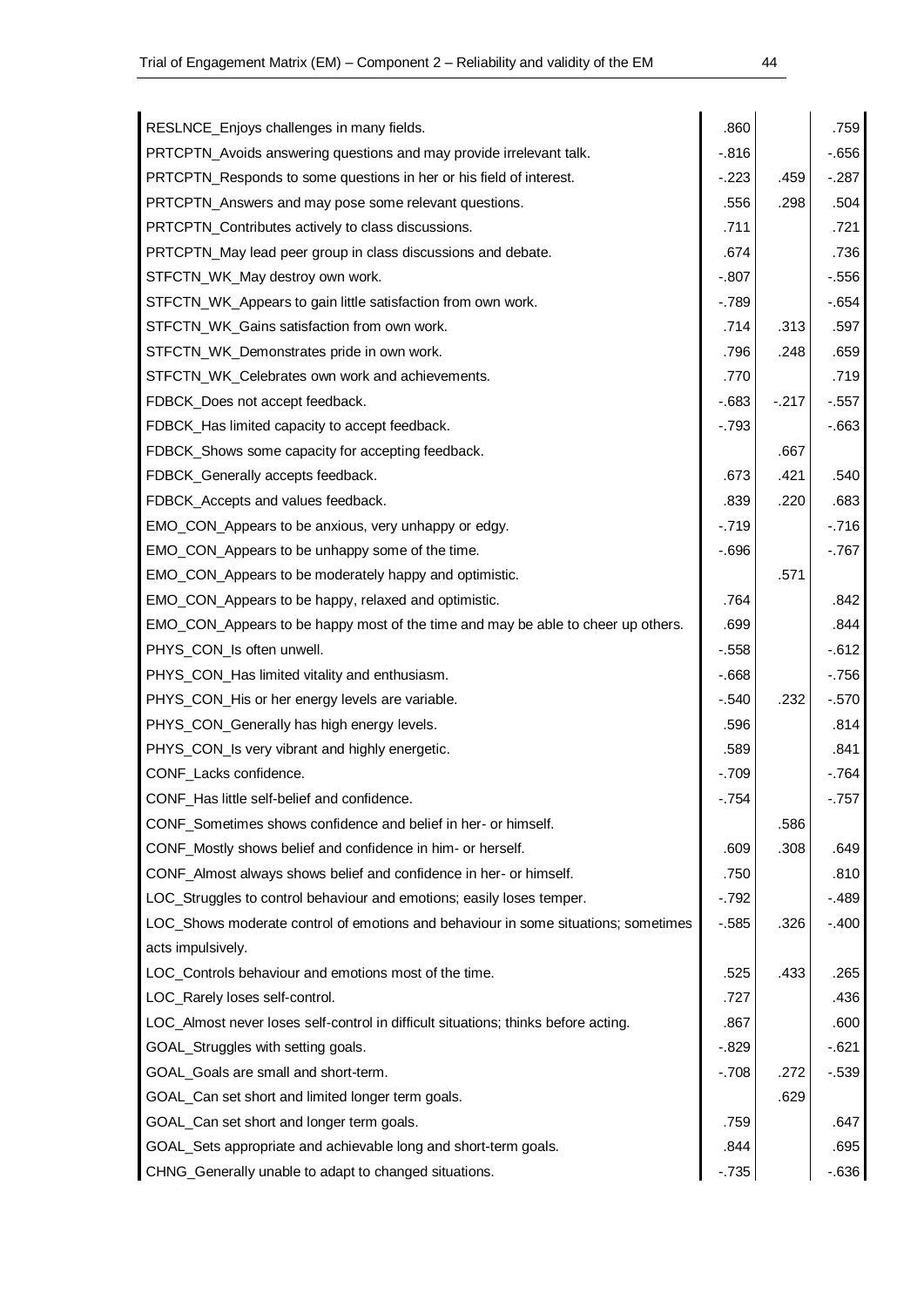| | | | |
|---|---|---|---|
| RESLNCE_Enjoys challenges in many fields. | .860 | | .759 |
| PRTCPTN_Avoids answering questions and may provide irrelevant talk. | -.816 | | -.656 |
| PRTCPTN_Responds to some questions in her or his field of interest. | -.223 | .459 | -.287 |
| PRTCPTN_Answers and may pose some relevant questions. | .556 | .298 | .504 |
| PRTCPTN_Contributes actively to class discussions. | .711 | | .721 |
| PRTCPTN_May lead peer group in class discussions and debate. | .674 | | .736 |
| STFCTN_WK_May destroy own work. | -.807 | | -.556 |
| STFCTN_WK_Appears to gain little satisfaction from own work. | -.789 | | -.654 |
| STFCTN_WK_Gains satisfaction from own work. | .714 | .313 | .597 |
| STFCTN_WK_Demonstrates pride in own work. | .796 | .248 | .659 |
| STFCTN_WK_Celebrates own work and achievements. | .770 | | .719 |
| FDBCK_Does not accept feedback. | -.683 | -.217 | -.557 |
| FDBCK_Has limited capacity to accept feedback. | -.793 | | -.663 |
| FDBCK_Shows some capacity for accepting feedback. | | .667 | |
| FDBCK_Generally accepts feedback. | .673 | .421 | .540 |
| FDBCK_Accepts and values feedback. | .839 | .220 | .683 |
| EMO_CON_Appears to be anxious, very unhappy or edgy. | -.719 | | -.716 |
| EMO_CON_Appears to be unhappy some of the time. | -.696 | | -.767 |
| EMO_CON_Appears to be moderately happy and optimistic. | | .571 | |
| EMO_CON_Appears to be happy, relaxed and optimistic. | .764 | | .842 |
| EMO_CON_Appears to be happy most of the time and may be able to cheer up others. | .699 | | .844 |
| PHYS_CON_Is often unwell. | -.558 | | -.612 |
| PHYS_CON_Has limited vitality and enthusiasm. | -.668 | | -.756 |
| PHYS_CON_His or her energy levels are variable. | -.540 | .232 | -.570 |
| PHYS_CON_Generally has high energy levels. | .596 | | .814 |
| PHYS_CON_Is very vibrant and highly energetic. | .589 | | .841 |
| CONF_Lacks confidence. | -.709 | | -.764 |
| CONF_Has little self-belief and confidence. | -.754 | | -.757 |
| CONF_Sometimes shows confidence and belief in her- or himself. | | .586 | |
| CONF_Mostly shows belief and confidence in him- or herself. | .609 | .308 | .649 |
| CONF_Almost always shows belief and confidence in her- or himself. | .750 | | .810 |
| LOC_Struggles to control behaviour and emotions; easily loses temper. | -.792 | | -.489 |
| LOC_Shows moderate control of emotions and behaviour in some situations; sometimes acts impulsively. | -.585 | .326 | -.400 |
| LOC_Controls behaviour and emotions most of the time. | .525 | .433 | .265 |
| LOC_Rarely loses self-control. | .727 | | .436 |
| LOC_Almost never loses self-control in difficult situations; thinks before acting. | .867 | | .600 |
| GOAL_Struggles with setting goals. | -.829 | | -.621 |
| GOAL_Goals are small and short-term. | -.708 | .272 | -.539 |
| GOAL_Can set short and limited longer term goals. | | .629 | |
| GOAL_Can set short and longer term goals. | .759 | | .647 |
| GOAL_Sets appropriate and achievable long and short-term goals. | .844 | | .695 |
| CHNG_Generally unable to adapt to changed situations. | -.735 | | -.636 |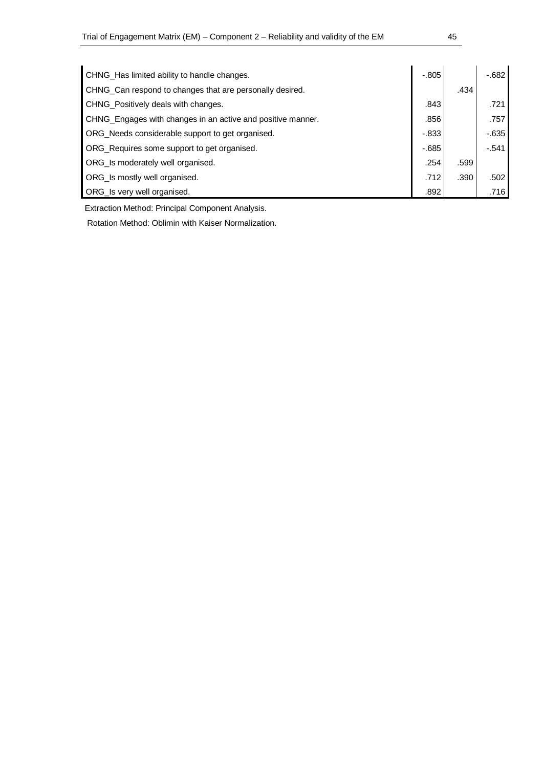| | | | |
|---|---|---|---|
| CHNG_Has limited ability to handle changes. | -.805 | | -.682 |
| CHNG_Can respond to changes that are personally desired. | | .434 | |
| CHNG_Positively deals with changes. | .843 | | .721 |
| CHNG_Engages with changes in an active and positive manner. | .856 | | .757 |
| ORG_Needs considerable support to get organised. | -.833 | | -.635 |
| ORG_Requires some support to get organised. | -.685 | | -.541 |
| ORG_Is moderately well organised. | .254 | .599 | |
| ORG_Is mostly well organised. | .712 | .390 | .502 |
| ORG_Is very well organised. | .892 | | .716 |

Extraction Method: Principal Component Analysis.

Rotation Method: Oblimin with Kaiser Normalization.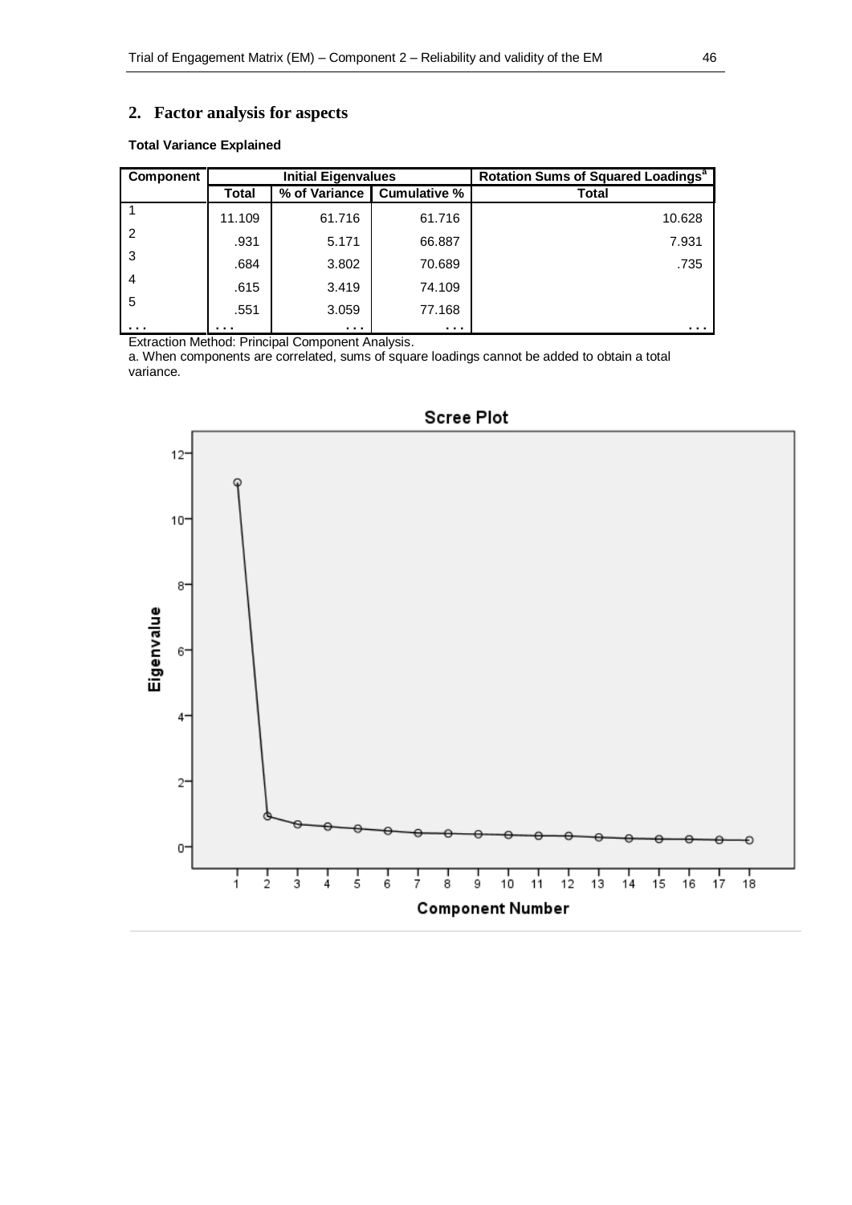## 2. Factor analysis for aspects

**Total Variance Explained**

| Component | Initial Eigenvalues | | | Rotation Sums of Squared Loadings[a] |
|---|---|---|---|---|
| | Total | % of Variance | Cumulative % | Total |
| 1 | 11.109 | 61.716 | 61.716 | 10.628 |
| 2 | .931 | 5.171 | 66.887 | 7.931 |
| 3 | .684 | 3.802 | 70.689 | .735 |
| 4 | .615 | 3.419 | 74.109 | |
| 5 | .551 | 3.059 | 77.168 | |
| ... | ... | ... | ... | ... |

Extraction Method: Principal Component Analysis.

a. When components are correlated, sums of square loadings cannot be added to obtain a total variance.

Scree Plot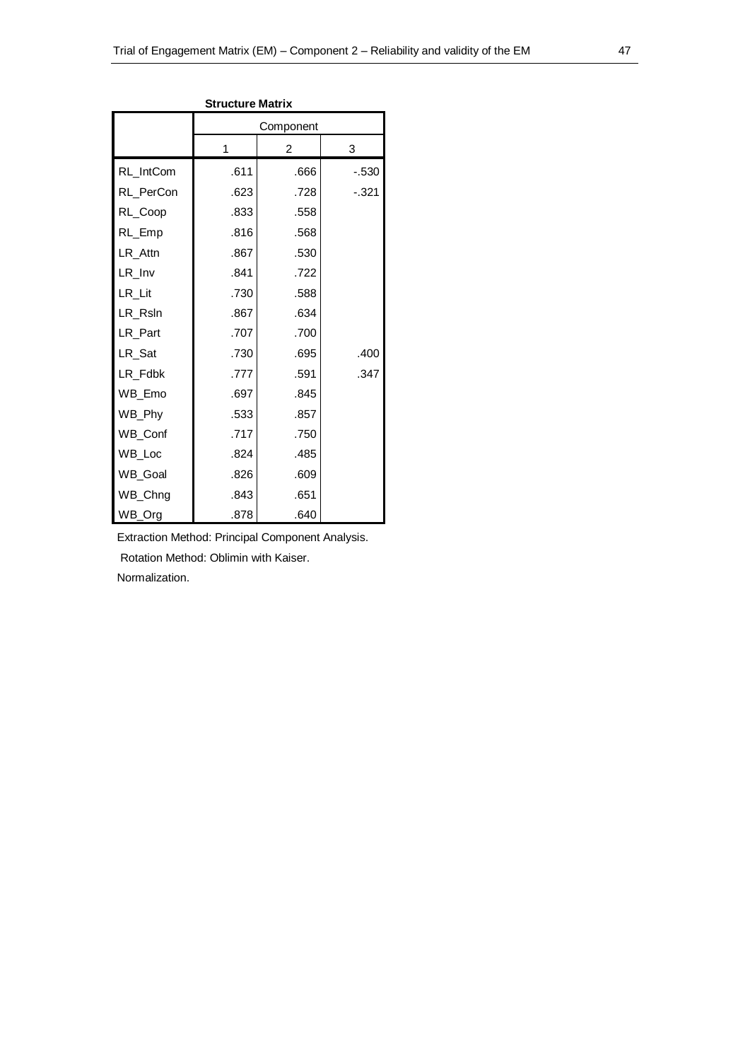**Structure Matrix**

| | Component | | |
|---|---|---|---|
| | 1 | 2 | 3 |
| RL_IntCom | .611 | .666 | -.530 |
| RL_PerCon | .623 | .728 | -.321 |
| RL_Coop | .833 | .558 | |
| RL_Emp | .816 | .568 | |
| LR_Attn | .867 | .530 | |
| LR_Inv | .841 | .722 | |
| LR_Lit | .730 | .588 | |
| LR_Rsln | .867 | .634 | |
| LR_Part | .707 | .700 | |
| LR_Sat | .730 | .695 | .400 |
| LR_Fdbk | .777 | .591 | .347 |
| WB_Emo | .697 | .845 | |
| WB_Phy | .533 | .857 | |
| WB_Conf | .717 | .750 | |
| WB_Loc | .824 | .485 | |
| WB_Goal | .826 | .609 | |
| WB_Chng | .843 | .651 | |
| WB_Org | .878 | .640 | |

Extraction Method: Principal Component Analysis.

Rotation Method: Oblimin with Kaiser.

Normalization.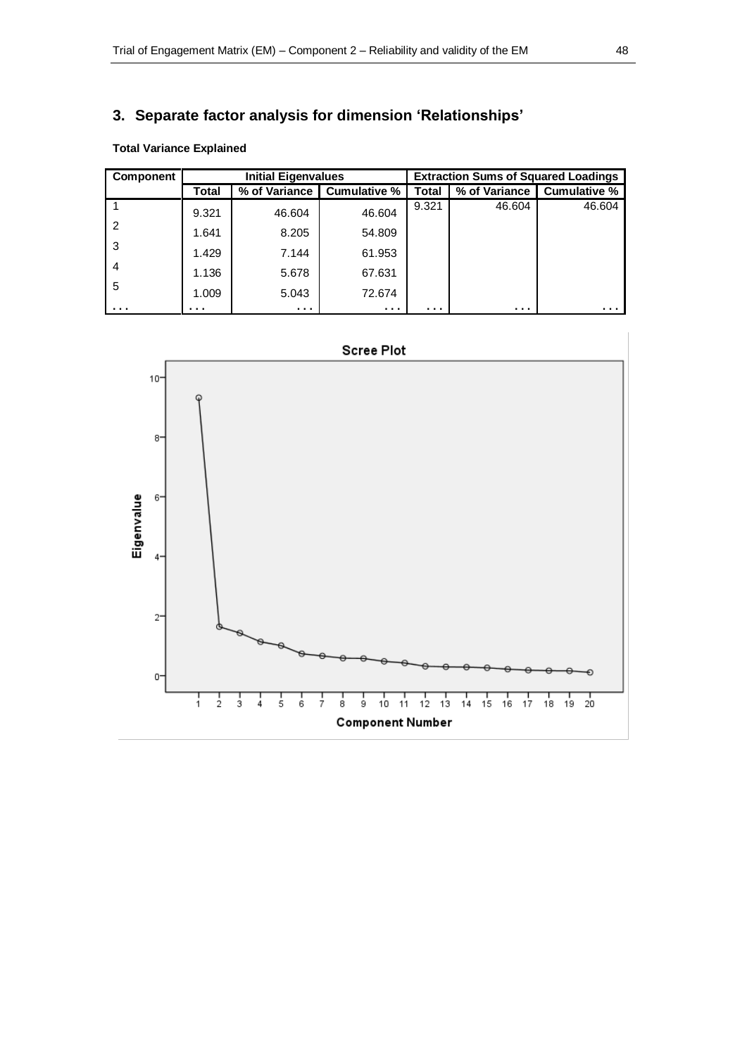## 3. Separate factor analysis for dimension 'Relationships'

**Total Variance Explained**

| Component | Initial Eigenvalues | | | Extraction Sums of Squared Loadings | | |
|---|---|---|---|---|---|---|
| | Total | % of Variance | Cumulative % | Total | % of Variance | Cumulative % |
| 1 | 9.321 | 46.604 | 46.604 | 9.321 | 46.604 | 46.604 |
| 2 | 1.641 | 8.205 | 54.809 | | | |
| 3 | 1.429 | 7.144 | 61.953 | | | |
| 4 | 1.136 | 5.678 | 67.631 | | | |
| 5 | 1.009 | 5.043 | 72.674 | | | |
| ... | ... | ... | ... | ... | ... | ... |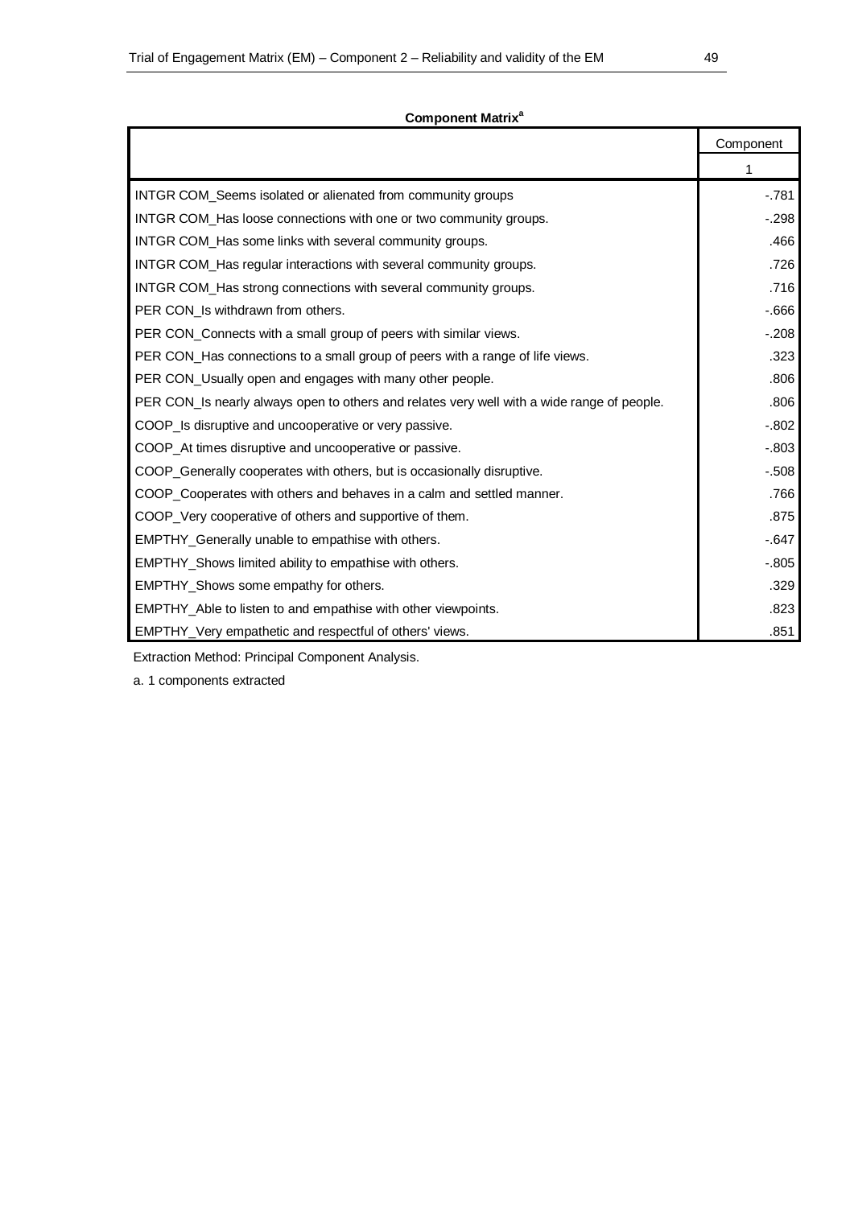**Component Matrix[a]**

| | Component |
|---|---|
| | 1 |
| INTGR COM_Seems isolated or alienated from community groups | -.781 |
| INTGR COM_Has loose connections with one or two community groups. | -.298 |
| INTGR COM_Has some links with several community groups. | .466 |
| INTGR COM_Has regular interactions with several community groups. | .726 |
| INTGR COM_Has strong connections with several community groups. | .716 |
| PER CON_Is withdrawn from others. | -.666 |
| PER CON_Connects with a small group of peers with similar views. | -.208 |
| PER CON_Has connections to a small group of peers with a range of life views. | .323 |
| PER CON_Usually open and engages with many other people. | .806 |
| PER CON_Is nearly always open to others and relates very well with a wide range of people. | .806 |
| COOP_Is disruptive and uncooperative or very passive. | -.802 |
| COOP_At times disruptive and uncooperative or passive. | -.803 |
| COOP_Generally cooperates with others, but is occasionally disruptive. | -.508 |
| COOP_Cooperates with others and behaves in a calm and settled manner. | .766 |
| COOP_Very cooperative of others and supportive of them. | .875 |
| EMPTHY_Generally unable to empathise with others. | -.647 |
| EMPTHY_Shows limited ability to empathise with others. | -.805 |
| EMPTHY_Shows some empathy for others. | .329 |
| EMPTHY_Able to listen to and empathise with other viewpoints. | .823 |
| EMPTHY_Very empathetic and respectful of others' views. | .851 |

Extraction Method: Principal Component Analysis.

a. 1 components extracted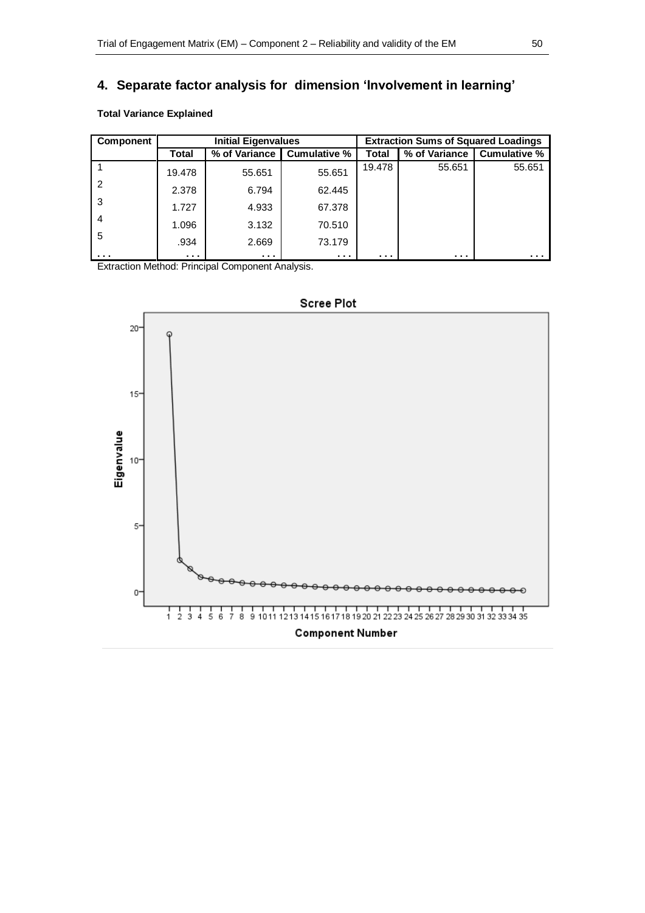## 4. Separate factor analysis for dimension 'Involvement in learning'

**Total Variance Explained**

| Component | Initial Eigenvalues | | | Extraction Sums of Squared Loadings | | |
|---|---|---|---|---|---|---|
| | Total | % of Variance | Cumulative % | Total | % of Variance | Cumulative % |
| 1 | 19.478 | 55.651 | 55.651 | 19.478 | 55.651 | 55.651 |
| 2 | 2.378 | 6.794 | 62.445 | | | |
| 3 | 1.727 | 4.933 | 67.378 | | | |
| 4 | 1.096 | 3.132 | 70.510 | | | |
| 5 | .934 | 2.669 | 73.179 | | | |
| . . . | . . . | . . . | . . . | . . . | . . . | . . . |

Extraction Method: Principal Component Analysis.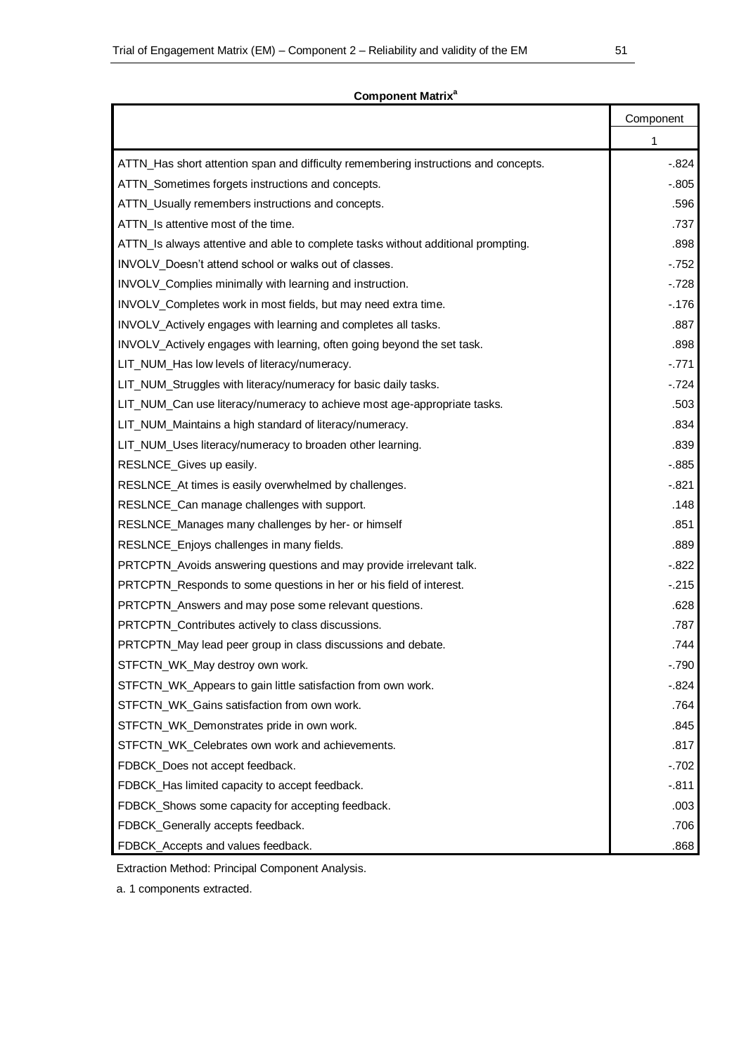**Component Matrix[a]**

| | Component |
|---|---|
| | 1 |
| ATTN_Has short attention span and difficulty remembering instructions and concepts. | -.824 |
| ATTN_Sometimes forgets instructions and concepts. | -.805 |
| ATTN_Usually remembers instructions and concepts. | .596 |
| ATTN_Is attentive most of the time. | .737 |
| ATTN_Is always attentive and able to complete tasks without additional prompting. | .898 |
| INVOLV_Doesn't attend school or walks out of classes. | -.752 |
| INVOLV_Complies minimally with learning and instruction. | -.728 |
| INVOLV_Completes work in most fields, but may need extra time. | -.176 |
| INVOLV_Actively engages with learning and completes all tasks. | .887 |
| INVOLV_Actively engages with learning, often going beyond the set task. | .898 |
| LIT_NUM_Has low levels of literacy/numeracy. | -.771 |
| LIT_NUM_Struggles with literacy/numeracy for basic daily tasks. | -.724 |
| LIT_NUM_Can use literacy/numeracy to achieve most age-appropriate tasks. | .503 |
| LIT_NUM_Maintains a high standard of literacy/numeracy. | .834 |
| LIT_NUM_Uses literacy/numeracy to broaden other learning. | .839 |
| RESLNCE_Gives up easily. | -.885 |
| RESLNCE_At times is easily overwhelmed by challenges. | -.821 |
| RESLNCE_Can manage challenges with support. | .148 |
| RESLNCE_Manages many challenges by her- or himself | .851 |
| RESLNCE_Enjoys challenges in many fields. | .889 |
| PRTCPTN_Avoids answering questions and may provide irrelevant talk. | -.822 |
| PRTCPTN_Responds to some questions in her or his field of interest. | -.215 |
| PRTCPTN_Answers and may pose some relevant questions. | .628 |
| PRTCPTN_Contributes actively to class discussions. | .787 |
| PRTCPTN_May lead peer group in class discussions and debate. | .744 |
| STFCTN_WK_May destroy own work. | -.790 |
| STFCTN_WK_Appears to gain little satisfaction from own work. | -.824 |
| STFCTN_WK_Gains satisfaction from own work. | .764 |
| STFCTN_WK_Demonstrates pride in own work. | .845 |
| STFCTN_WK_Celebrates own work and achievements. | .817 |
| FDBCK_Does not accept feedback. | -.702 |
| FDBCK_Has limited capacity to accept feedback. | -.811 |
| FDBCK_Shows some capacity for accepting feedback. | .003 |
| FDBCK_Generally accepts feedback. | .706 |
| FDBCK_Accepts and values feedback. | .868 |

Extraction Method: Principal Component Analysis.

a. 1 components extracted.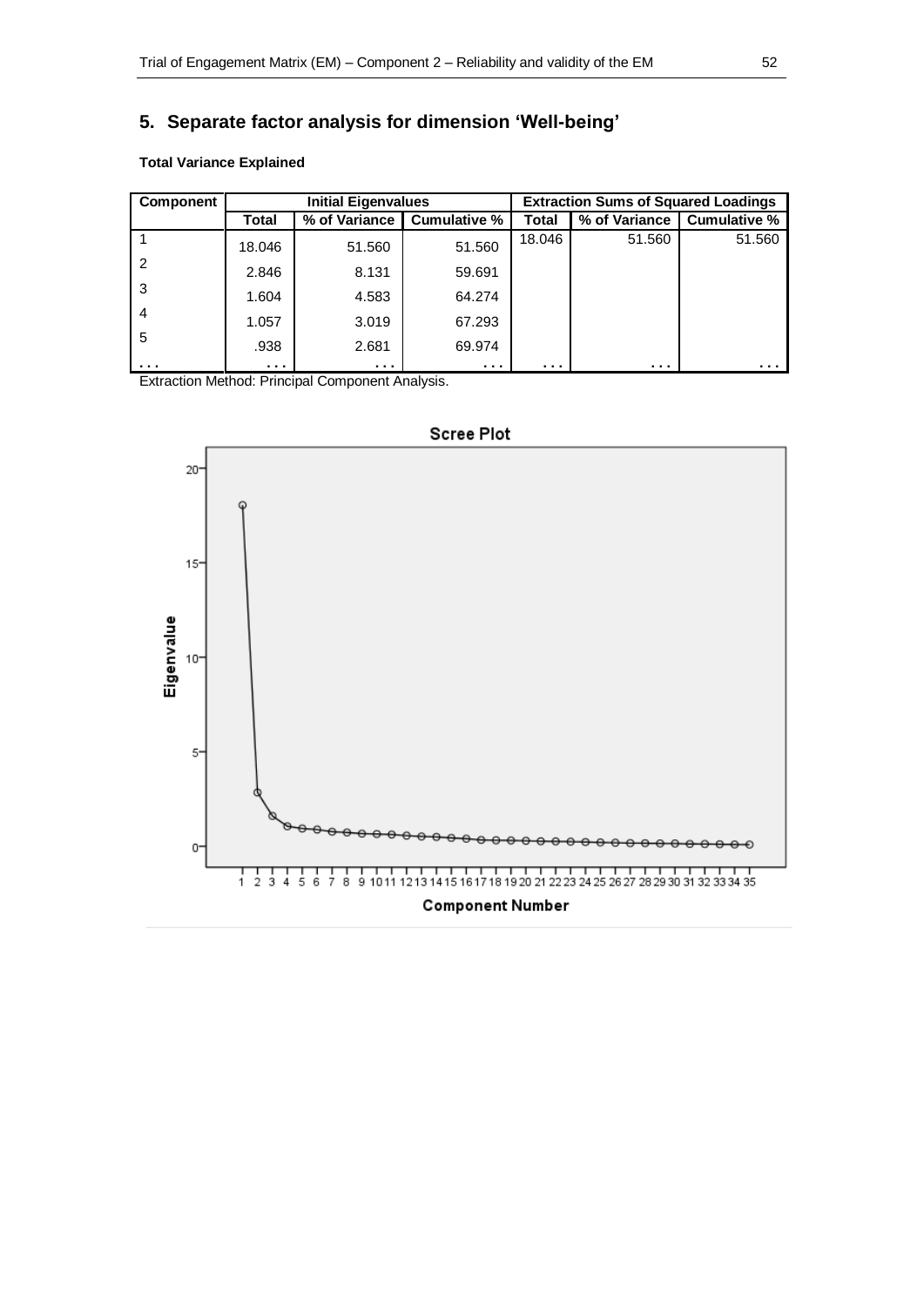## 5. Separate factor analysis for dimension 'Well-being'

**Total Variance Explained**

| Component | Initial Eigenvalues | | | Extraction Sums of Squared Loadings | | |
|---|---|---|---|---|---|---|
| | Total | % of Variance | Cumulative % | Total | % of Variance | Cumulative % |
| 1 | 18.046 | 51.560 | 51.560 | 18.046 | 51.560 | 51.560 |
| 2 | 2.846 | 8.131 | 59.691 | | | |
| 3 | 1.604 | 4.583 | 64.274 | | | |
| 4 | 1.057 | 3.019 | 67.293 | | | |
| 5 | .938 | 2.681 | 69.974 | | | |
| ... | ... | ... | ... | ... | ... | ... |

Extraction Method: Principal Component Analysis.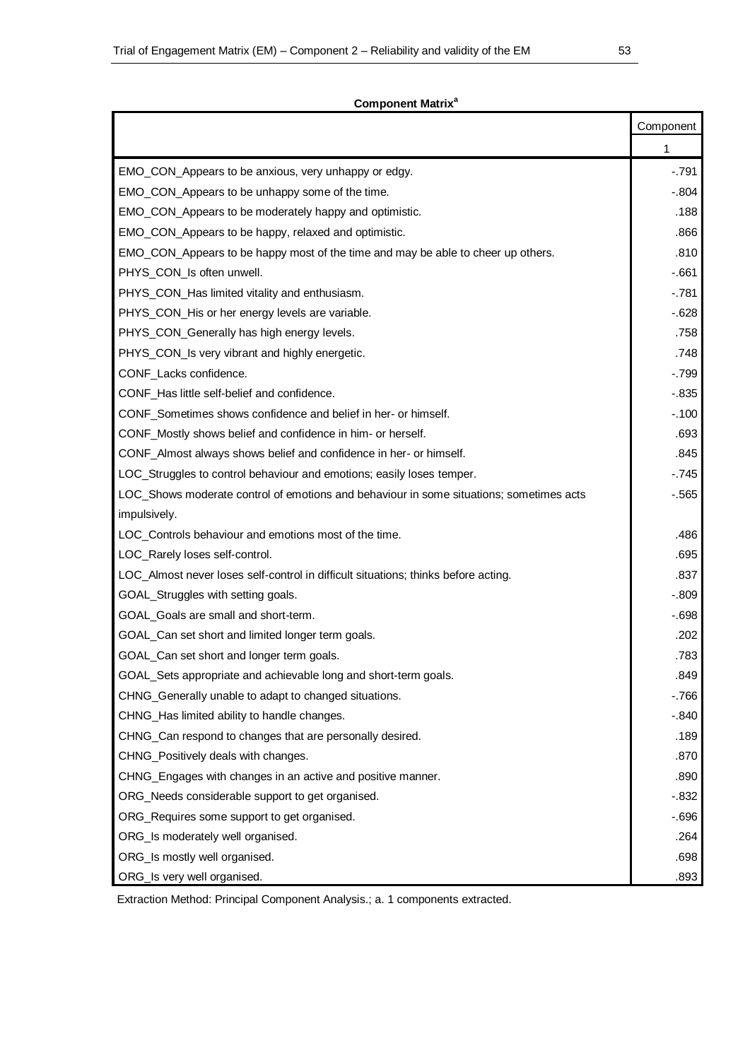**Component Matrix[a]**

| | Component |
|---|---|
| | 1 |
| EMO_CON_Appears to be anxious, very unhappy or edgy. | -.791 |
| EMO_CON_Appears to be unhappy some of the time. | -.804 |
| EMO_CON_Appears to be moderately happy and optimistic. | .188 |
| EMO_CON_Appears to be happy, relaxed and optimistic. | .866 |
| EMO_CON_Appears to be happy most of the time and may be able to cheer up others. | .810 |
| PHYS_CON_Is often unwell. | -.661 |
| PHYS_CON_Has limited vitality and enthusiasm. | -.781 |
| PHYS_CON_His or her energy levels are variable. | -.628 |
| PHYS_CON_Generally has high energy levels. | .758 |
| PHYS_CON_Is very vibrant and highly energetic. | .748 |
| CONF_Lacks confidence. | -.799 |
| CONF_Has little self-belief and confidence. | -.835 |
| CONF_Sometimes shows confidence and belief in her- or himself. | -.100 |
| CONF_Mostly shows belief and confidence in him- or herself. | .693 |
| CONF_Almost always shows belief and confidence in her- or himself. | .845 |
| LOC_Struggles to control behaviour and emotions; easily loses temper. | -.745 |
| LOC_Shows moderate control of emotions and behaviour in some situations; sometimes acts impulsively. | -.565 |
| LOC_Controls behaviour and emotions most of the time. | .486 |
| LOC_Rarely loses self-control. | .695 |
| LOC_Almost never loses self-control in difficult situations; thinks before acting. | .837 |
| GOAL_Struggles with setting goals. | -.809 |
| GOAL_Goals are small and short-term. | -.698 |
| GOAL_Can set short and limited longer term goals. | .202 |
| GOAL_Can set short and longer term goals. | .783 |
| GOAL_Sets appropriate and achievable long and short-term goals. | .849 |
| CHNG_Generally unable to adapt to changed situations. | -.766 |
| CHNG_Has limited ability to handle changes. | -.840 |
| CHNG_Can respond to changes that are personally desired. | .189 |
| CHNG_Positively deals with changes. | .870 |
| CHNG_Engages with changes in an active and positive manner. | .890 |
| ORG_Needs considerable support to get organised. | -.832 |
| ORG_Requires some support to get organised. | -.696 |
| ORG_Is moderately well organised. | .264 |
| ORG_Is mostly well organised. | .698 |
| ORG_Is very well organised. | .893 |

Extraction Method: Principal Component Analysis.; a. 1 components extracted.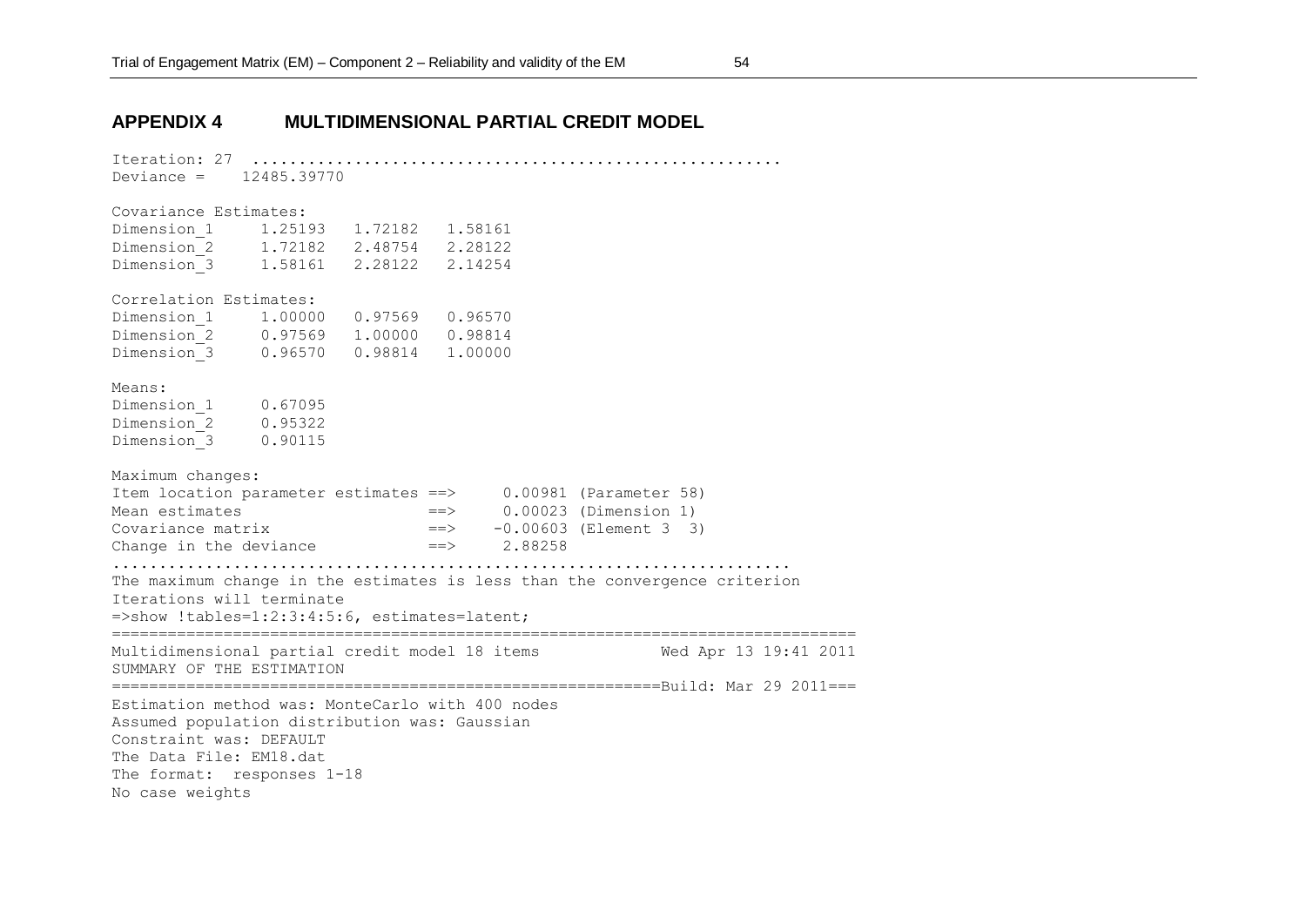## APPENDIX 4 MULTIDIMENSIONAL PARTIAL CREDIT MODEL

```
Iteration: 27  ......................................................
Deviance =     12485.39770

Covariance Estimates:
Dimension_1     1.25193   1.72182   1.58161
Dimension_2     1.72182   2.48754   2.28122
Dimension_3     1.58161   2.28122   2.14254

Correlation Estimates:
Dimension_1     1.00000   0.97569   0.96570
Dimension_2     0.97569   1.00000   0.98814
Dimension_3     0.96570   0.98814   1.00000

Means:
Dimension_1     0.67095
Dimension_2     0.95322
Dimension_3     0.90115

Maximum changes:
Item location parameter estimates ==>     0.00981 (Parameter 58)
Mean estimates                    ==>     0.00023 (Dimension 1)
Covariance matrix                 ==>    -0.00603 (Element 3  3)
Change in the deviance            ==>     2.88258
.........................................................................
The maximum change in the estimates is less than the convergence criterion
Iterations will terminate
=>show !tables=1:2:3:4:5:6, estimates=latent;
================================================================================
Multidimensional partial credit model 18 items            Wed Apr 13 19:41 2011
SUMMARY OF THE ESTIMATION
=========================================================Build: Mar 29 2011===
Estimation method was: MonteCarlo with 400 nodes
Assumed population distribution was: Gaussian
Constraint was: DEFAULT
The Data File: EM18.dat
The format:  responses 1-18
No case weights
```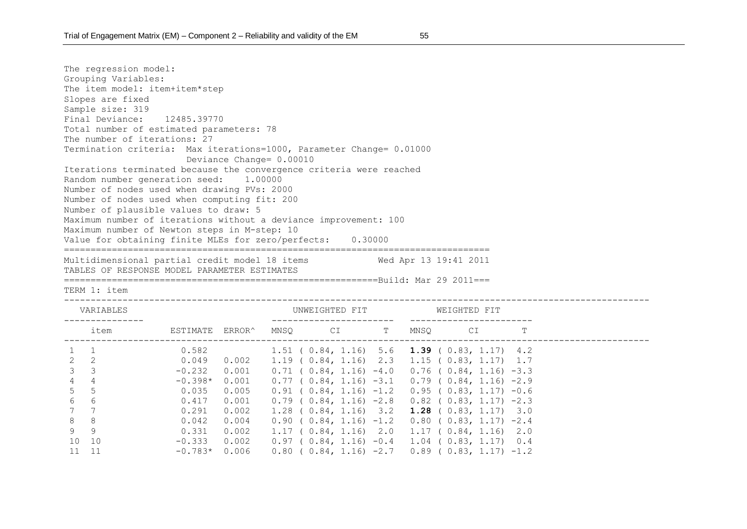The regression model:
Grouping Variables:
The item model: item+item*step
Slopes are fixed
Sample size: 319
Final Deviance: 12485.39770
Total number of estimated parameters: 78
The number of iterations: 27
Termination criteria: Max iterations=1000, Parameter Change= 0.01000
Deviance Change= 0.00010
Iterations terminated because the convergence criteria were reached
Random number generation seed: 1.00000
Number of nodes used when drawing PVs: 2000
Number of nodes used when computing fit: 200
Number of plausible values to draw: 5
Maximum number of iterations without a deviance improvement: 100
Maximum number of Newton steps in M-step: 10
Value for obtaining finite MLEs for zero/perfects: 0.30000

Multidimensional partial credit model 18 items Wed Apr 13 19:41 2011
TABLES OF RESPONSE MODEL PARAMETER ESTIMATES
Build: Mar 29 2011

TERM 1: item

| VARIABLES | | | | UNWEIGHTED FIT | | | WEIGHTED FIT | | |
|---|---|---|---|---|---|---|---|---|---|
| | item | ESTIMATE | ERROR^ | MNSQ | CI | T | MNSQ | CI | T |
| 1 | 1 | 0.582 | | 1.51 | ( 0.84, 1.16) | 5.6 | **1.39** | ( 0.83, 1.17) | 4.2 |
| 2 | 2 | 0.049 | 0.002 | 1.19 | ( 0.84, 1.16) | 2.3 | 1.15 | ( 0.83, 1.17) | 1.7 |
| 3 | 3 | -0.232 | 0.001 | 0.71 | ( 0.84, 1.16) | -4.0 | 0.76 | ( 0.84, 1.16) | -3.3 |
| 4 | 4 | -0.398* | 0.001 | 0.77 | ( 0.84, 1.16) | -3.1 | 0.79 | ( 0.84, 1.16) | -2.9 |
| 5 | 5 | 0.035 | 0.005 | 0.91 | ( 0.84, 1.16) | -1.2 | 0.95 | ( 0.83, 1.17) | -0.6 |
| 6 | 6 | 0.417 | 0.001 | 0.79 | ( 0.84, 1.16) | -2.8 | 0.82 | ( 0.83, 1.17) | -2.3 |
| 7 | 7 | 0.291 | 0.002 | 1.28 | ( 0.84, 1.16) | 3.2 | **1.28** | ( 0.83, 1.17) | 3.0 |
| 8 | 8 | 0.042 | 0.004 | 0.90 | ( 0.84, 1.16) | -1.2 | 0.80 | ( 0.83, 1.17) | -2.4 |
| 9 | 9 | 0.331 | 0.002 | 1.17 | ( 0.84, 1.16) | 2.0 | 1.17 | ( 0.84, 1.16) | 2.0 |
| 10 | 10 | -0.333 | 0.002 | 0.97 | ( 0.84, 1.16) | -0.4 | 1.04 | ( 0.83, 1.17) | 0.4 |
| 11 | 11 | -0.783* | 0.006 | 0.80 | ( 0.84, 1.16) | -2.7 | 0.89 | ( 0.83, 1.17) | -1.2 |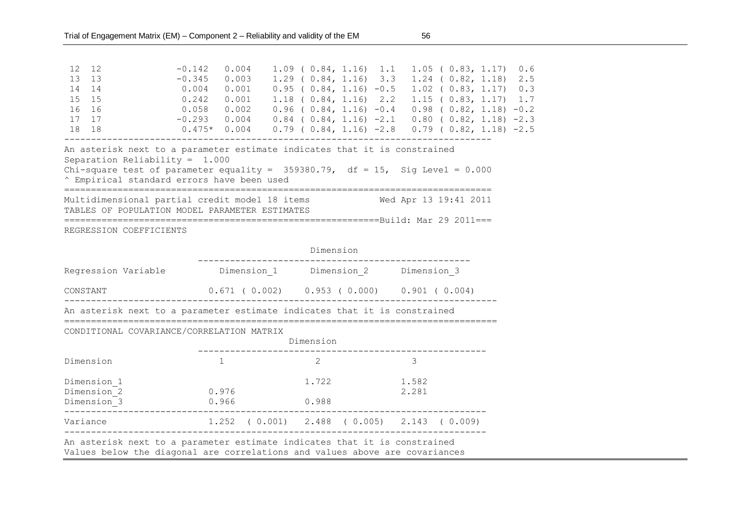```
 12  12             -0.142   0.004    1.09 ( 0.84, 1.16)  1.1   1.05 ( 0.83, 1.17)  0.6
 13  13             -0.345   0.003    1.29 ( 0.84, 1.16)  3.3   1.24 ( 0.82, 1.18)  2.5
 14  14              0.004   0.001    0.95 ( 0.84, 1.16) -0.5   1.02 ( 0.83, 1.17)  0.3
 15  15              0.242   0.001    1.18 ( 0.84, 1.16)  2.2   1.15 ( 0.83, 1.17)  1.7
 16  16              0.058   0.002    0.96 ( 0.84, 1.16) -0.4   0.98 ( 0.82, 1.18) -0.2
 17  17             -0.293   0.004    0.84 ( 0.84, 1.16) -2.1   0.80 ( 0.82, 1.18) -2.3
 18  18              0.475*  0.004    0.79 ( 0.84, 1.16) -2.8   0.79 ( 0.82, 1.18) -2.5
------------------------------------------------------------------------------
An asterisk next to a parameter estimate indicates that it is constrained
Separation Reliability =  1.000
Chi-square test of parameter equality =  359380.79,  df = 15,  Sig Level = 0.000
^ Empirical standard errors have been used
==============================================================================
Multidimensional partial credit model 18 items            Wed Apr 13 19:41 2011
TABLES OF POPULATION MODEL PARAMETER ESTIMATES
===========================================================Build: Mar 29 2011===
REGRESSION COEFFICIENTS

                                           Dimension
                         ---------------------------------------------------
Regression Variable          Dimension_1      Dimension_2      Dimension_3

CONSTANT                   0.671 ( 0.002)   0.953 ( 0.000)   0.901 ( 0.004)
-------------------------------------------------------------------------------
An asterisk next to a parameter estimate indicates that it is constrained
===============================================================================
CONDITIONAL COVARIANCE/CORRELATION MATRIX
                                         Dimension
                         -----------------------------------------------------
Dimension                    1                2                3

Dimension_1                                 1.722            1.582
Dimension_2                0.976                             2.281
Dimension_3                0.966            0.988
------------------------------------------------------------------------------
Variance                   1.252  ( 0.001)  2.488  ( 0.005)  2.143  ( 0.009)
------------------------------------------------------------------------------
An asterisk next to a parameter estimate indicates that it is constrained
Values below the diagonal are correlations and values above are covariances
```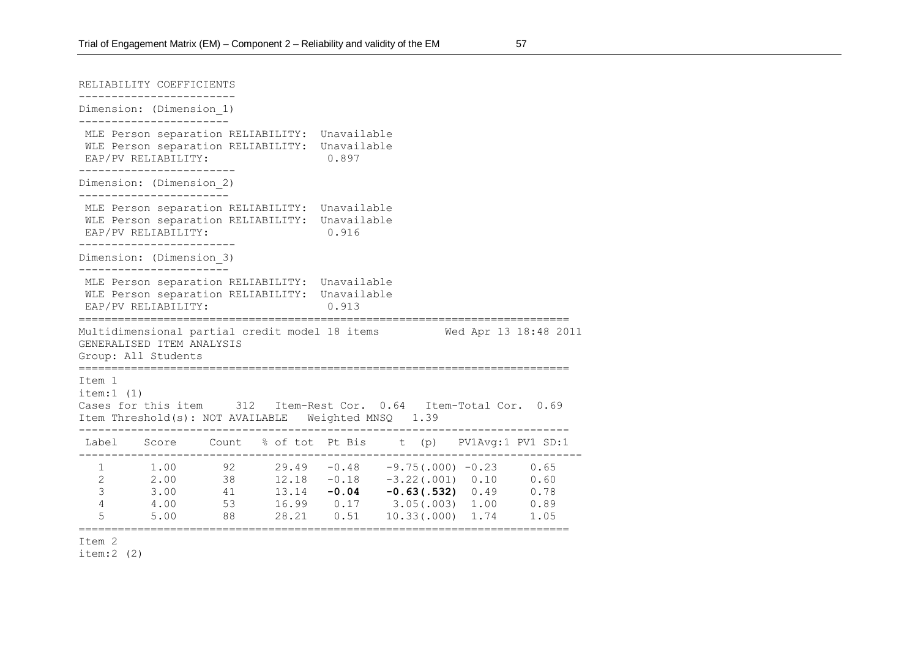```
RELIABILITY COEFFICIENTS
------------------------
Dimension: (Dimension_1)
------------------------
 MLE Person separation RELIABILITY:  Unavailable
 WLE Person separation RELIABILITY:  Unavailable
 EAP/PV RELIABILITY:                  0.897
------------------------
Dimension: (Dimension_2)
------------------------
 MLE Person separation RELIABILITY:  Unavailable
 WLE Person separation RELIABILITY:  Unavailable
 EAP/PV RELIABILITY:                  0.916
------------------------
Dimension: (Dimension_3)
------------------------
 MLE Person separation RELIABILITY:  Unavailable
 WLE Person separation RELIABILITY:  Unavailable
 EAP/PV RELIABILITY:                  0.913
==========================================================================
Multidimensional partial credit model 18 items         Wed Apr 13 18:48 2011
GENERALISED ITEM ANALYSIS
Group: All Students
==========================================================================
Item 1
item:1 (1)
Cases for this item     312   Item-Rest Cor.  0.64   Item-Total Cor.  0.69
Item Threshold(s): NOT AVAILABLE   Weighted MNSQ   1.39
--------------------------------------------------------------------------
 Label    Score     Count   % of tot  Pt Bis     t  (p)    PV1Avg:1 PV1 SD:1
---------------------------------------------------------------------------
   1       1.00      92      29.49   -0.48    -9.75(.000) -0.23      0.65
   2       2.00      38      12.18   -0.18    -3.22(.001)  0.10      0.60
   3       3.00      41      13.14   -0.04    -0.63(.532)  0.49      0.78
   4       4.00      53      16.99    0.17     3.05(.003)  1.00      0.89
   5       5.00      88      28.21    0.51    10.33(.000)  1.74      1.05
==========================================================================
Item 2
item:2 (2)
```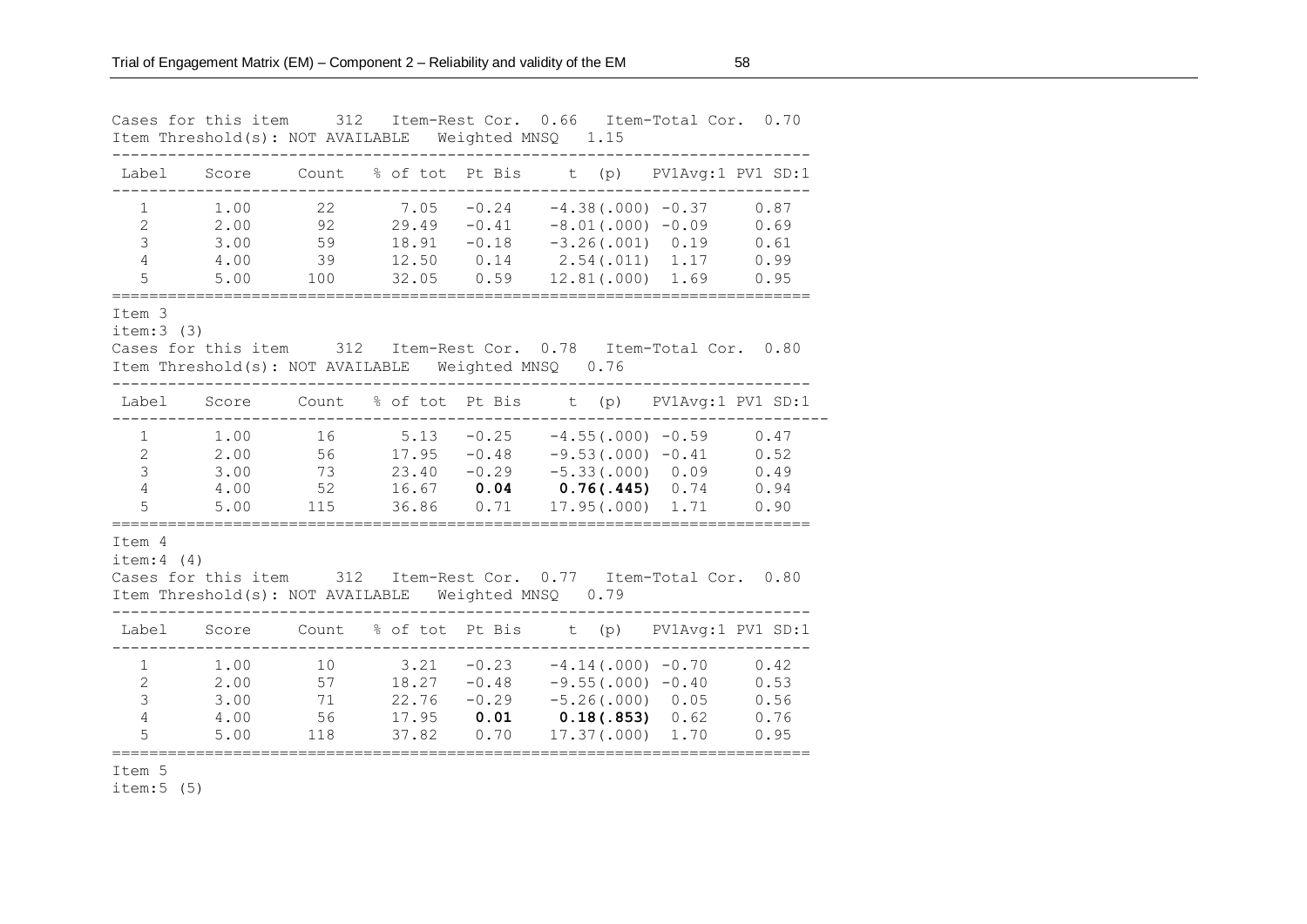Cases for this item 312 Item-Rest Cor. 0.66 Item-Total Cor. 0.70
Item Threshold(s): NOT AVAILABLE Weighted MNSQ 1.15

| Label | Score | Count | % of tot | Pt Bis | t (p) | PV1Avg:1 | PV1 SD:1 |
|---|---|---|---|---|---|---|---|
| 1 | 1.00 | 22 | 7.05 | -0.24 | -4.38(.000) | -0.37 | 0.87 |
| 2 | 2.00 | 92 | 29.49 | -0.41 | -8.01(.000) | -0.09 | 0.69 |
| 3 | 3.00 | 59 | 18.91 | -0.18 | -3.26(.001) | 0.19 | 0.61 |
| 4 | 4.00 | 39 | 12.50 | 0.14 | 2.54(.011) | 1.17 | 0.99 |
| 5 | 5.00 | 100 | 32.05 | 0.59 | 12.81(.000) | 1.69 | 0.95 |

Item 3
item:3 (3)
Cases for this item 312 Item-Rest Cor. 0.78 Item-Total Cor. 0.80
Item Threshold(s): NOT AVAILABLE Weighted MNSQ 0.76

| Label | Score | Count | % of tot | Pt Bis | t (p) | PV1Avg:1 | PV1 SD:1 |
|---|---|---|---|---|---|---|---|
| 1 | 1.00 | 16 | 5.13 | -0.25 | -4.55(.000) | -0.59 | 0.47 |
| 2 | 2.00 | 56 | 17.95 | -0.48 | -9.53(.000) | -0.41 | 0.52 |
| 3 | 3.00 | 73 | 23.40 | -0.29 | -5.33(.000) | 0.09 | 0.49 |
| 4 | 4.00 | 52 | 16.67 | **0.04** | **0.76(.445)** | 0.74 | 0.94 |
| 5 | 5.00 | 115 | 36.86 | 0.71 | 17.95(.000) | 1.71 | 0.90 |

Item 4
item:4 (4)
Cases for this item 312 Item-Rest Cor. 0.77 Item-Total Cor. 0.80
Item Threshold(s): NOT AVAILABLE Weighted MNSQ 0.79

| Label | Score | Count | % of tot | Pt Bis | t (p) | PV1Avg:1 | PV1 SD:1 |
|---|---|---|---|---|---|---|---|
| 1 | 1.00 | 10 | 3.21 | -0.23 | -4.14(.000) | -0.70 | 0.42 |
| 2 | 2.00 | 57 | 18.27 | -0.48 | -9.55(.000) | -0.40 | 0.53 |
| 3 | 3.00 | 71 | 22.76 | -0.29 | -5.26(.000) | 0.05 | 0.56 |
| 4 | 4.00 | 56 | 17.95 | **0.01** | **0.18(.853)** | 0.62 | 0.76 |
| 5 | 5.00 | 118 | 37.82 | 0.70 | 17.37(.000) | 1.70 | 0.95 |

Item 5
item:5 (5)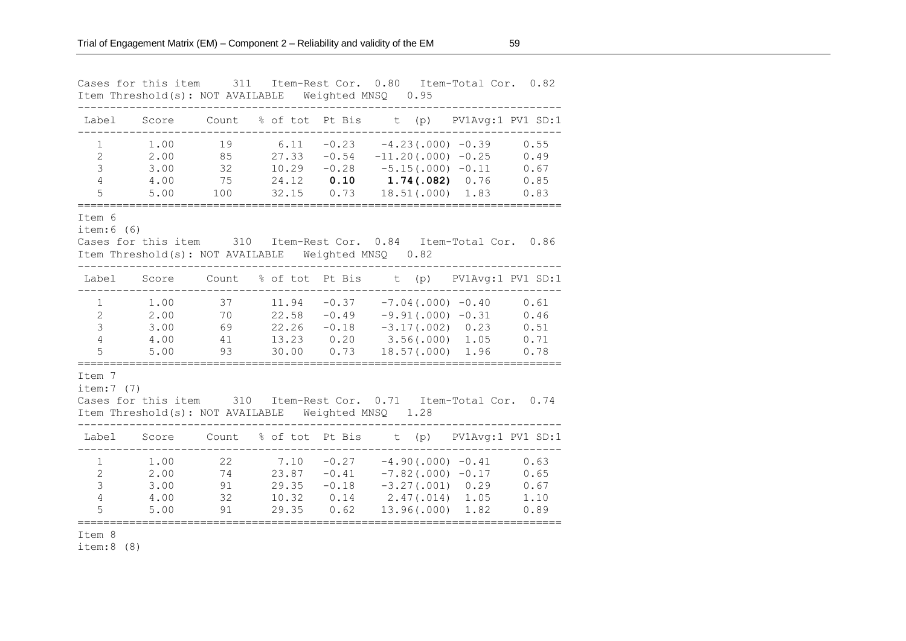Cases for this item 311 Item-Rest Cor. 0.80 Item-Total Cor. 0.82
Item Threshold(s): NOT AVAILABLE Weighted MNSQ 0.95

| Label | Score | Count | % of tot | Pt Bis | t (p) | PV1Avg:1 | PV1 SD:1 |
|---|---|---|---|---|---|---|---|
| 1 | 1.00 | 19 | 6.11 | -0.23 | -4.23(.000) | -0.39 | 0.55 |
| 2 | 2.00 | 85 | 27.33 | -0.54 | -11.20(.000) | -0.25 | 0.49 |
| 3 | 3.00 | 32 | 10.29 | -0.28 | -5.15(.000) | -0.11 | 0.67 |
| 4 | 4.00 | 75 | 24.12 | **0.10** | **1.74(.082)** | 0.76 | 0.85 |
| 5 | 5.00 | 100 | 32.15 | 0.73 | 18.51(.000) | 1.83 | 0.83 |

Item 6
item:6 (6)
Cases for this item 310 Item-Rest Cor. 0.84 Item-Total Cor. 0.86
Item Threshold(s): NOT AVAILABLE Weighted MNSQ 0.82

| Label | Score | Count | % of tot | Pt Bis | t (p) | PV1Avg:1 | PV1 SD:1 |
|---|---|---|---|---|---|---|---|
| 1 | 1.00 | 37 | 11.94 | -0.37 | -7.04(.000) | -0.40 | 0.61 |
| 2 | 2.00 | 70 | 22.58 | -0.49 | -9.91(.000) | -0.31 | 0.46 |
| 3 | 3.00 | 69 | 22.26 | -0.18 | -3.17(.002) | 0.23 | 0.51 |
| 4 | 4.00 | 41 | 13.23 | 0.20 | 3.56(.000) | 1.05 | 0.71 |
| 5 | 5.00 | 93 | 30.00 | 0.73 | 18.57(.000) | 1.96 | 0.78 |

Item 7
item:7 (7)
Cases for this item 310 Item-Rest Cor. 0.71 Item-Total Cor. 0.74
Item Threshold(s): NOT AVAILABLE Weighted MNSQ 1.28

| Label | Score | Count | % of tot | Pt Bis | t (p) | PV1Avg:1 | PV1 SD:1 |
|---|---|---|---|---|---|---|---|
| 1 | 1.00 | 22 | 7.10 | -0.27 | -4.90(.000) | -0.41 | 0.63 |
| 2 | 2.00 | 74 | 23.87 | -0.41 | -7.82(.000) | -0.17 | 0.65 |
| 3 | 3.00 | 91 | 29.35 | -0.18 | -3.27(.001) | 0.29 | 0.67 |
| 4 | 4.00 | 32 | 10.32 | 0.14 | 2.47(.014) | 1.05 | 1.10 |
| 5 | 5.00 | 91 | 29.35 | 0.62 | 13.96(.000) | 1.82 | 0.89 |

Item 8
item:8 (8)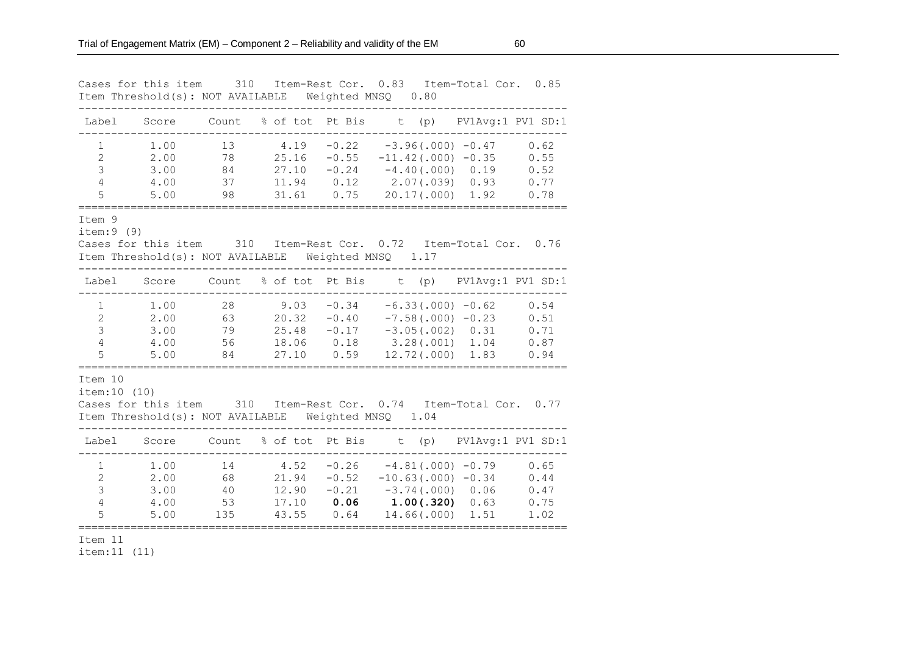Cases for this item 310 Item-Rest Cor. 0.83 Item-Total Cor. 0.85
Item Threshold(s): NOT AVAILABLE Weighted MNSQ 0.80

| Label | Score | Count | % of tot | Pt Bis | t (p) | PV1Avg:1 | PV1 SD:1 |
|---|---|---|---|---|---|---|---|
| 1 | 1.00 | 13 | 4.19 | -0.22 | -3.96(.000) | -0.47 | 0.62 |
| 2 | 2.00 | 78 | 25.16 | -0.55 | -11.42(.000) | -0.35 | 0.55 |
| 3 | 3.00 | 84 | 27.10 | -0.24 | -4.40(.000) | 0.19 | 0.52 |
| 4 | 4.00 | 37 | 11.94 | 0.12 | 2.07(.039) | 0.93 | 0.77 |
| 5 | 5.00 | 98 | 31.61 | 0.75 | 20.17(.000) | 1.92 | 0.78 |

Item 9
item:9 (9)
Cases for this item 310 Item-Rest Cor. 0.72 Item-Total Cor. 0.76
Item Threshold(s): NOT AVAILABLE Weighted MNSQ 1.17

| Label | Score | Count | % of tot | Pt Bis | t (p) | PV1Avg:1 | PV1 SD:1 |
|---|---|---|---|---|---|---|---|
| 1 | 1.00 | 28 | 9.03 | -0.34 | -6.33(.000) | -0.62 | 0.54 |
| 2 | 2.00 | 63 | 20.32 | -0.40 | -7.58(.000) | -0.23 | 0.51 |
| 3 | 3.00 | 79 | 25.48 | -0.17 | -3.05(.002) | 0.31 | 0.71 |
| 4 | 4.00 | 56 | 18.06 | 0.18 | 3.28(.001) | 1.04 | 0.87 |
| 5 | 5.00 | 84 | 27.10 | 0.59 | 12.72(.000) | 1.83 | 0.94 |

Item 10
item:10 (10)
Cases for this item 310 Item-Rest Cor. 0.74 Item-Total Cor. 0.77
Item Threshold(s): NOT AVAILABLE Weighted MNSQ 1.04

| Label | Score | Count | % of tot | Pt Bis | t (p) | PV1Avg:1 | PV1 SD:1 |
|---|---|---|---|---|---|---|---|
| 1 | 1.00 | 14 | 4.52 | -0.26 | -4.81(.000) | -0.79 | 0.65 |
| 2 | 2.00 | 68 | 21.94 | -0.52 | -10.63(.000) | -0.34 | 0.44 |
| 3 | 3.00 | 40 | 12.90 | -0.21 | -3.74(.000) | 0.06 | 0.47 |
| 4 | 4.00 | 53 | 17.10 | **0.06** | **1.00(.320)** | 0.63 | 0.75 |
| 5 | 5.00 | 135 | 43.55 | 0.64 | 14.66(.000) | 1.51 | 1.02 |

Item 11
item:11 (11)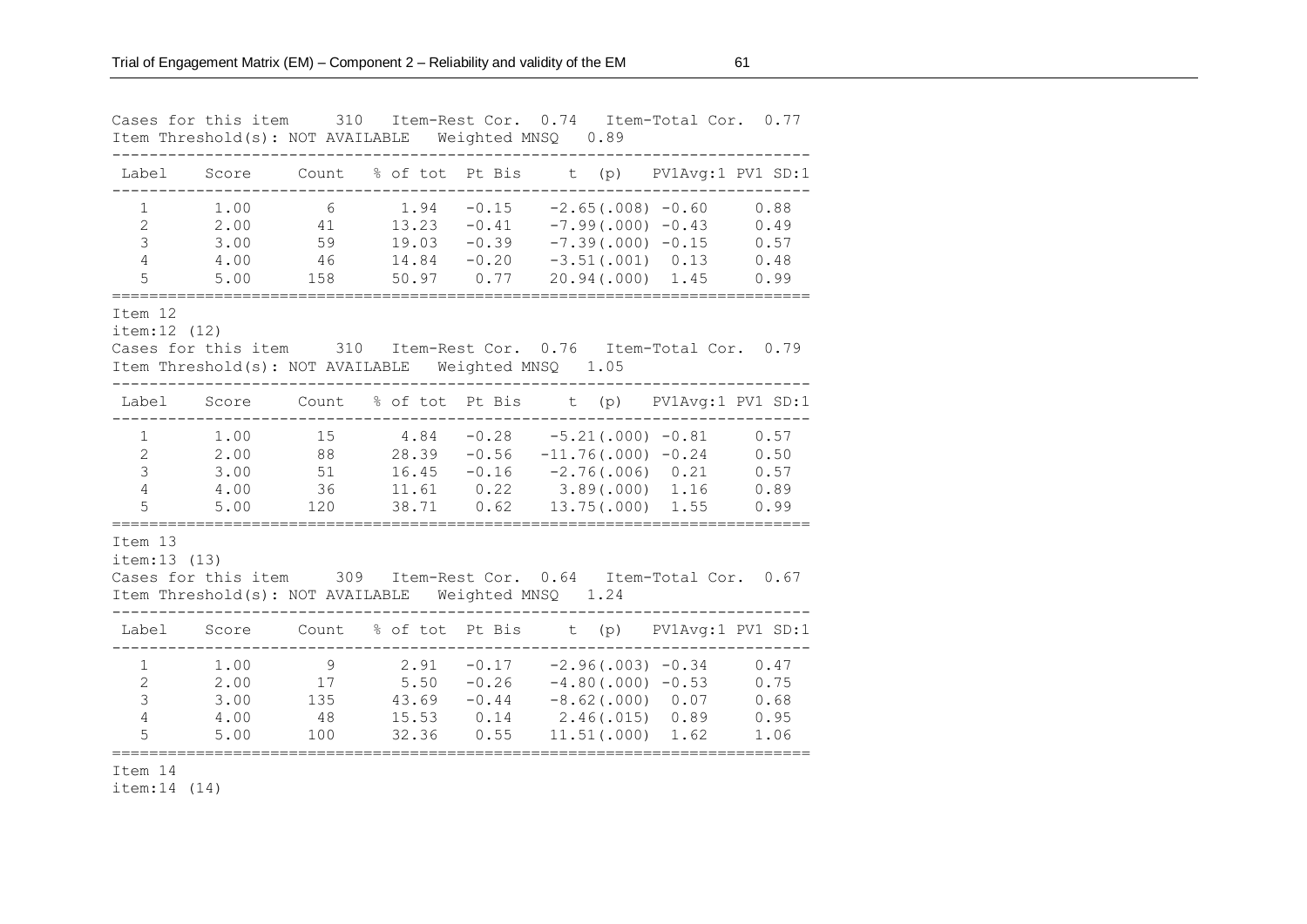Cases for this item 310 Item-Rest Cor. 0.74 Item-Total Cor. 0.77
Item Threshold(s): NOT AVAILABLE Weighted MNSQ 0.89

| Label | Score | Count | % of tot | Pt Bis | t (p) | PV1Avg:1 | PV1 SD:1 |
|---|---|---|---|---|---|---|---|
| 1 | 1.00 | 6 | 1.94 | -0.15 | -2.65(.008) | -0.60 | 0.88 |
| 2 | 2.00 | 41 | 13.23 | -0.41 | -7.99(.000) | -0.43 | 0.49 |
| 3 | 3.00 | 59 | 19.03 | -0.39 | -7.39(.000) | -0.15 | 0.57 |
| 4 | 4.00 | 46 | 14.84 | -0.20 | -3.51(.001) | 0.13 | 0.48 |
| 5 | 5.00 | 158 | 50.97 | 0.77 | 20.94(.000) | 1.45 | 0.99 |

Item 12
item:12 (12)
Cases for this item 310 Item-Rest Cor. 0.76 Item-Total Cor. 0.79
Item Threshold(s): NOT AVAILABLE Weighted MNSQ 1.05

| Label | Score | Count | % of tot | Pt Bis | t (p) | PV1Avg:1 | PV1 SD:1 |
|---|---|---|---|---|---|---|---|
| 1 | 1.00 | 15 | 4.84 | -0.28 | -5.21(.000) | -0.81 | 0.57 |
| 2 | 2.00 | 88 | 28.39 | -0.56 | -11.76(.000) | -0.24 | 0.50 |
| 3 | 3.00 | 51 | 16.45 | -0.16 | -2.76(.006) | 0.21 | 0.57 |
| 4 | 4.00 | 36 | 11.61 | 0.22 | 3.89(.000) | 1.16 | 0.89 |
| 5 | 5.00 | 120 | 38.71 | 0.62 | 13.75(.000) | 1.55 | 0.99 |

Item 13
item:13 (13)
Cases for this item 309 Item-Rest Cor. 0.64 Item-Total Cor. 0.67
Item Threshold(s): NOT AVAILABLE Weighted MNSQ 1.24

| Label | Score | Count | % of tot | Pt Bis | t (p) | PV1Avg:1 | PV1 SD:1 |
|---|---|---|---|---|---|---|---|
| 1 | 1.00 | 9 | 2.91 | -0.17 | -2.96(.003) | -0.34 | 0.47 |
| 2 | 2.00 | 17 | 5.50 | -0.26 | -4.80(.000) | -0.53 | 0.75 |
| 3 | 3.00 | 135 | 43.69 | -0.44 | -8.62(.000) | 0.07 | 0.68 |
| 4 | 4.00 | 48 | 15.53 | 0.14 | 2.46(.015) | 0.89 | 0.95 |
| 5 | 5.00 | 100 | 32.36 | 0.55 | 11.51(.000) | 1.62 | 1.06 |

Item 14
item:14 (14)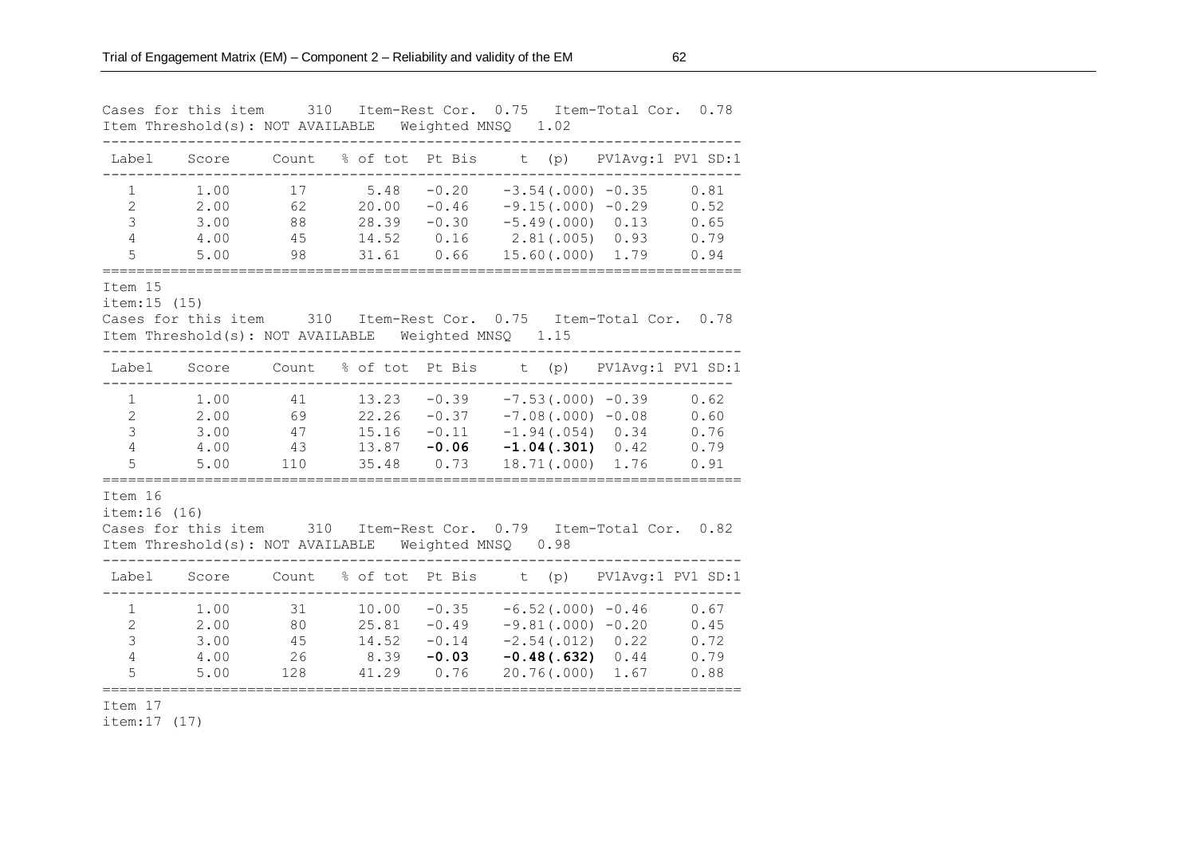Cases for this item 310 Item-Rest Cor. 0.75 Item-Total Cor. 0.78
Item Threshold(s): NOT AVAILABLE Weighted MNSQ 1.02

| Label | Score | Count | % of tot | Pt Bis | t (p) | PV1Avg:1 | PV1 SD:1 |
|---|---|---|---|---|---|---|---|
| 1 | 1.00 | 17 | 5.48 | -0.20 | -3.54(.000) | -0.35 | 0.81 |
| 2 | 2.00 | 62 | 20.00 | -0.46 | -9.15(.000) | -0.29 | 0.52 |
| 3 | 3.00 | 88 | 28.39 | -0.30 | -5.49(.000) | 0.13 | 0.65 |
| 4 | 4.00 | 45 | 14.52 | 0.16 | 2.81(.005) | 0.93 | 0.79 |
| 5 | 5.00 | 98 | 31.61 | 0.66 | 15.60(.000) | 1.79 | 0.94 |

Item 15
item:15 (15)
Cases for this item 310 Item-Rest Cor. 0.75 Item-Total Cor. 0.78
Item Threshold(s): NOT AVAILABLE Weighted MNSQ 1.15

| Label | Score | Count | % of tot | Pt Bis | t (p) | PV1Avg:1 | PV1 SD:1 |
|---|---|---|---|---|---|---|---|
| 1 | 1.00 | 41 | 13.23 | -0.39 | -7.53(.000) | -0.39 | 0.62 |
| 2 | 2.00 | 69 | 22.26 | -0.37 | -7.08(.000) | -0.08 | 0.60 |
| 3 | 3.00 | 47 | 15.16 | -0.11 | -1.94(.054) | 0.34 | 0.76 |
| 4 | 4.00 | 43 | 13.87 | **-0.06** | **-1.04(.301)** | 0.42 | 0.79 |
| 5 | 5.00 | 110 | 35.48 | 0.73 | 18.71(.000) | 1.76 | 0.91 |

Item 16
item:16 (16)
Cases for this item 310 Item-Rest Cor. 0.79 Item-Total Cor. 0.82
Item Threshold(s): NOT AVAILABLE Weighted MNSQ 0.98

| Label | Score | Count | % of tot | Pt Bis | t (p) | PV1Avg:1 | PV1 SD:1 |
|---|---|---|---|---|---|---|---|
| 1 | 1.00 | 31 | 10.00 | -0.35 | -6.52(.000) | -0.46 | 0.67 |
| 2 | 2.00 | 80 | 25.81 | -0.49 | -9.81(.000) | -0.20 | 0.45 |
| 3 | 3.00 | 45 | 14.52 | -0.14 | -2.54(.012) | 0.22 | 0.72 |
| 4 | 4.00 | 26 | 8.39 | **-0.03** | **-0.48(.632)** | 0.44 | 0.79 |
| 5 | 5.00 | 128 | 41.29 | 0.76 | 20.76(.000) | 1.67 | 0.88 |

Item 17
item:17 (17)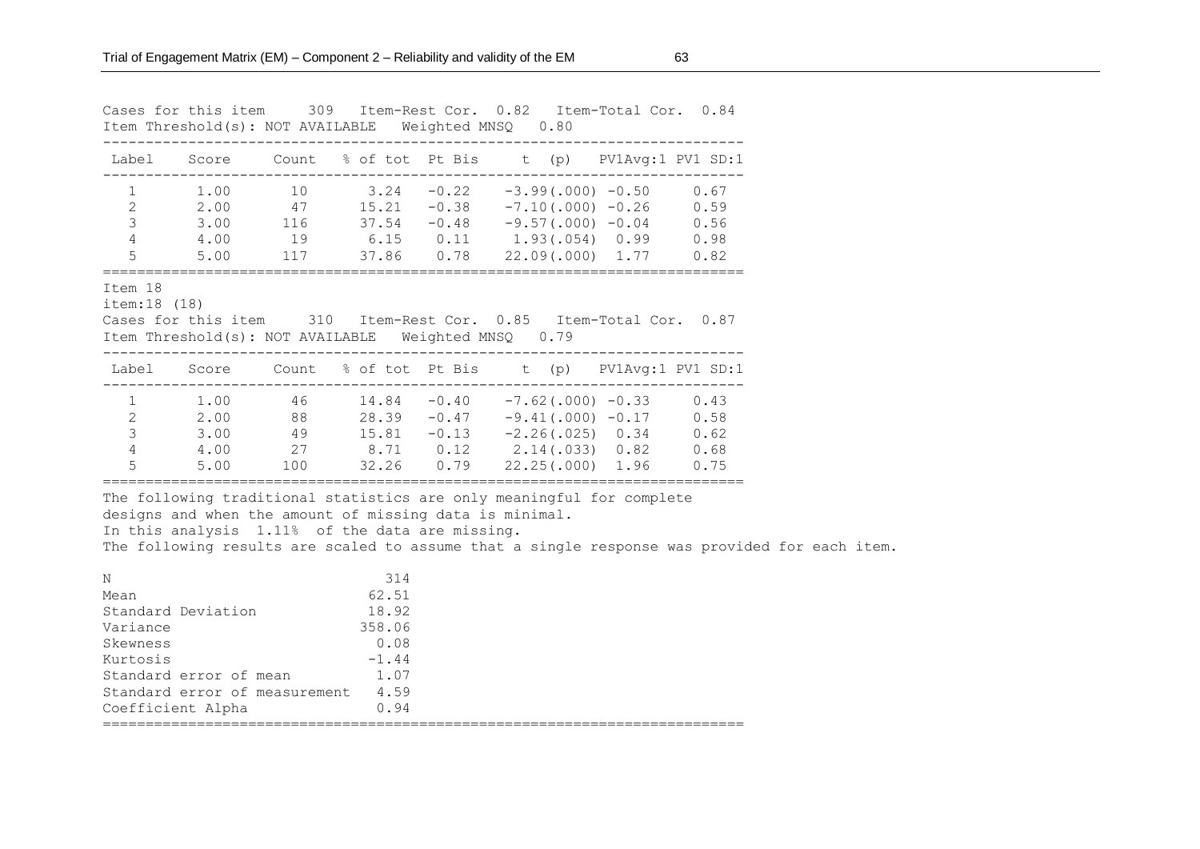Cases for this item 309 Item-Rest Cor. 0.82 Item-Total Cor. 0.84
Item Threshold(s): NOT AVAILABLE Weighted MNSQ 0.80

| Label | Score | Count | % of tot | Pt Bis | t (p) | PV1Avg:1 | PV1 SD:1 |
|---|---|---|---|---|---|---|---|
| 1 | 1.00 | 10 | 3.24 | -0.22 | -3.99(.000) | -0.50 | 0.67 |
| 2 | 2.00 | 47 | 15.21 | -0.38 | -7.10(.000) | -0.26 | 0.59 |
| 3 | 3.00 | 116 | 37.54 | -0.48 | -9.57(.000) | -0.04 | 0.56 |
| 4 | 4.00 | 19 | 6.15 | 0.11 | 1.93(.054) | 0.99 | 0.98 |
| 5 | 5.00 | 117 | 37.86 | 0.78 | 22.09(.000) | 1.77 | 0.82 |

Item 18
item:18 (18)
Cases for this item 310 Item-Rest Cor. 0.85 Item-Total Cor. 0.87
Item Threshold(s): NOT AVAILABLE Weighted MNSQ 0.79

| Label | Score | Count | % of tot | Pt Bis | t (p) | PV1Avg:1 | PV1 SD:1 |
|---|---|---|---|---|---|---|---|
| 1 | 1.00 | 46 | 14.84 | -0.40 | -7.62(.000) | -0.33 | 0.43 |
| 2 | 2.00 | 88 | 28.39 | -0.47 | -9.41(.000) | -0.17 | 0.58 |
| 3 | 3.00 | 49 | 15.81 | -0.13 | -2.26(.025) | 0.34 | 0.62 |
| 4 | 4.00 | 27 | 8.71 | 0.12 | 2.14(.033) | 0.82 | 0.68 |
| 5 | 5.00 | 100 | 32.26 | 0.79 | 22.25(.000) | 1.96 | 0.75 |

The following traditional statistics are only meaningful for complete designs and when the amount of missing data is minimal.
In this analysis 1.11% of the data are missing.
The following results are scaled to assume that a single response was provided for each item.

| | |
|---|---|
| N | 314 |
| Mean | 62.51 |
| Standard Deviation | 18.92 |
| Variance | 358.06 |
| Skewness | 0.08 |
| Kurtosis | -1.44 |
| Standard error of mean | 1.07 |
| Standard error of measurement | 4.59 |
| Coefficient Alpha | 0.94 |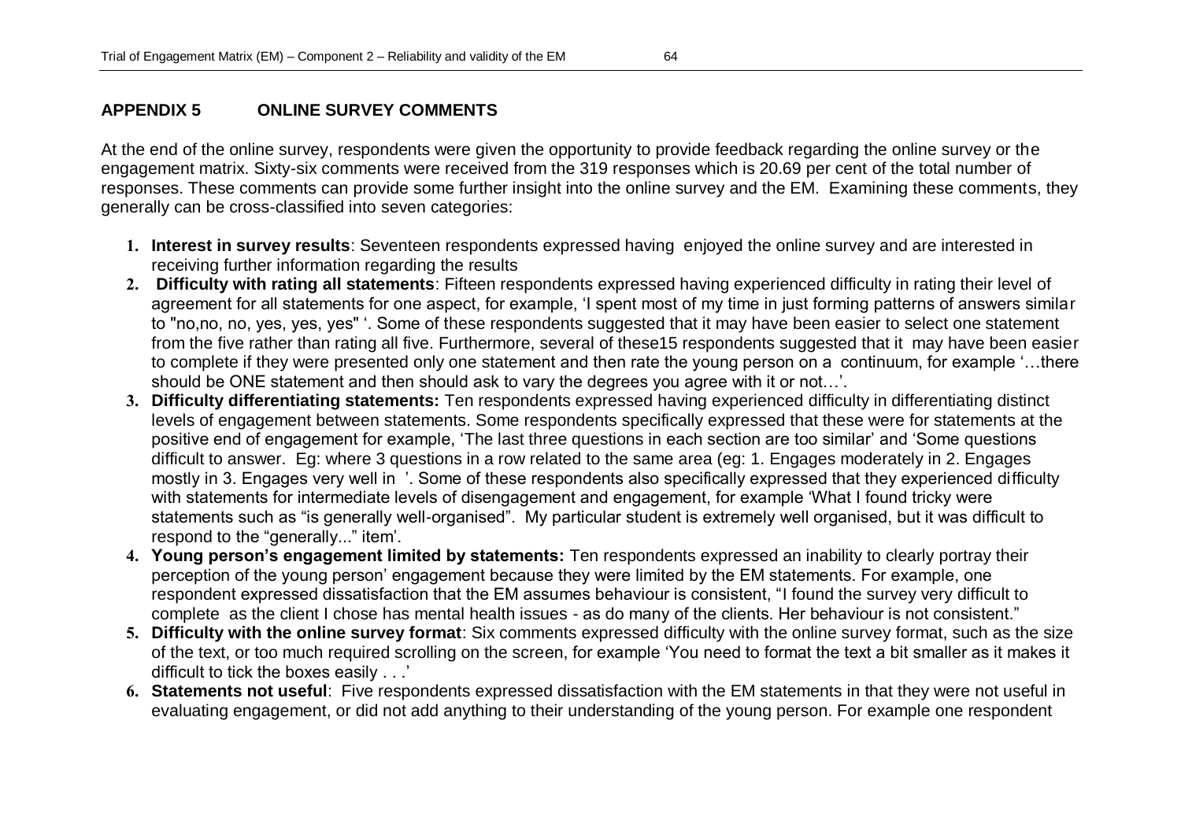## APPENDIX 5 ONLINE SURVEY COMMENTS

At the end of the online survey, respondents were given the opportunity to provide feedback regarding the online survey or the engagement matrix. Sixty-six comments were received from the 319 responses which is 20.69 per cent of the total number of responses. These comments can provide some further insight into the online survey and the EM. Examining these comments, they generally can be cross-classified into seven categories:

1. **Interest in survey results**: Seventeen respondents expressed having enjoyed the online survey and are interested in receiving further information regarding the results
2. **Difficulty with rating all statements**: Fifteen respondents expressed having experienced difficulty in rating their level of agreement for all statements for one aspect, for example, 'I spent most of my time in just forming patterns of answers similar to "no,no, no, yes, yes, yes" '. Some of these respondents suggested that it may have been easier to select one statement from the five rather than rating all five. Furthermore, several of these15 respondents suggested that it may have been easier to complete if they were presented only one statement and then rate the young person on a continuum, for example '…there should be ONE statement and then should ask to vary the degrees you agree with it or not…'.
3. **Difficulty differentiating statements:** Ten respondents expressed having experienced difficulty in differentiating distinct levels of engagement between statements. Some respondents specifically expressed that these were for statements at the positive end of engagement for example, 'The last three questions in each section are too similar' and 'Some questions difficult to answer. Eg: where 3 questions in a row related to the same area (eg: 1. Engages moderately in 2. Engages mostly in 3. Engages very well in '. Some of these respondents also specifically expressed that they experienced difficulty with statements for intermediate levels of disengagement and engagement, for example 'What I found tricky were statements such as "is generally well-organised". My particular student is extremely well organised, but it was difficult to respond to the "generally..." item'.
4. **Young person's engagement limited by statements:** Ten respondents expressed an inability to clearly portray their perception of the young person' engagement because they were limited by the EM statements. For example, one respondent expressed dissatisfaction that the EM assumes behaviour is consistent, "I found the survey very difficult to complete as the client I chose has mental health issues - as do many of the clients. Her behaviour is not consistent."
5. **Difficulty with the online survey format**: Six comments expressed difficulty with the online survey format, such as the size of the text, or too much required scrolling on the screen, for example 'You need to format the text a bit smaller as it makes it difficult to tick the boxes easily . . .'
6. **Statements not useful**: Five respondents expressed dissatisfaction with the EM statements in that they were not useful in evaluating engagement, or did not add anything to their understanding of the young person. For example one respondent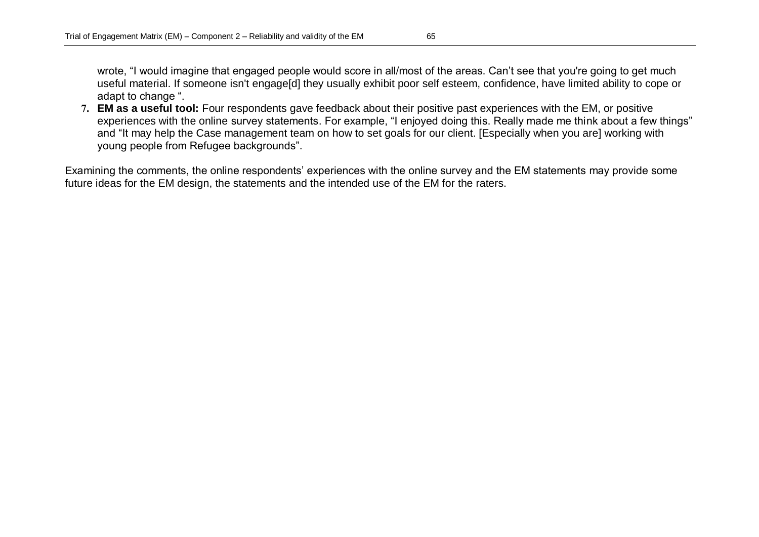wrote, "I would imagine that engaged people would score in all/most of the areas. Can't see that you're going to get much useful material. If someone isn't engage[d] they usually exhibit poor self esteem, confidence, have limited ability to cope or adapt to change ".

7. **EM as a useful tool:** Four respondents gave feedback about their positive past experiences with the EM, or positive experiences with the online survey statements. For example, "I enjoyed doing this. Really made me think about a few things" and "It may help the Case management team on how to set goals for our client. [Especially when you are] working with young people from Refugee backgrounds".

Examining the comments, the online respondents' experiences with the online survey and the EM statements may provide some future ideas for the EM design, the statements and the intended use of the EM for the raters.